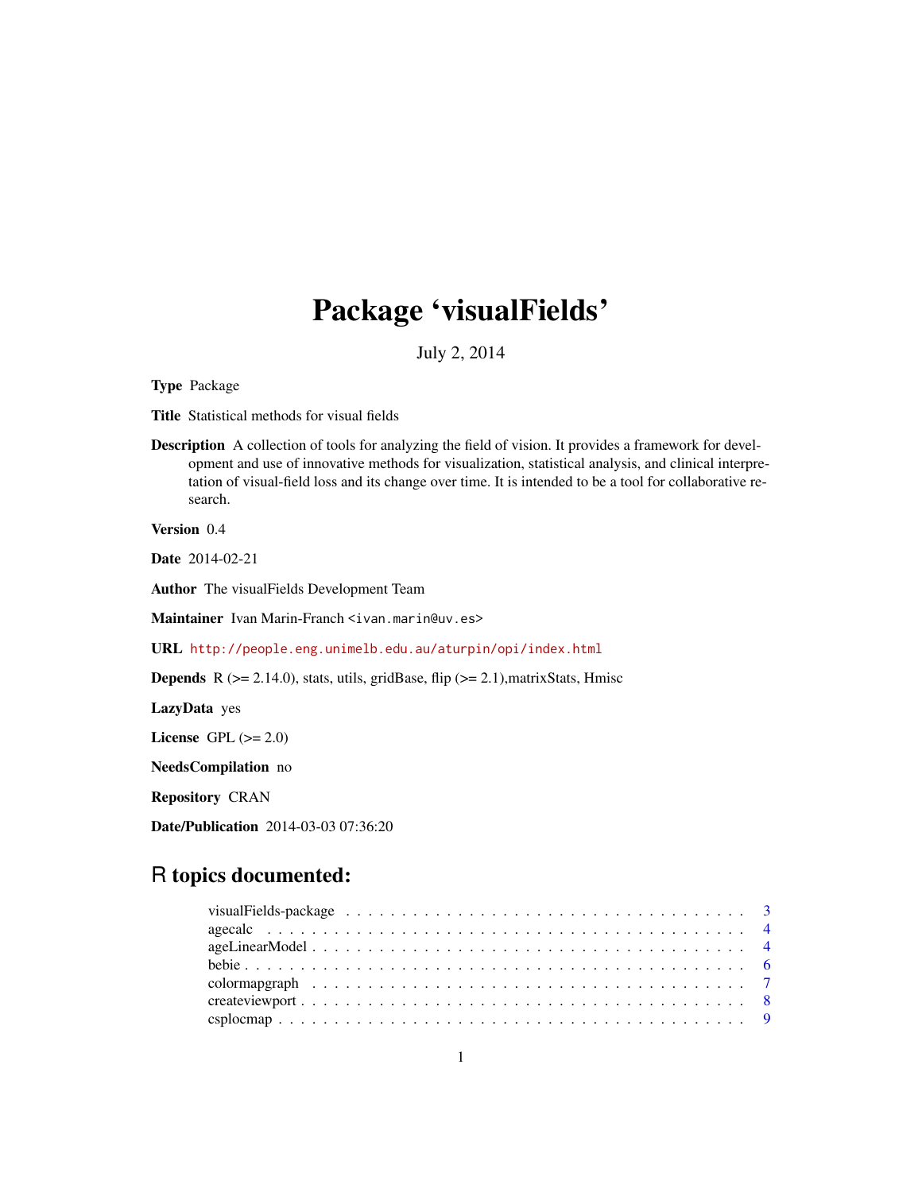# Package 'visualFields'

July 2, 2014

**Type** Package

**Title** Statistical methods for visual fields

**Description** A collection of tools for analyzing the field of vision. It provides a framework for development and use of innovative methods for visualization, statistical analysis, and clinical interpretation of visual-field loss and its change over time. It is intended to be a tool for collaborative research.

**Version** 0.4

**Date** 2014-02-21

**Author** The visualFields Development Team

**Maintainer** Ivan Marin-Franch <ivan.marin@uv.es>

**URL** http://people.eng.unimelb.edu.au/aturpin/opi/index.html

**Depends** R (>= 2.14.0), stats, utils, gridBase, flip (>= 2.1),matrixStats, Hmisc

**LazyData** yes

**License** GPL (>= 2.0)

**NeedsCompilation** no

**Repository** CRAN

**Date/Publication** 2014-03-03 07:36:20

## R topics documented:

- visualFields-package . . . . . . . . . . . . . . . . . . . . . . . . . . . . . . . . . . . . . 3
- agecalc . . . . . . . . . . . . . . . . . . . . . . . . . . . . . . . . . . . . . . . . . . . . 4
- ageLinearModel . . . . . . . . . . . . . . . . . . . . . . . . . . . . . . . . . . . . . . . . 4
- bebie . . . . . . . . . . . . . . . . . . . . . . . . . . . . . . . . . . . . . . . . . . . . . 6
- colormapgraph . . . . . . . . . . . . . . . . . . . . . . . . . . . . . . . . . . . . . . . . 7
- createviewport . . . . . . . . . . . . . . . . . . . . . . . . . . . . . . . . . . . . . . . . 8
- csplocmap . . . . . . . . . . . . . . . . . . . . . . . . . . . . . . . . . . . . . . . . . . . 9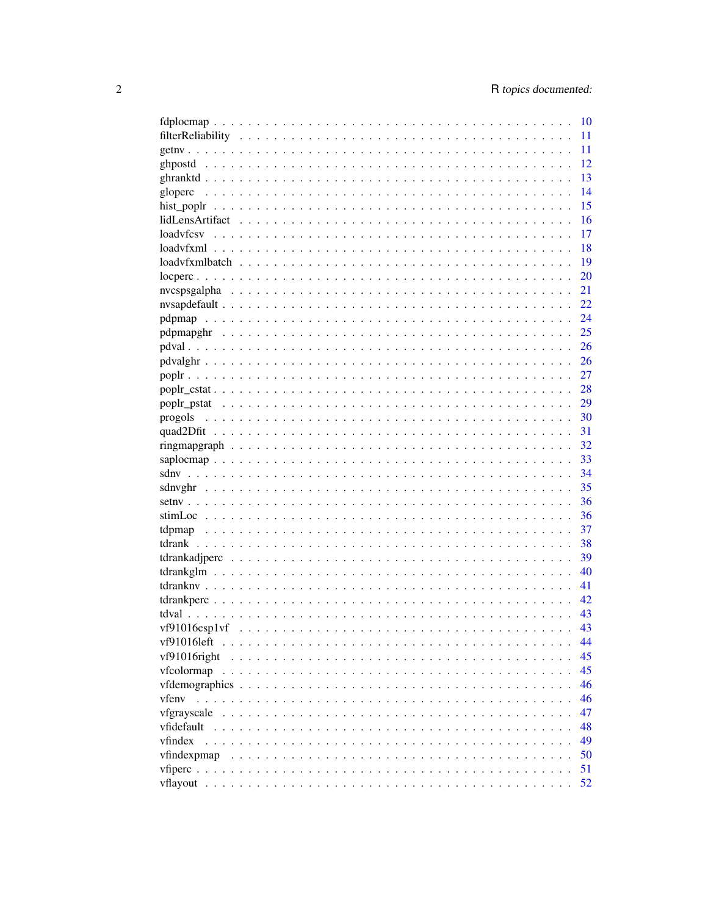| | |
|---|---|
| fdplocmap | 10 |
| filterReliability | 11 |
| getnv | 11 |
| ghpostd | 12 |
| ghranktd | 13 |
| gloperc | 14 |
| hist_poplr | 15 |
| lidLensArtifact | 16 |
| loadvfcsv | 17 |
| loadvfxml | 18 |
| loadvfxmlbatch | 19 |
| locperc | 20 |
| nvcspsgalpha | 21 |
| nvsapdefault | 22 |
| pdpmap | 24 |
| pdpmapghr | 25 |
| pdval | 26 |
| pdvalghr | 26 |
| poplr | 27 |
| poplr_cstat | 28 |
| poplr_pstat | 29 |
| progols | 30 |
| quad2Dfit | 31 |
| ringmapgraph | 32 |
| saplocmap | 33 |
| sdnv | 34 |
| sdnvghr | 35 |
| setnv | 36 |
| stimLoc | 36 |
| tdpmap | 37 |
| tdrank | 38 |
| tdrankadjperc | 39 |
| tdrankglm | 40 |
| tdranknv | 41 |
| tdrankperc | 42 |
| tdval | 43 |
| vf91016csp1vf | 43 |
| vf91016left | 44 |
| vf91016right | 45 |
| vfcolormap | 45 |
| vfdemographics | 46 |
| vfenv | 46 |
| vfgrayscale | 47 |
| vfidefault | 48 |
| vfindex | 49 |
| vfindexpmap | 50 |
| vfiperc | 51 |
| vflayout | 52 |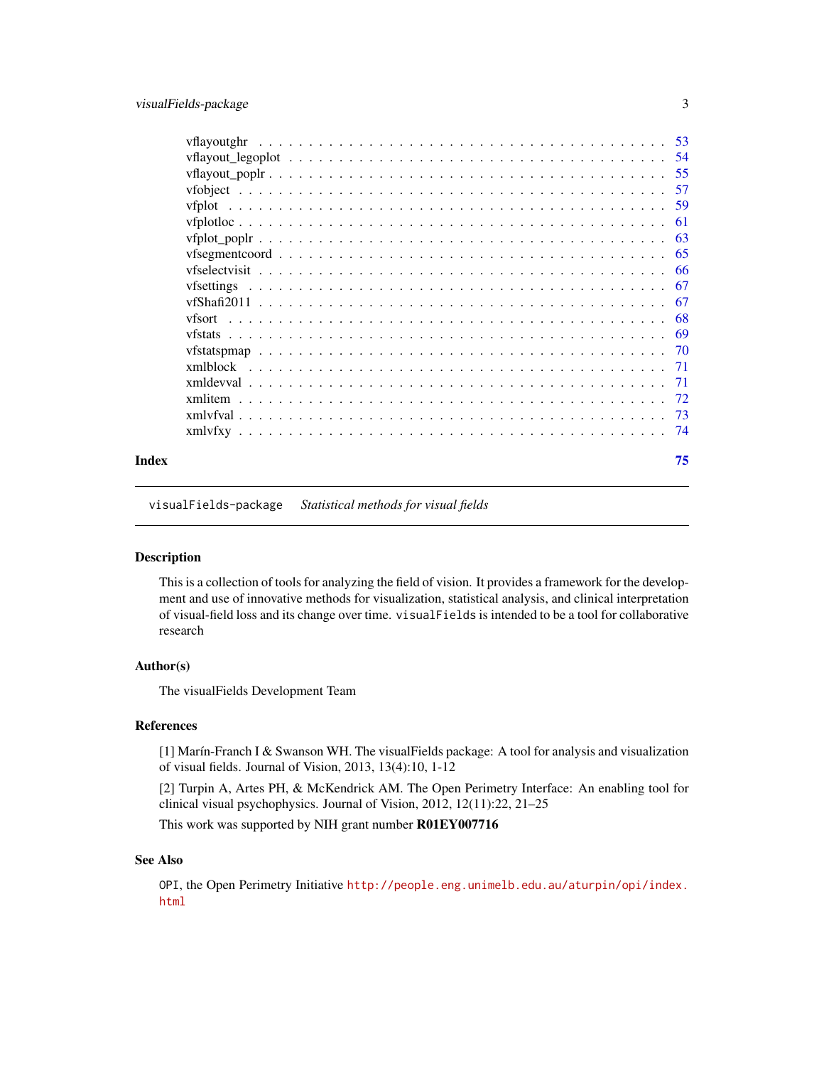| | |
|---|---|
| vflayoutghr | 53 |
| vflayout_legoplot | 54 |
| vflayout_poplr | 55 |
| vfobject | 57 |
| vfplot | 59 |
| vfplotloc | 61 |
| vfplot_poplr | 63 |
| vfsegmentcoord | 65 |
| vfselectvisit | 66 |
| vfsettings | 67 |
| vfShafi2011 | 67 |
| vfsort | 68 |
| vfstats | 69 |
| vfstatspmap | 70 |
| xmlblock | 71 |
| xmldevval | 71 |
| xmlitem | 72 |
| xmlvfval | 73 |
| xmlvfxy | 74 |

**Index** 75

---

`visualFields-package` *Statistical methods for visual fields*

---

## Description

This is a collection of tools for analyzing the field of vision. It provides a framework for the development and use of innovative methods for visualization, statistical analysis, and clinical interpretation of visual-field loss and its change over time. `visualFields` is intended to be a tool for collaborative research

## Author(s)

The visualFields Development Team

## References

[1] Marín-Franch I & Swanson WH. The visualFields package: A tool for analysis and visualization of visual fields. Journal of Vision, 2013, 13(4):10, 1-12

[2] Turpin A, Artes PH, & McKendrick AM. The Open Perimetry Interface: An enabling tool for clinical visual psychophysics. Journal of Vision, 2012, 12(11):22, 21–25

This work was supported by NIH grant number **R01EY007716**

## See Also

`OPI`, the Open Perimetry Initiative http://people.eng.unimelb.edu.au/aturpin/opi/index.html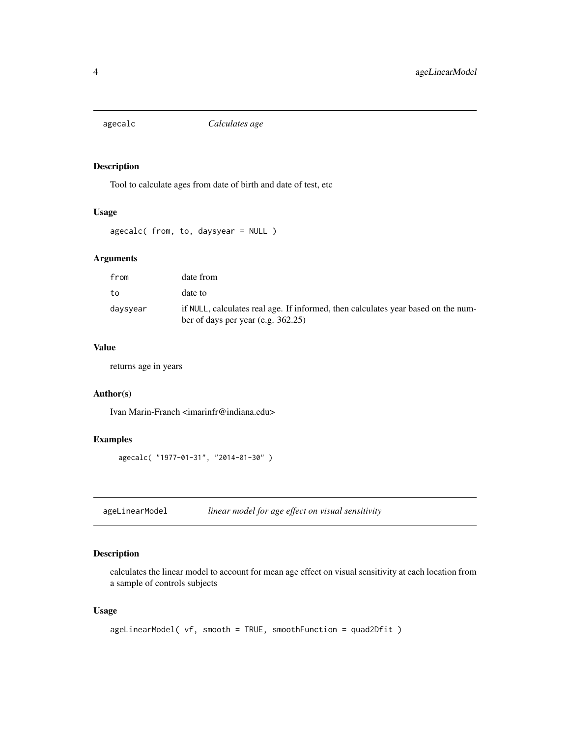## agecalc *Calculates age*

### Description

Tool to calculate ages from date of birth and date of test, etc

### Usage

```
agecalc( from, to, daysyear = NULL )
```

### Arguments

| | |
|---|---|
| from | date from |
| to | date to |
| daysyear | if NULL, calculates real age. If informed, then calculates year based on the number of days per year (e.g. 362.25) |

### Value

returns age in years

### Author(s)

Ivan Marin-Franch <imarinfr@indiana.edu>

### Examples

```
agecalc( "1977-01-31", "2014-01-30" )
```

## ageLinearModel *linear model for age effect on visual sensitivity*

### Description

calculates the linear model to account for mean age effect on visual sensitivity at each location from a sample of controls subjects

### Usage

```
ageLinearModel( vf, smooth = TRUE, smoothFunction = quad2Dfit )
```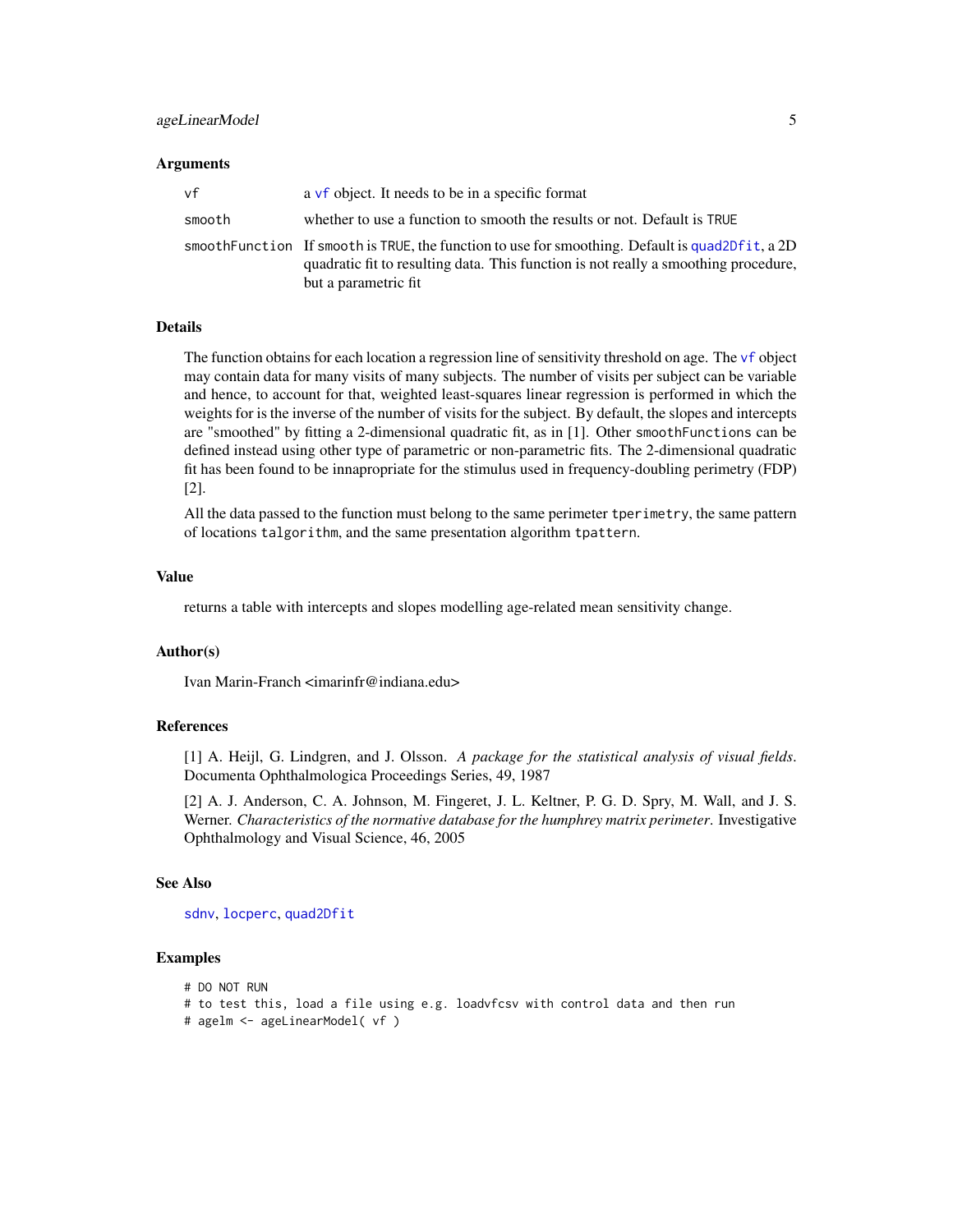## Arguments

| | |
|---|---|
| vf | a vf object. It needs to be in a specific format |
| smooth | whether to use a function to smooth the results or not. Default is TRUE |
| smoothFunction | If smooth is TRUE, the function to use for smoothing. Default is quad2Dfit, a 2D quadratic fit to resulting data. This function is not really a smoothing procedure, but a parametric fit |

## Details

The function obtains for each location a regression line of sensitivity threshold on age. The vf object may contain data for many visits of many subjects. The number of visits per subject can be variable and hence, to account for that, weighted least-squares linear regression is performed in which the weights for is the inverse of the number of visits for the subject. By default, the slopes and intercepts are "smoothed" by fitting a 2-dimensional quadratic fit, as in [1]. Other smoothFunctions can be defined instead using other type of parametric or non-parametric fits. The 2-dimensional quadratic fit has been found to be innapropriate for the stimulus used in frequency-doubling perimetry (FDP) [2].

All the data passed to the function must belong to the same perimeter tperimetry, the same pattern of locations talgorithm, and the same presentation algorithm tpattern.

## Value

returns a table with intercepts and slopes modelling age-related mean sensitivity change.

## Author(s)

Ivan Marin-Franch <imarinfr@indiana.edu>

## References

[1] A. Heijl, G. Lindgren, and J. Olsson. *A package for the statistical analysis of visual fields*. Documenta Ophthalmologica Proceedings Series, 49, 1987

[2] A. J. Anderson, C. A. Johnson, M. Fingeret, J. L. Keltner, P. G. D. Spry, M. Wall, and J. S. Werner. *Characteristics of the normative database for the humphrey matrix perimeter*. Investigative Ophthalmology and Visual Science, 46, 2005

## See Also

sdnv, locperc, quad2Dfit

## Examples

```
# DO NOT RUN
# to test this, load a file using e.g. loadvfcsv with control data and then run
# agelm <- ageLinearModel( vf )
```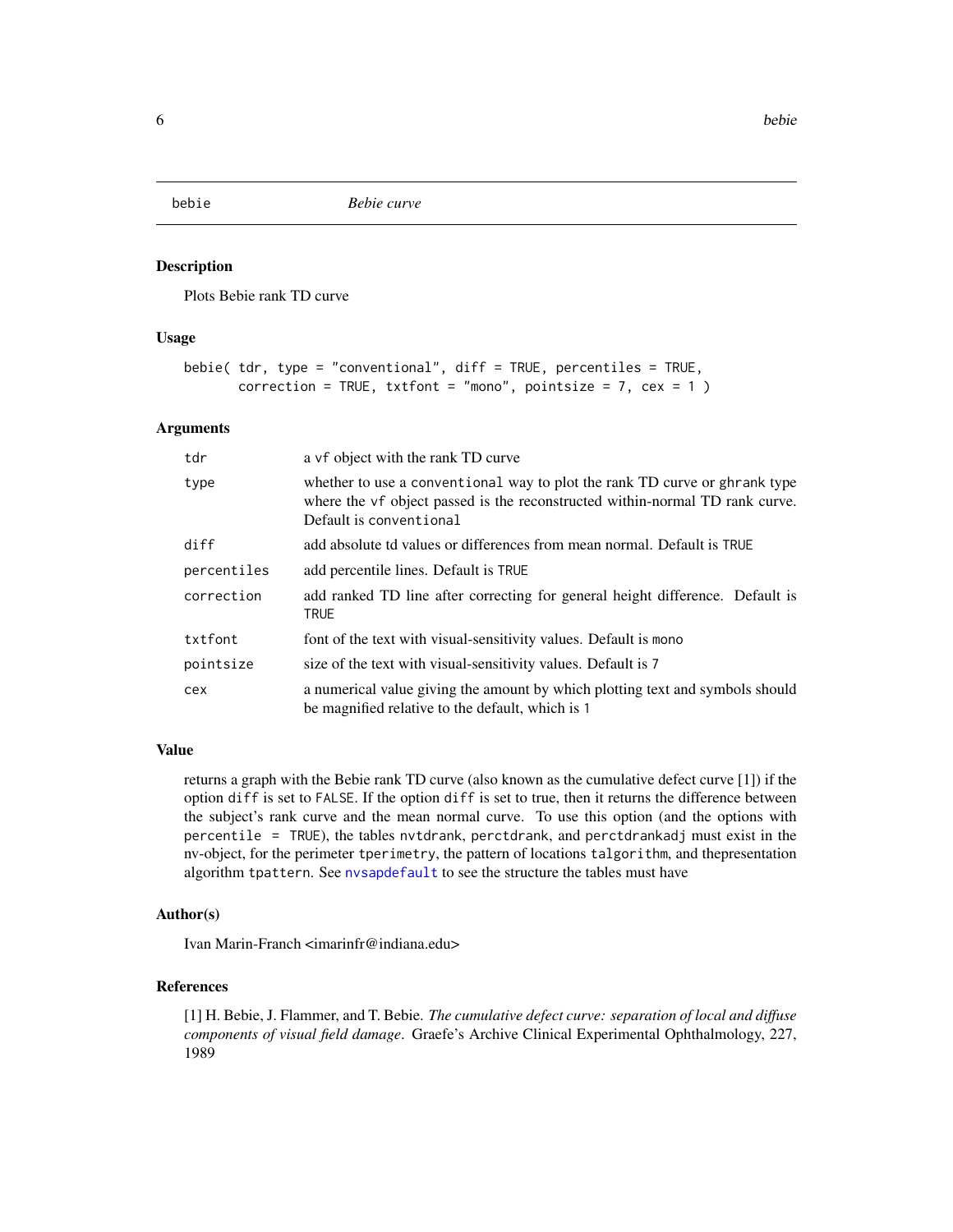bebie *Bebie curve*

## Description

Plots Bebie rank TD curve

## Usage

```
bebie( tdr, type = "conventional", diff = TRUE, percentiles = TRUE,
       correction = TRUE, txtfont = "mono", pointsize = 7, cex = 1 )
```

## Arguments

| | |
|---|---|
| `tdr` | a `vf` object with the rank TD curve |
| `type` | whether to use a `conventional` way to plot the rank TD curve or `ghrank` type where the `vf` object passed is the reconstructed within-normal TD rank curve. Default is `conventional` |
| `diff` | add absolute td values or differences from mean normal. Default is `TRUE` |
| `percentiles` | add percentile lines. Default is `TRUE` |
| `correction` | add ranked TD line after correcting for general height difference. Default is `TRUE` |
| `txtfont` | font of the text with visual-sensitivity values. Default is `mono` |
| `pointsize` | size of the text with visual-sensitivity values. Default is `7` |
| `cex` | a numerical value giving the amount by which plotting text and symbols should be magnified relative to the default, which is `1` |

## Value

returns a graph with the Bebie rank TD curve (also known as the cumulative defect curve [1]) if the option `diff` is set to `FALSE`. If the option `diff` is set to true, then it returns the difference between the subject's rank curve and the mean normal curve. To use this option (and the options with `percentile = TRUE`), the tables `nvtdrank`, `perctdrank`, and `perctdrankadj` must exist in the nv-object, for the perimeter `tperimetry`, the pattern of locations `talgorithm`, and thepresentation algorithm `tpattern`. See `nvsapdefault` to see the structure the tables must have

## Author(s)

Ivan Marin-Franch <imarinfr@indiana.edu>

## References

[1] H. Bebie, J. Flammer, and T. Bebie. *The cumulative defect curve: separation of local and diffuse components of visual field damage*. Graefe's Archive Clinical Experimental Ophthalmology, 227, 1989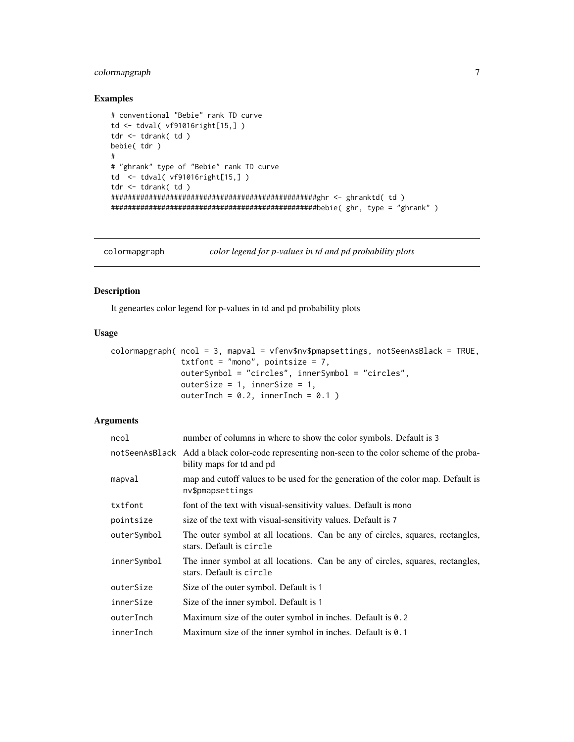### Examples

```
# conventional "Bebie" rank TD curve
td <- tdval( vf91016right[15,] )
tdr <- tdrank( td )
bebie( tdr )
#
# "ghrank" type of "Bebie" rank TD curve
td  <- tdval( vf91016right[15,] )
tdr <- tdrank( td )
################################################ghr <- ghranktd( td )
################################################bebie( ghr, type = "ghrank" )
```

---

## colormapgraph — *color legend for p-values in td and pd probability plots*

### Description

It geneartes color legend for p-values in td and pd probability plots

### Usage

```
colormapgraph( ncol = 3, mapval = vfenv$nv$pmapsettings, notSeenAsBlack = TRUE,
               txtfont = "mono", pointsize = 7,
               outerSymbol = "circles", innerSymbol = "circles",
               outerSize = 1, innerSize = 1,
               outerInch = 0.2, innerInch = 0.1 )
```

### Arguments

| | |
|---|---|
| `ncol` | number of columns in where to show the color symbols. Default is `3` |
| `notSeenAsBlack` | Add a black color-code representing non-seen to the color scheme of the probability maps for td and pd |
| `mapval` | map and cutoff values to be used for the generation of the color map. Default is `nv$pmapsettings` |
| `txtfont` | font of the text with visual-sensitivity values. Default is `mono` |
| `pointsize` | size of the text with visual-sensitivity values. Default is `7` |
| `outerSymbol` | The outer symbol at all locations. Can be any of circles, squares, rectangles, stars. Default is `circle` |
| `innerSymbol` | The inner symbol at all locations. Can be any of circles, squares, rectangles, stars. Default is `circle` |
| `outerSize` | Size of the outer symbol. Default is `1` |
| `innerSize` | Size of the inner symbol. Default is `1` |
| `outerInch` | Maximum size of the outer symbol in inches. Default is `0.2` |
| `innerInch` | Maximum size of the inner symbol in inches. Default is `0.1` |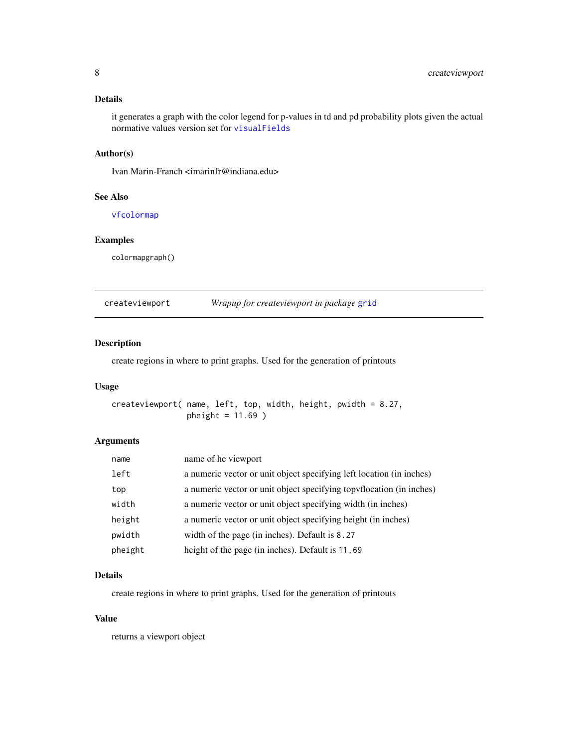### Details

it generates a graph with the color legend for p-values in td and pd probability plots given the actual normative values version set for `visualFields`

### Author(s)

Ivan Marin-Franch <imarinfr@indiana.edu>

### See Also

`vfcolormap`

### Examples

```
colormapgraph()
```

---

## createviewport — *Wrapup for createviewport in package `grid`*

---

### Description

create regions in where to print graphs. Used for the generation of printouts

### Usage

```
createviewport( name, left, top, width, height, pwidth = 8.27,
                pheight = 11.69 )
```

### Arguments

| | |
|---|---|
| `name` | name of he viewport |
| `left` | a numeric vector or unit object specifying left location (in inches) |
| `top` | a numeric vector or unit object specifying topvflocation (in inches) |
| `width` | a numeric vector or unit object specifying width (in inches) |
| `height` | a numeric vector or unit object specifying height (in inches) |
| `pwidth` | width of the page (in inches). Default is `8.27` |
| `pheight` | height of the page (in inches). Default is `11.69` |

### Details

create regions in where to print graphs. Used for the generation of printouts

### Value

returns a viewport object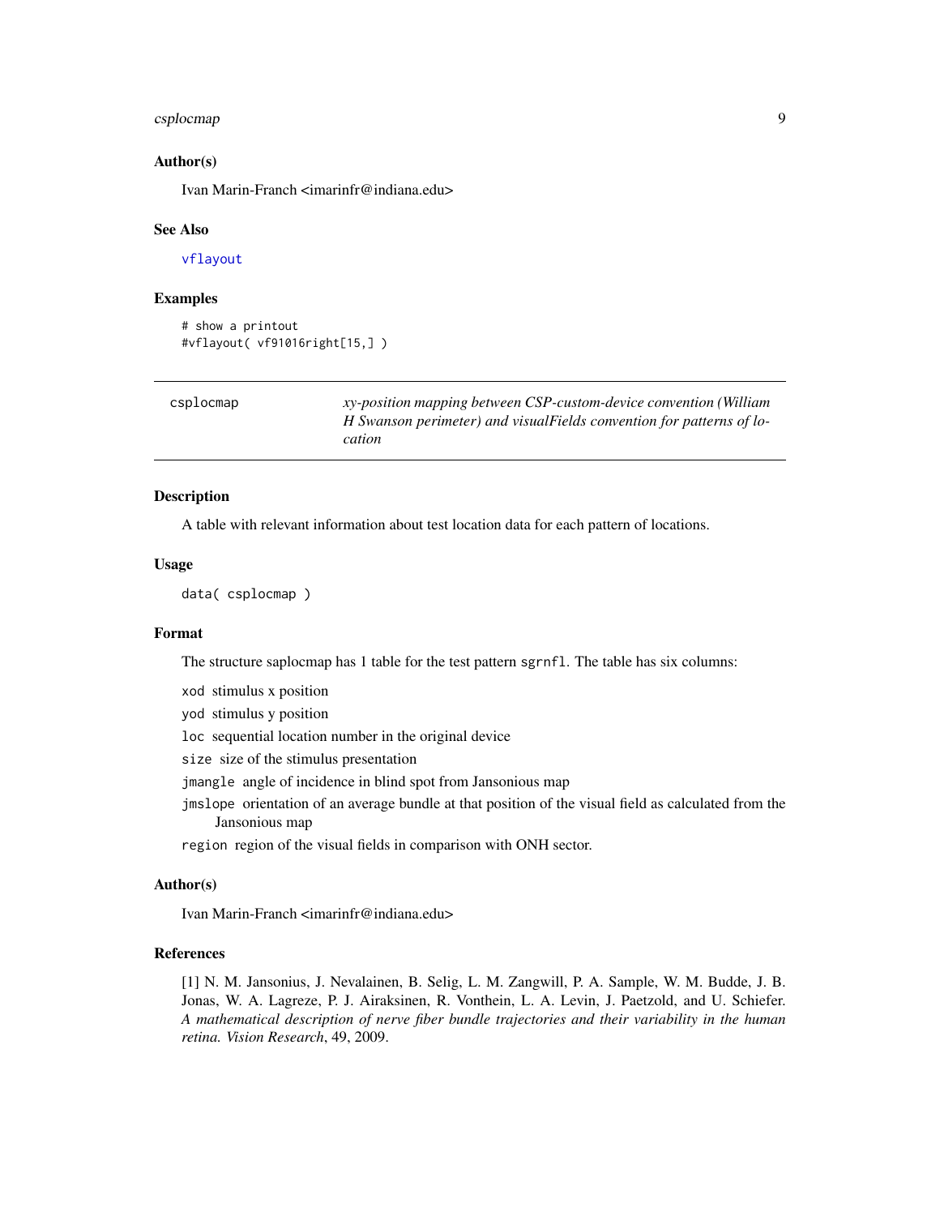### Author(s)

Ivan Marin-Franch <imarinfr@indiana.edu>

### See Also

vflayout

### Examples

```
# show a printout
#vflayout( vf91016right[15,] )
```

---

## csplocmap

*xy-position mapping between CSP-custom-device convention (William H Swanson perimeter) and visualFields convention for patterns of location*

---

### Description

A table with relevant information about test location data for each pattern of locations.

### Usage

```
data( csplocmap )
```

### Format

The structure saplocmap has 1 table for the test pattern `sgrnfl`. The table has six columns:

- `xod` stimulus x position
- `yod` stimulus y position
- `loc` sequential location number in the original device
- `size` size of the stimulus presentation
- `jmangle` angle of incidence in blind spot from Jansonious map
- `jmslope` orientation of an average bundle at that position of the visual field as calculated from the Jansonious map
- `region` region of the visual fields in comparison with ONH sector.

### Author(s)

Ivan Marin-Franch <imarinfr@indiana.edu>

### References

[1] N. M. Jansonius, J. Nevalainen, B. Selig, L. M. Zangwill, P. A. Sample, W. M. Budde, J. B. Jonas, W. A. Lagreze, P. J. Airaksinen, R. Vonthein, L. A. Levin, J. Paetzold, and U. Schiefer. *A mathematical description of nerve fiber bundle trajectories and their variability in the human retina. Vision Research*, 49, 2009.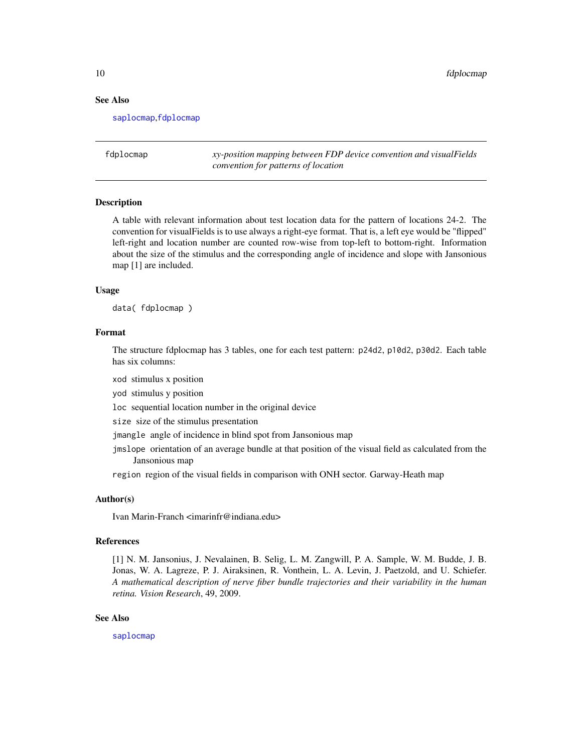## See Also

saplocmap, fdplocmap

---

fdplocmap — *xy-position mapping between FDP device convention and visualFields convention for patterns of location*

---

### Description

A table with relevant information about test location data for the pattern of locations 24-2. The convention for visualFields is to use always a right-eye format. That is, a left eye would be "flipped" left-right and location number are counted row-wise from top-left to bottom-right. Information about the size of the stimulus and the corresponding angle of incidence and slope with Jansonious map [1] are included.

### Usage

```
data( fdplocmap )
```

### Format

The structure fdplocmap has 3 tables, one for each test pattern: `p24d2`, `p10d2`, `p30d2`. Each table has six columns:

- `xod` stimulus x position
- `yod` stimulus y position
- `loc` sequential location number in the original device
- `size` size of the stimulus presentation
- `jmangle` angle of incidence in blind spot from Jansonious map
- `jmslope` orientation of an average bundle at that position of the visual field as calculated from the Jansonious map
- `region` region of the visual fields in comparison with ONH sector. Garway-Heath map

### Author(s)

Ivan Marin-Franch <imarinfr@indiana.edu>

### References

[1] N. M. Jansonius, J. Nevalainen, B. Selig, L. M. Zangwill, P. A. Sample, W. M. Budde, J. B. Jonas, W. A. Lagreze, P. J. Airaksinen, R. Vonthein, L. A. Levin, J. Paetzold, and U. Schiefer. *A mathematical description of nerve fiber bundle trajectories and their variability in the human retina. Vision Research*, 49, 2009.

### See Also

saplocmap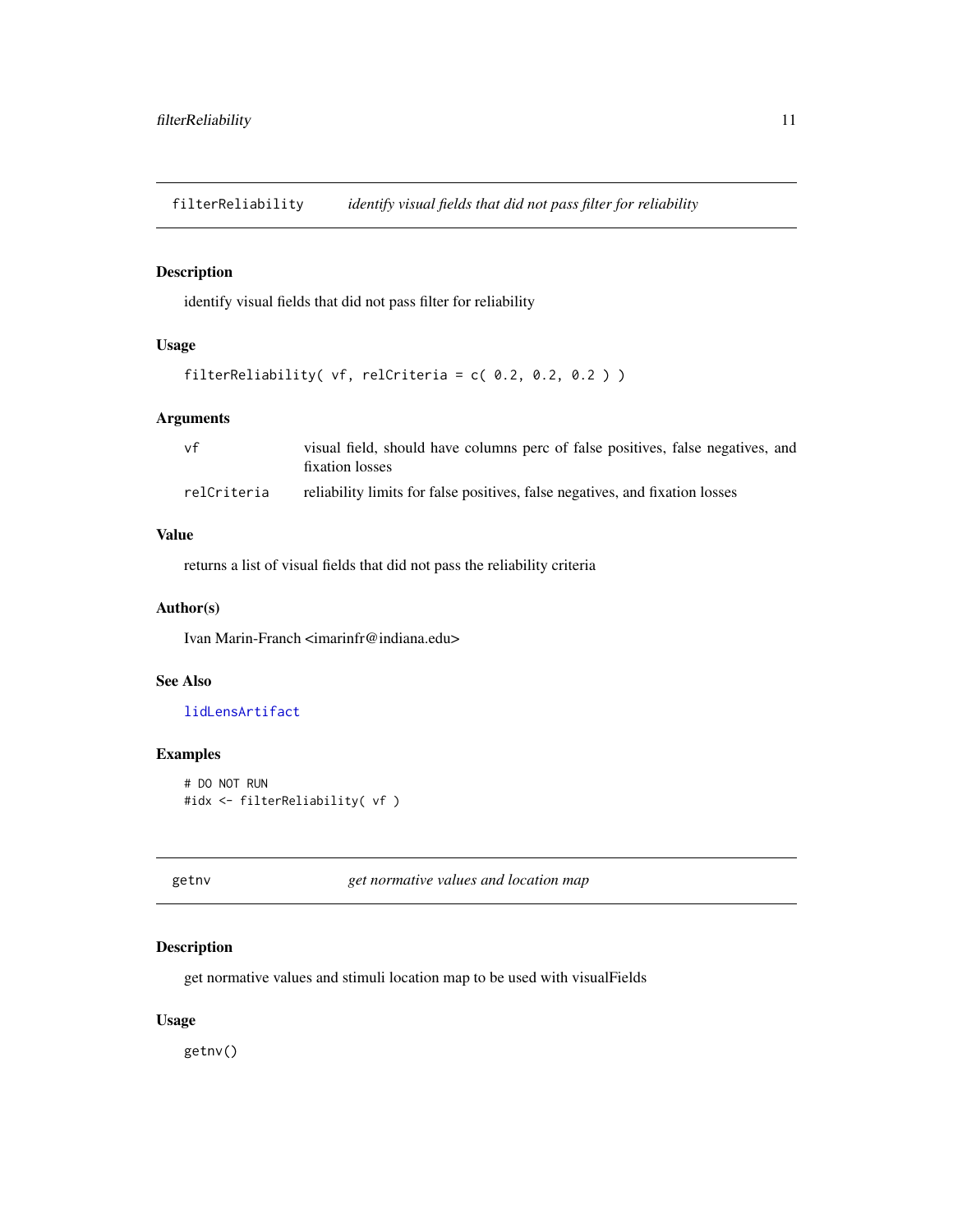## filterReliability *identify visual fields that did not pass filter for reliability*

### Description

identify visual fields that did not pass filter for reliability

### Usage

```
filterReliability( vf, relCriteria = c( 0.2, 0.2, 0.2 ) )
```

### Arguments

| | |
|---|---|
| vf | visual field, should have columns perc of false positives, false negatives, and fixation losses |
| relCriteria | reliability limits for false positives, false negatives, and fixation losses |

### Value

returns a list of visual fields that did not pass the reliability criteria

### Author(s)

Ivan Marin-Franch <imarinfr@indiana.edu>

### See Also

lidLensArtifact

### Examples

```
# DO NOT RUN
#idx <- filterReliability( vf )
```

## getnv *get normative values and location map*

### Description

get normative values and stimuli location map to be used with visualFields

### Usage

```
getnv()
```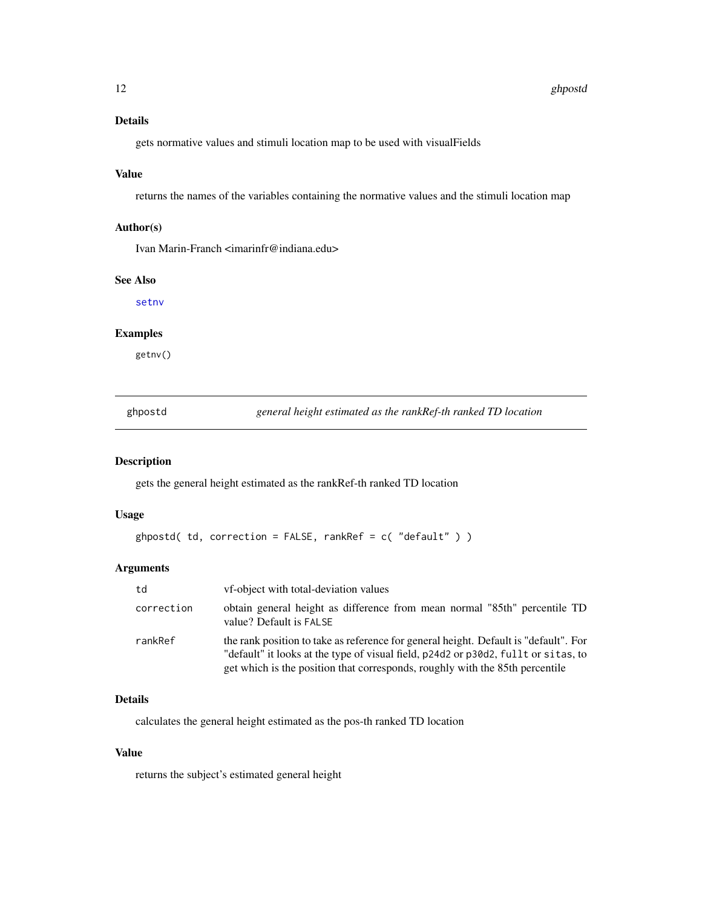### Details

gets normative values and stimuli location map to be used with visualFields

### Value

returns the names of the variables containing the normative values and the stimuli location map

### Author(s)

Ivan Marin-Franch <imarinfr@indiana.edu>

### See Also

setnv

### Examples

```
getnv()
```

---

## ghpostd — *general height estimated as the rankRef-th ranked TD location*

---

### Description

gets the general height estimated as the rankRef-th ranked TD location

### Usage

```
ghpostd( td, correction = FALSE, rankRef = c( "default" ) )
```

### Arguments

| Argument | Description |
| --- | --- |
| `td` | vf-object with total-deviation values |
| `correction` | obtain general height as difference from mean normal "85th" percentile TD value? Default is `FALSE` |
| `rankRef` | the rank position to take as reference for general height. Default is "default". For "default" it looks at the type of visual field, `p24d2` or `p30d2`, `fullt` or `sitas`, to get which is the position that corresponds, roughly with the 85th percentile |

### Details

calculates the general height estimated as the pos-th ranked TD location

### Value

returns the subject's estimated general height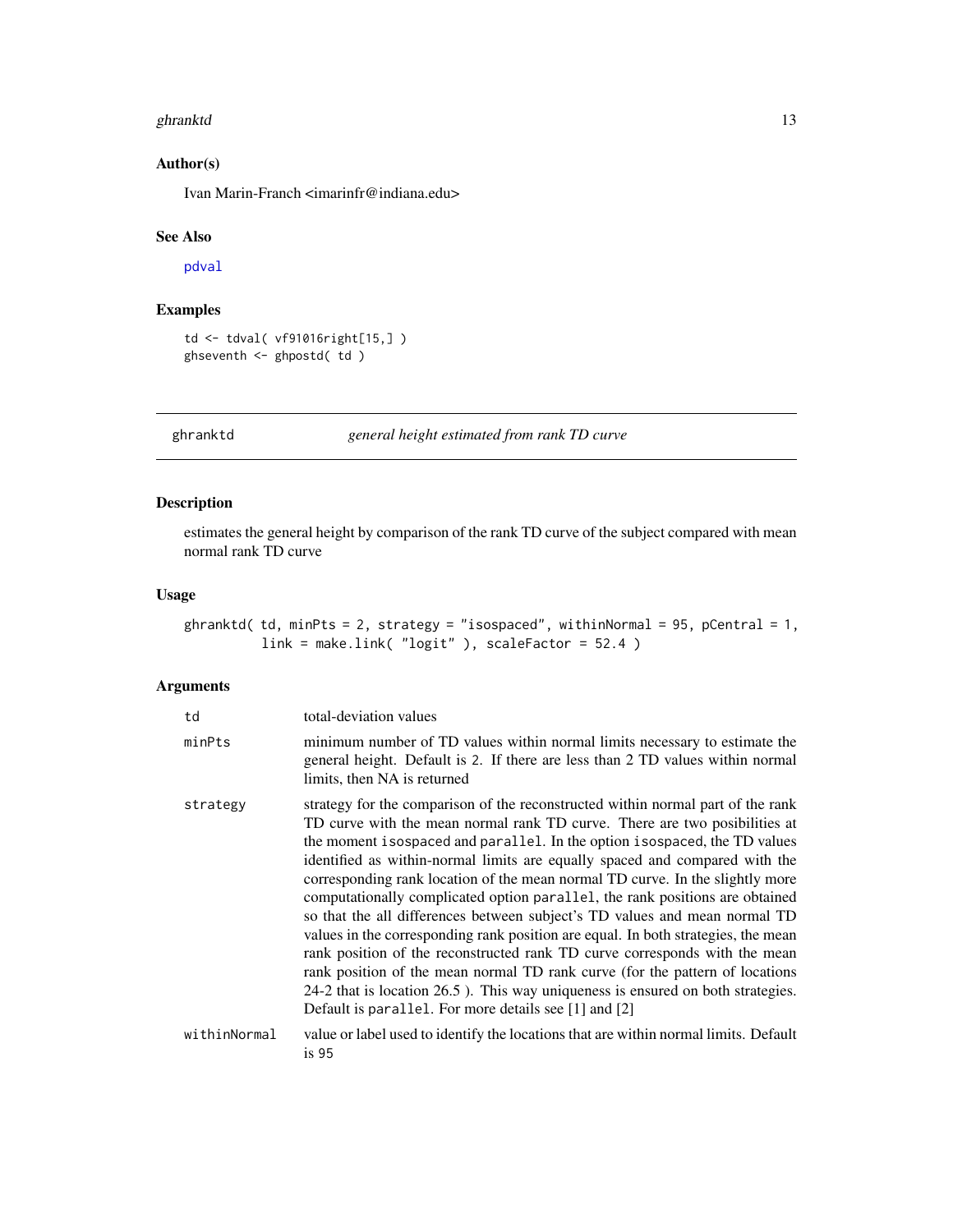## Author(s)

Ivan Marin-Franch <imarinfr@indiana.edu>

## See Also

pdval

## Examples

```
td <- tdval( vf91016right[15,] )
ghseventh <- ghpostd( td )
```

---

# ghranktd — *general height estimated from rank TD curve*

## Description

estimates the general height by comparison of the rank TD curve of the subject compared with mean normal rank TD curve

## Usage

```
ghranktd( td, minPts = 2, strategy = "isospaced", withinNormal = 95, pCentral = 1,
          link = make.link( "logit" ), scaleFactor = 52.4 )
```

## Arguments

| | |
|---|---|
| td | total-deviation values |
| minPts | minimum number of TD values within normal limits necessary to estimate the general height. Default is 2. If there are less than 2 TD values within normal limits, then NA is returned |
| strategy | strategy for the comparison of the reconstructed within normal part of the rank TD curve with the mean normal rank TD curve. There are two posibilities at the moment isospaced and parallel. In the option isospaced, the TD values identified as within-normal limits are equally spaced and compared with the corresponding rank location of the mean normal TD curve. In the slightly more computationally complicated option parallel, the rank positions are obtained so that the all differences between subject's TD values and mean normal TD values in the corresponding rank position are equal. In both strategies, the mean rank position of the reconstructed rank TD curve corresponds with the mean rank position of the mean normal TD rank curve (for the pattern of locations 24-2 that is location 26.5 ). This way uniqueness is ensured on both strategies. Default is parallel. For more details see [1] and [2] |
| withinNormal | value or label used to identify the locations that are within normal limits. Default is 95 |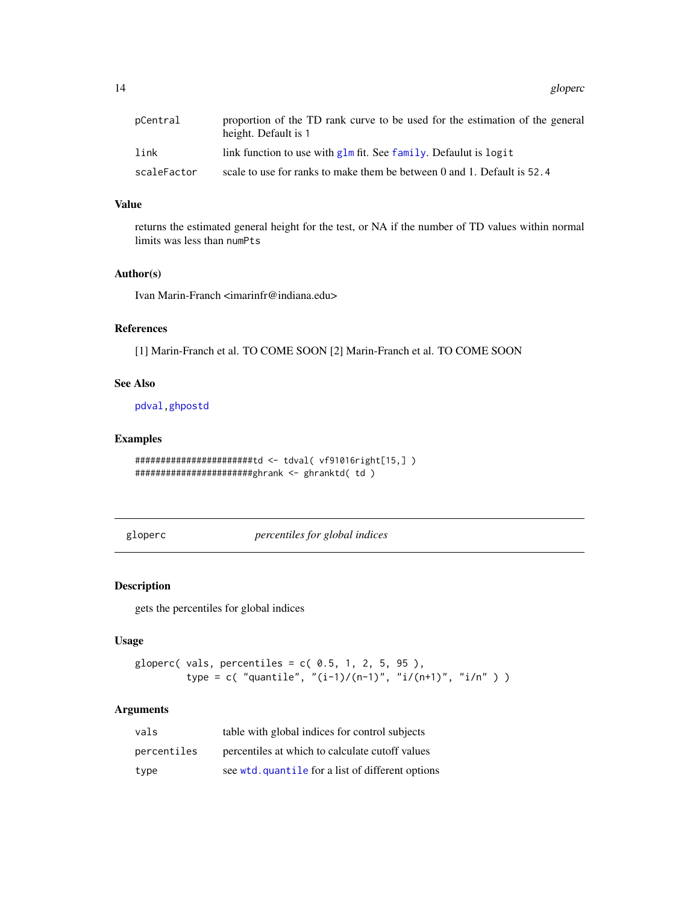| | |
|---|---|
| pCentral | proportion of the TD rank curve to be used for the estimation of the general height. Default is 1 |
| link | link function to use with glm fit. See family. Defaulut is logit |
| scaleFactor | scale to use for ranks to make them be between 0 and 1. Default is 52.4 |

### Value

returns the estimated general height for the test, or NA if the number of TD values within normal limits was less than numPts

### Author(s)

Ivan Marin-Franch <imarinfr@indiana.edu>

### References

[1] Marin-Franch et al. TO COME SOON [2] Marin-Franch et al. TO COME SOON

### See Also

pdval, ghpostd

### Examples

```
########################td <- tdval( vf91016right[15,] )
#######################ghrank <- ghranktd( td )
```

---

## gloperc *percentiles for global indices*

---

### Description

gets the percentiles for global indices

### Usage

```
gloperc( vals, percentiles = c( 0.5, 1, 2, 5, 95 ),
        type = c( "quantile", "(i-1)/(n-1)", "i/(n+1)", "i/n" ) )
```

### Arguments

| | |
|---|---|
| vals | table with global indices for control subjects |
| percentiles | percentiles at which to calculate cutoff values |
| type | see wtd.quantile for a list of different options |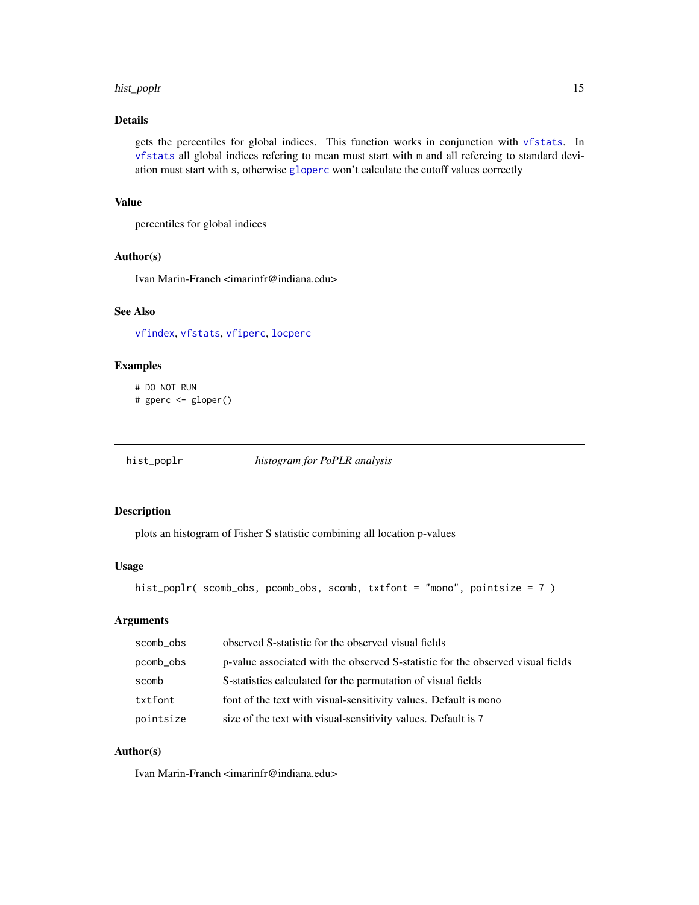## Details

gets the percentiles for global indices. This function works in conjunction with `vfstats`. In `vfstats` all global indices refering to mean must start with `m` and all refereing to standard deviation must start with `s`, otherwise `gloperc` won't calculate the cutoff values correctly

## Value

percentiles for global indices

## Author(s)

Ivan Marin-Franch <imarinfr@indiana.edu>

## See Also

`vfindex`, `vfstats`, `vfiperc`, `locperc`

## Examples

```
# DO NOT RUN
# gperc <- gloper()
```

---

# hist_poplr — *histogram for PoPLR analysis*

## Description

plots an histogram of Fisher S statistic combining all location p-values

## Usage

```
hist_poplr( scomb_obs, pcomb_obs, scomb, txtfont = "mono", pointsize = 7 )
```

## Arguments

| | |
|---|---|
| `scomb_obs` | observed S-statistic for the observed visual fields |
| `pcomb_obs` | p-value associated with the observed S-statistic for the observed visual fields |
| `scomb` | S-statistics calculated for the permutation of visual fields |
| `txtfont` | font of the text with visual-sensitivity values. Default is `mono` |
| `pointsize` | size of the text with visual-sensitivity values. Default is `7` |

## Author(s)

Ivan Marin-Franch <imarinfr@indiana.edu>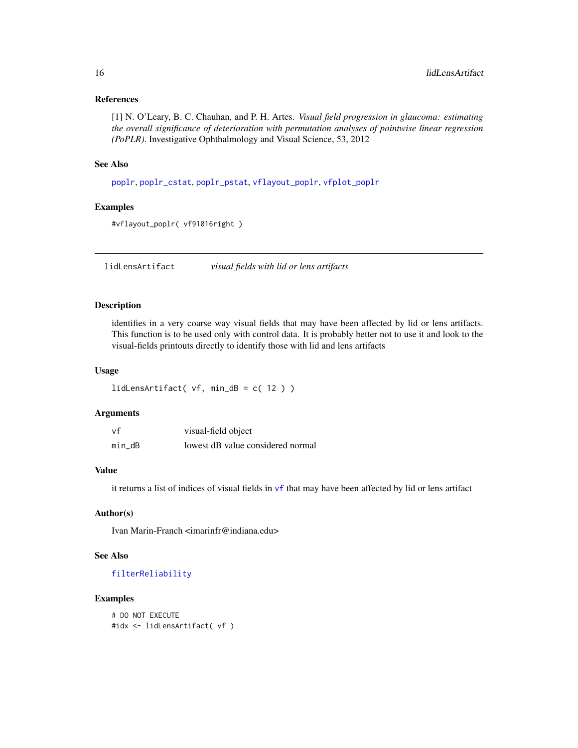### References

[1] N. O'Leary, B. C. Chauhan, and P. H. Artes. *Visual field progression in glaucoma: estimating the overall significance of deterioration with permutation analyses of pointwise linear regression (PoPLR)*. Investigative Ophthalmology and Visual Science, 53, 2012

### See Also

poplr, poplr_cstat, poplr_pstat, vflayout_poplr, vfplot_poplr

### Examples

```
#vflayout_poplr( vf91016right )
```

---

## lidLensArtifact    *visual fields with lid or lens artifacts*

---

### Description

identifies in a very coarse way visual fields that may have been affected by lid or lens artifacts. This function is to be used only with control data. It is probably better not to use it and look to the visual-fields printouts directly to identify those with lid and lens artifacts

### Usage

```
lidLensArtifact( vf, min_dB = c( 12 ) )
```

### Arguments

| | |
|---|---|
| vf | visual-field object |
| min_dB | lowest dB value considered normal |

### Value

it returns a list of indices of visual fields in vf that may have been affected by lid or lens artifact

### Author(s)

Ivan Marin-Franch <imarinfr@indiana.edu>

### See Also

filterReliability

### Examples

```
# DO NOT EXECUTE
#idx <- lidLensArtifact( vf )
```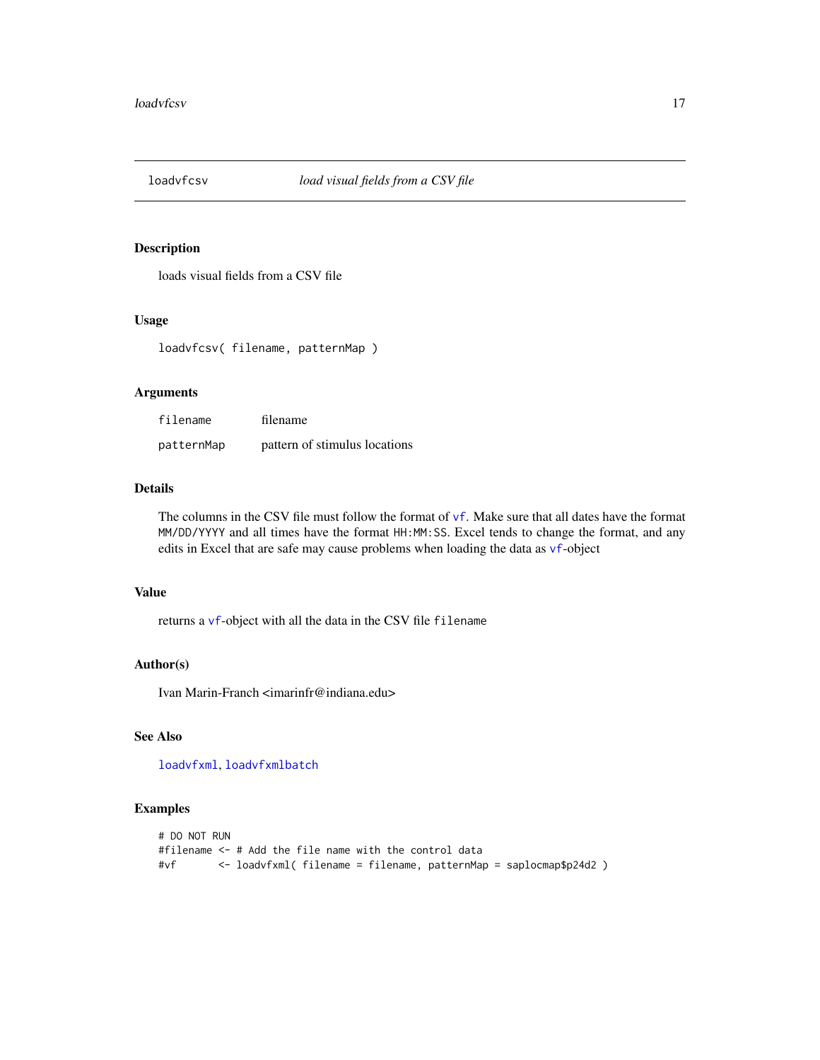# loadvfcsv *load visual fields from a CSV file*

## Description

loads visual fields from a CSV file

## Usage

```
loadvfcsv( filename, patternMap )
```

## Arguments

| | |
|---|---|
| `filename` | filename |
| `patternMap` | pattern of stimulus locations |

## Details

The columns in the CSV file must follow the format of `vf`. Make sure that all dates have the format `MM/DD/YYYY` and all times have the format `HH:MM:SS`. Excel tends to change the format, and any edits in Excel that are safe may cause problems when loading the data as `vf`-object

## Value

returns a `vf`-object with all the data in the CSV file `filename`

## Author(s)

Ivan Marin-Franch <imarinfr@indiana.edu>

## See Also

`loadvfxml`, `loadvfxmlbatch`

## Examples

```
# DO NOT RUN
#filename <- # Add the file name with the control data
#vf       <- loadvfxml( filename = filename, patternMap = saplocmap$p24d2 )
```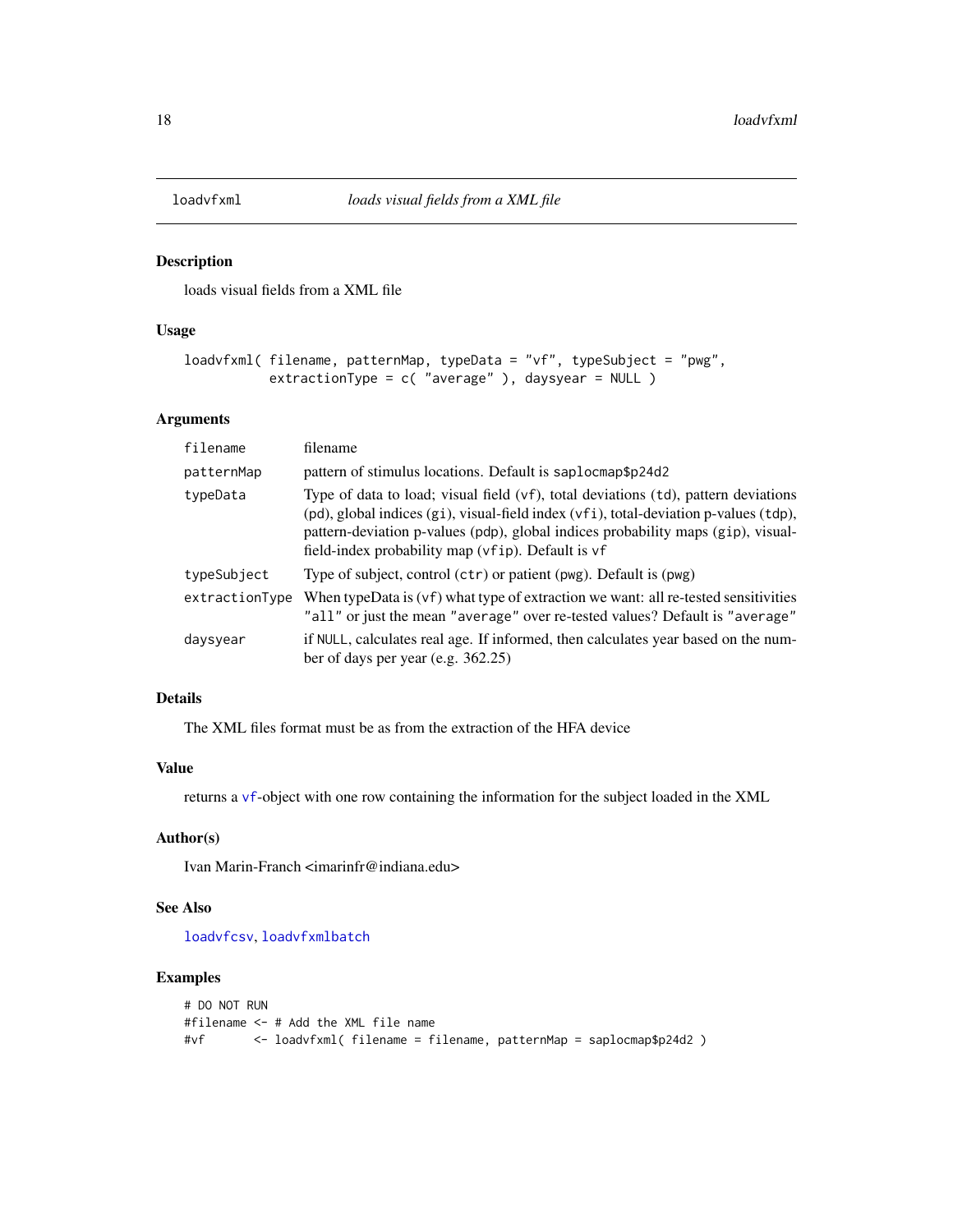# loadvfxml — *loads visual fields from a XML file*

## Description

loads visual fields from a XML file

## Usage

```
loadvfxml( filename, patternMap, typeData = "vf", typeSubject = "pwg",
           extractionType = c( "average" ), daysyear = NULL )
```

## Arguments

| | |
|---|---|
| `filename` | filename |
| `patternMap` | pattern of stimulus locations. Default is `saplocmap$p24d2` |
| `typeData` | Type of data to load; visual field (`vf`), total deviations (`td`), pattern deviations (`pd`), global indices (`gi`), visual-field index (`vfi`), total-deviation p-values (`tdp`), pattern-deviation p-values (`pdp`), global indices probability maps (`gip`), visual-field-index probability map (`vfip`). Default is `vf` |
| `typeSubject` | Type of subject, control (`ctr`) or patient (`pwg`). Default is (`pwg`) |
| `extractionType` | When typeData is (`vf`) what type of extraction we want: all re-tested sensitivities `"all"` or just the mean `"average"` over re-tested values? Default is `"average"` |
| `daysyear` | if `NULL`, calculates real age. If informed, then calculates year based on the number of days per year (e.g. 362.25) |

## Details

The XML files format must be as from the extraction of the HFA device

## Value

returns a `vf`-object with one row containing the information for the subject loaded in the XML

## Author(s)

Ivan Marin-Franch <imarinfr@indiana.edu>

## See Also

`loadvfcsv`, `loadvfxmlbatch`

## Examples

```
# DO NOT RUN
#filename <- # Add the XML file name
#vf       <- loadvfxml( filename = filename, patternMap = saplocmap$p24d2 )
```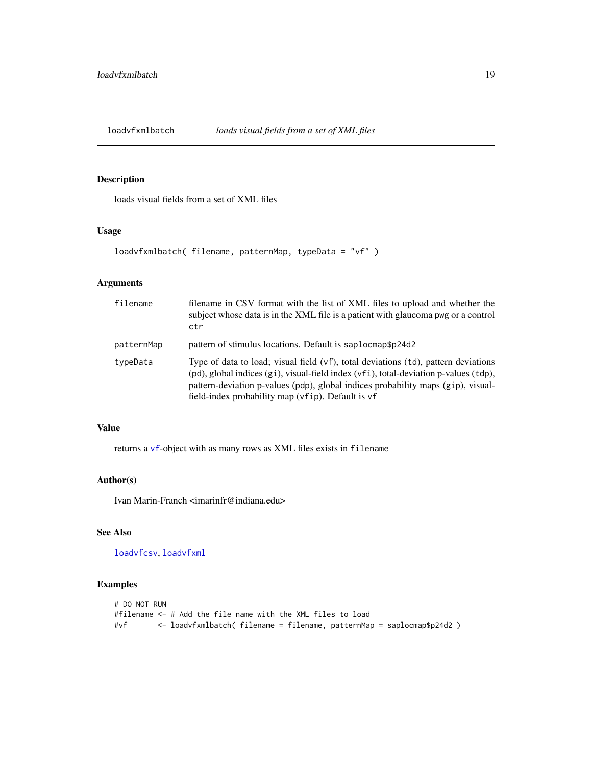# loadvfxmlbatch — *loads visual fields from a set of XML files*

## Description

loads visual fields from a set of XML files

## Usage

```
loadvfxmlbatch( filename, patternMap, typeData = "vf" )
```

## Arguments

| | |
|---|---|
| `filename` | filename in CSV format with the list of XML files to upload and whether the subject whose data is in the XML file is a patient with glaucoma `pwg` or a control `ctr` |
| `patternMap` | pattern of stimulus locations. Default is `saplocmap$p24d2` |
| `typeData` | Type of data to load; visual field (`vf`), total deviations (`td`), pattern deviations (`pd`), global indices (`gi`), visual-field index (`vfi`), total-deviation p-values (`tdp`), pattern-deviation p-values (`pdp`), global indices probability maps (`gip`), visual-field-index probability map (`vfip`). Default is `vf` |

## Value

returns a `vf`-object with as many rows as XML files exists in `filename`

## Author(s)

Ivan Marin-Franch <imarinfr@indiana.edu>

## See Also

`loadvfcsv`, `loadvfxml`

## Examples

```
# DO NOT RUN
#filename <- # Add the file name with the XML files to load
#vf       <- loadvfxmlbatch( filename = filename, patternMap = saplocmap$p24d2 )
```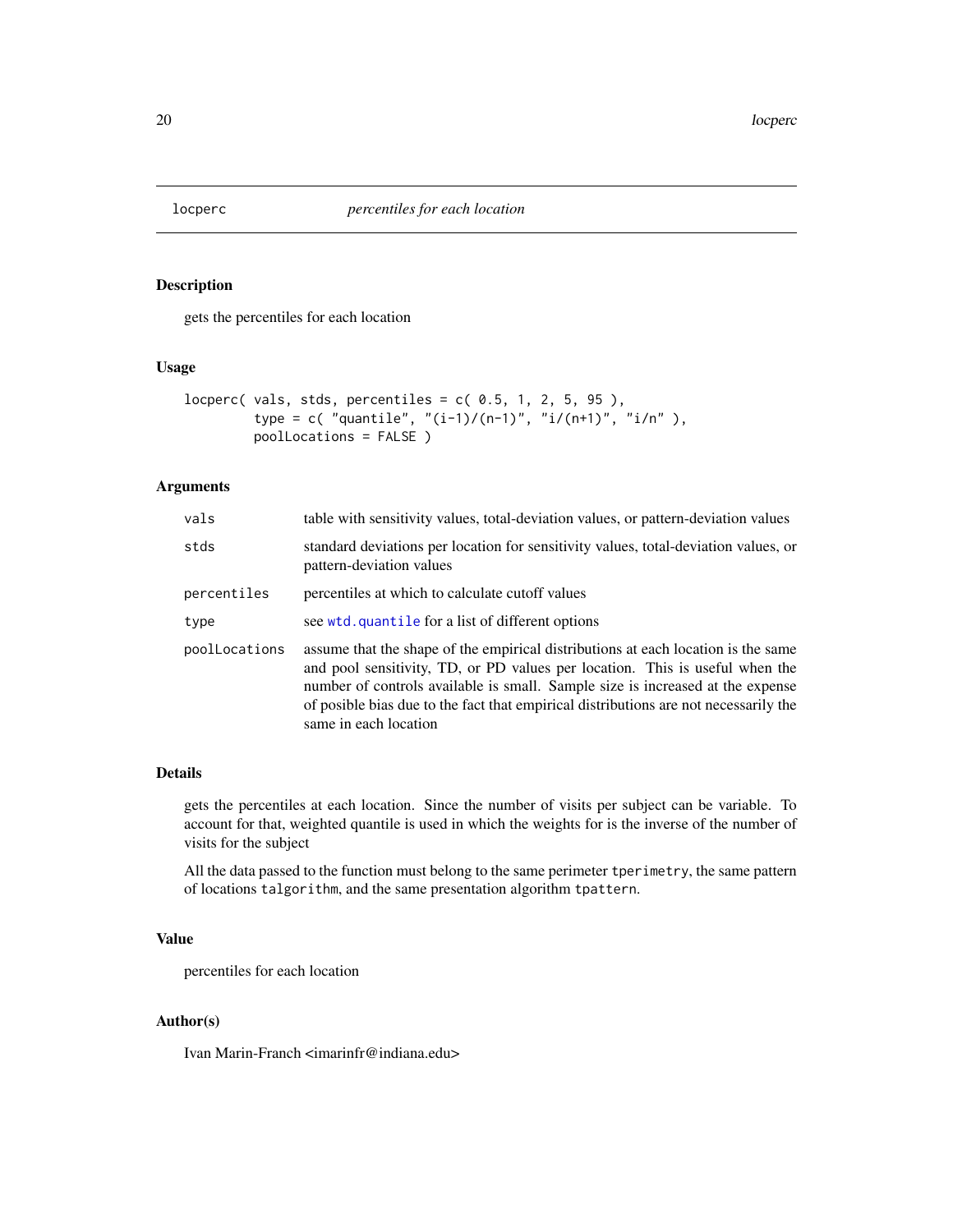## locperc *percentiles for each location*

### Description

gets the percentiles for each location

### Usage

```
locperc( vals, stds, percentiles = c( 0.5, 1, 2, 5, 95 ),
         type = c( "quantile", "(i-1)/(n-1)", "i/(n+1)", "i/n" ),
         poolLocations = FALSE )
```

### Arguments

| | |
|---|---|
| vals | table with sensitivity values, total-deviation values, or pattern-deviation values |
| stds | standard deviations per location for sensitivity values, total-deviation values, or pattern-deviation values |
| percentiles | percentiles at which to calculate cutoff values |
| type | see wtd.quantile for a list of different options |
| poolLocations | assume that the shape of the empirical distributions at each location is the same and pool sensitivity, TD, or PD values per location. This is useful when the number of controls available is small. Sample size is increased at the expense of posible bias due to the fact that empirical distributions are not necessarily the same in each location |

### Details

gets the percentiles at each location. Since the number of visits per subject can be variable. To account for that, weighted quantile is used in which the weights for is the inverse of the number of visits for the subject

All the data passed to the function must belong to the same perimeter `tperimetry`, the same pattern of locations `talgorithm`, and the same presentation algorithm `tpattern`.

### Value

percentiles for each location

### Author(s)

Ivan Marin-Franch <imarinfr@indiana.edu>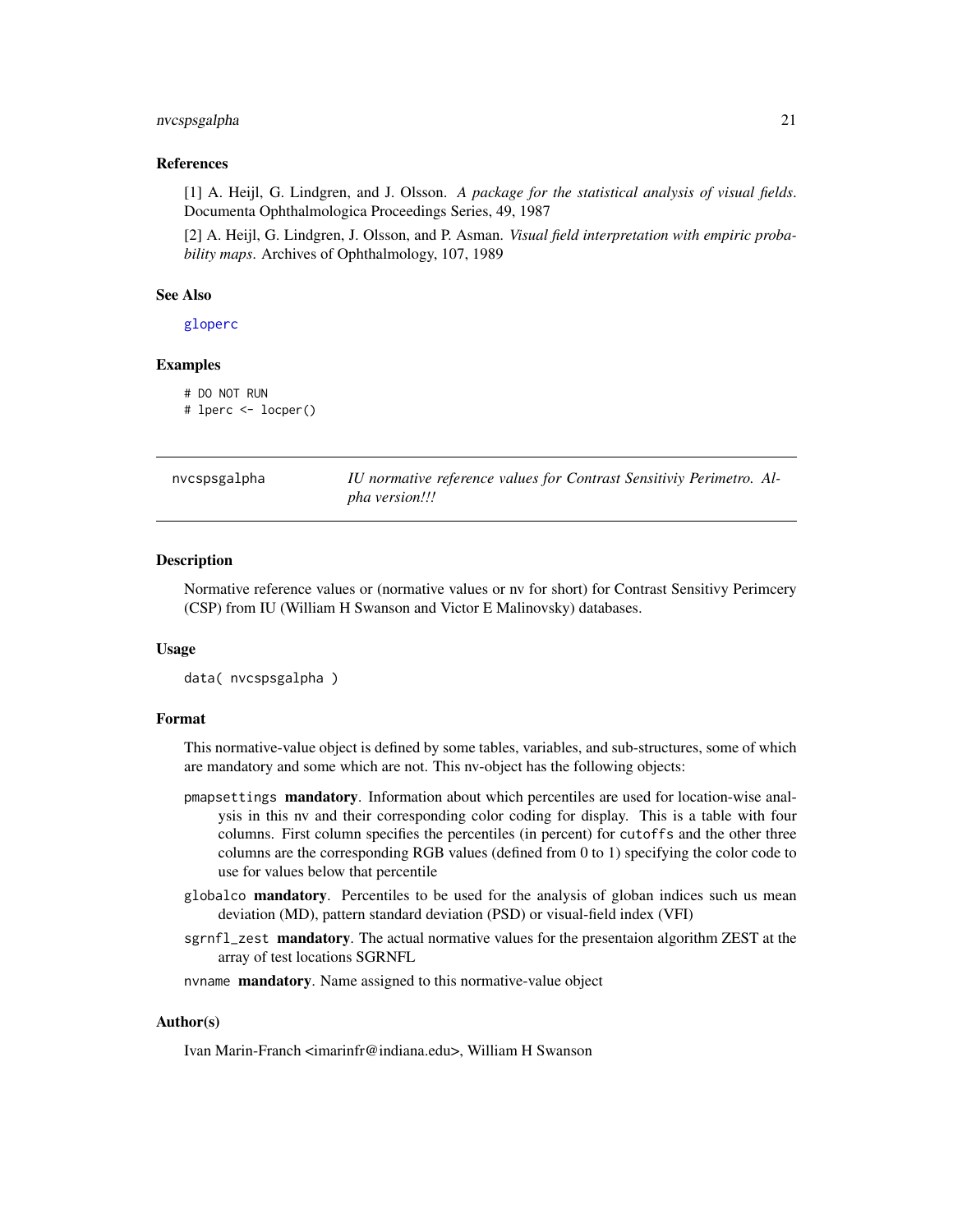### References

[1] A. Heijl, G. Lindgren, and J. Olsson. *A package for the statistical analysis of visual fields*. Documenta Ophthalmologica Proceedings Series, 49, 1987

[2] A. Heijl, G. Lindgren, J. Olsson, and P. Asman. *Visual field interpretation with empiric probability maps*. Archives of Ophthalmology, 107, 1989

### See Also

gloperc

### Examples

```
# DO NOT RUN
# lperc <- locper()
```

---

## nvcspsgalpha — *IU normative reference values for Contrast Sensitiviy Perimetro. Alpha version!!!*

### Description

Normative reference values or (normative values or nv for short) for Contrast Sensitivy Perimcery (CSP) from IU (William H Swanson and Victor E Malinovsky) databases.

### Usage

```
data( nvcspsgalpha )
```

### Format

This normative-value object is defined by some tables, variables, and sub-structures, some of which are mandatory and some which are not. This nv-object has the following objects:

- `pmapsettings` **mandatory**. Information about which percentiles are used for location-wise analysis in this nv and their corresponding color coding for display. This is a table with four columns. First column specifies the percentiles (in percent) for `cutoffs` and the other three columns are the corresponding RGB values (defined from 0 to 1) specifying the color code to use for values below that percentile
- `globalco` **mandatory**. Percentiles to be used for the analysis of globan indices such us mean deviation (MD), pattern standard deviation (PSD) or visual-field index (VFI)
- `sgrnfl_zest` **mandatory**. The actual normative values for the presentaion algorithm ZEST at the array of test locations SGRNFL
- `nvname` **mandatory**. Name assigned to this normative-value object

### Author(s)

Ivan Marin-Franch <imarinfr@indiana.edu>, William H Swanson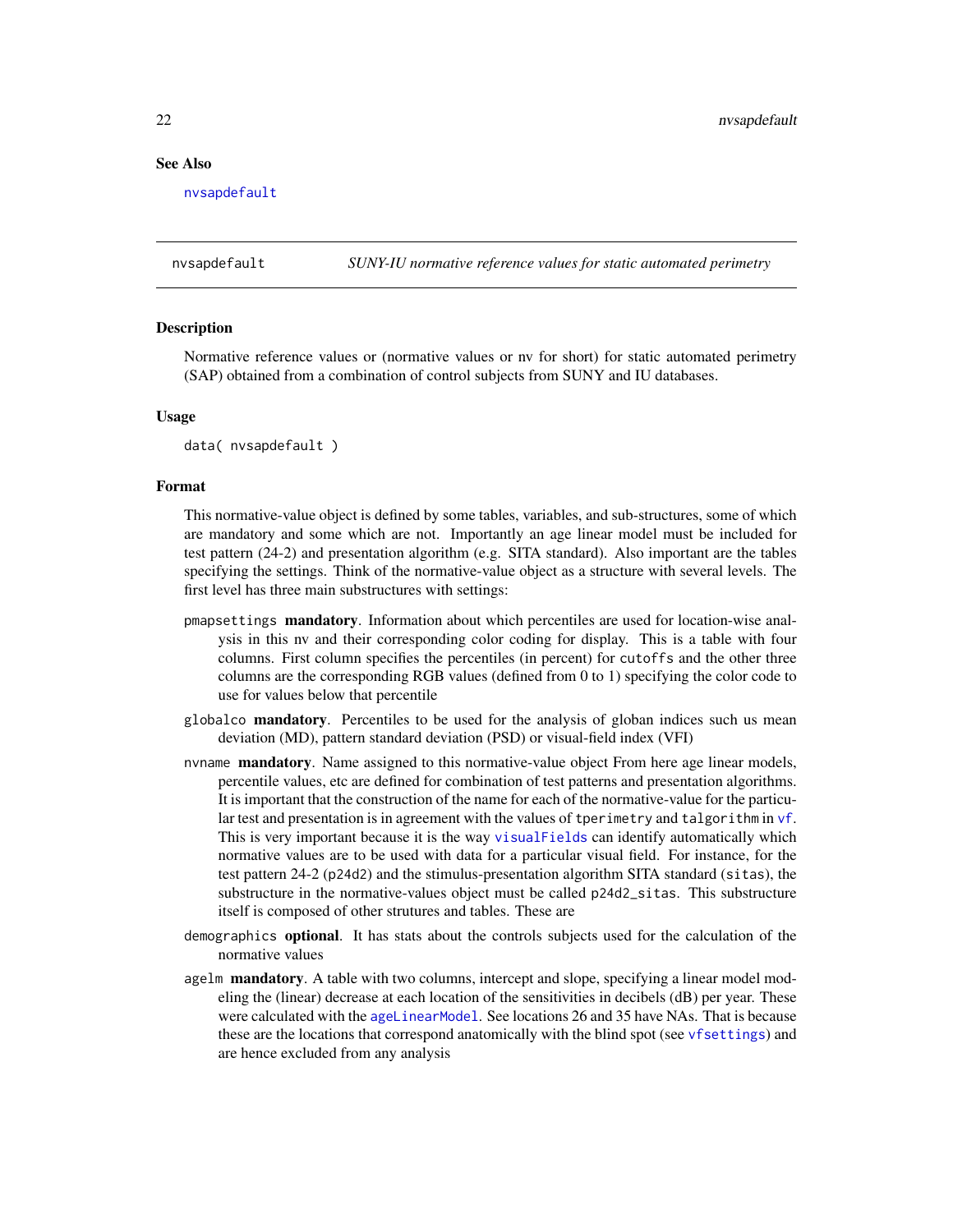### See Also

nvsapdefault

---

## nvsapdefault — *SUNY-IU normative reference values for static automated perimetry*

### Description

Normative reference values or (normative values or nv for short) for static automated perimetry (SAP) obtained from a combination of control subjects from SUNY and IU databases.

### Usage

```
data( nvsapdefault )
```

### Format

This normative-value object is defined by some tables, variables, and sub-structures, some of which are mandatory and some which are not. Importantly an age linear model must be included for test pattern (24-2) and presentation algorithm (e.g. SITA standard). Also important are the tables specifying the settings. Think of the normative-value object as a structure with several levels. The first level has three main substructures with settings:

- `pmapsettings` **mandatory**. Information about which percentiles are used for location-wise analysis in this nv and their corresponding color coding for display. This is a table with four columns. First column specifies the percentiles (in percent) for `cutoffs` and the other three columns are the corresponding RGB values (defined from 0 to 1) specifying the color code to use for values below that percentile
- `globalco` **mandatory**. Percentiles to be used for the analysis of globan indices such us mean deviation (MD), pattern standard deviation (PSD) or visual-field index (VFI)
- `nvname` **mandatory**. Name assigned to this normative-value object From here age linear models, percentile values, etc are defined for combination of test patterns and presentation algorithms. It is important that the construction of the name for each of the normative-value for the particular test and presentation is in agreement with the values of `tperimetry` and `talgorithm` in `vf`. This is very important because it is the way `visualFields` can identify automatically which normative values are to be used with data for a particular visual field. For instance, for the test pattern 24-2 (`p24d2`) and the stimulus-presentation algorithm SITA standard (`sitas`), the substructure in the normative-values object must be called `p24d2_sitas`. This substructure itself is composed of other strutures and tables. These are
- `demographics` **optional**. It has stats about the controls subjects used for the calculation of the normative values
- `agelm` **mandatory**. A table with two columns, intercept and slope, specifying a linear model modeling the (linear) decrease at each location of the sensitivities in decibels (dB) per year. These were calculated with the `ageLinearModel`. See locations 26 and 35 have NAs. That is because these are the locations that correspond anatomically with the blind spot (see `vfsettings`) and are hence excluded from any analysis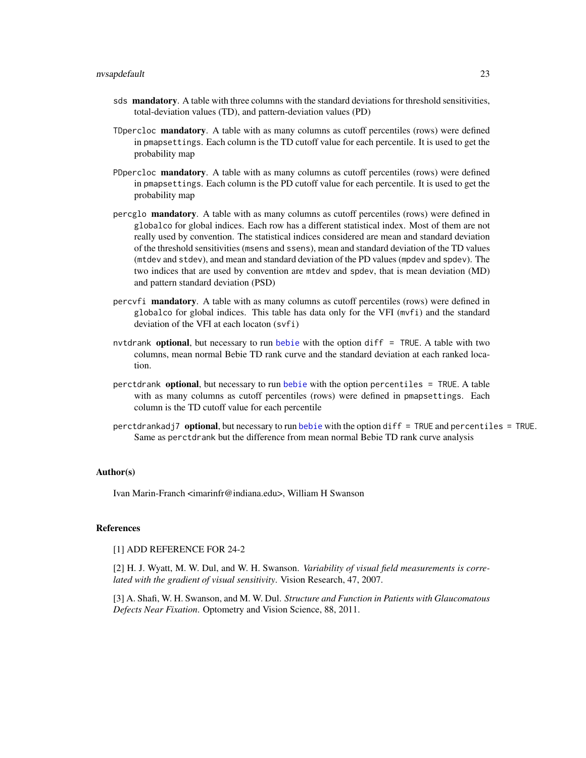- `sds` **mandatory**. A table with three columns with the standard deviations for threshold sensitivities, total-deviation values (TD), and pattern-deviation values (PD)

- `TDpercloc` **mandatory**. A table with as many columns as cutoff percentiles (rows) were defined in `pmapsettings`. Each column is the TD cutoff value for each percentile. It is used to get the probability map

- `PDpercloc` **mandatory**. A table with as many columns as cutoff percentiles (rows) were defined in `pmapsettings`. Each column is the PD cutoff value for each percentile. It is used to get the probability map

- `percglo` **mandatory**. A table with as many columns as cutoff percentiles (rows) were defined in `globalco` for global indices. Each row has a different statistical index. Most of them are not really used by convention. The statistical indices considered are mean and standard deviation of the threshold sensitivities (`msens` and `ssens`), mean and standard deviation of the TD values (`mtdev` and `stdev`), and mean and standard deviation of the PD values (`mpdev` and `spdev`). The two indices that are used by convention are `mtdev` and `spdev`, that is mean deviation (MD) and pattern standard deviation (PSD)

- `percvfi` **mandatory**. A table with as many columns as cutoff percentiles (rows) were defined in `globalco` for global indices. This table has data only for the VFI (`mvfi`) and the standard deviation of the VFI at each locaton (`svfi`)

- `nvtdrank` **optional**, but necessary to run `bebie` with the option `diff = TRUE`. A table with two columns, mean normal Bebie TD rank curve and the standard deviation at each ranked location.

- `perctdrank` **optional**, but necessary to run `bebie` with the option `percentiles = TRUE`. A table with as many columns as cutoff percentiles (rows) were defined in `pmapsettings`. Each column is the TD cutoff value for each percentile

- `perctdrankadj7` **optional**, but necessary to run `bebie` with the option `diff = TRUE` and `percentiles = TRUE`. Same as `perctdrank` but the difference from mean normal Bebie TD rank curve analysis

### Author(s)

Ivan Marin-Franch <imarinfr@indiana.edu>, William H Swanson

### References

[1] ADD REFERENCE FOR 24-2

[2] H. J. Wyatt, M. W. Dul, and W. H. Swanson. *Variability of visual field measurements is correlated with the gradient of visual sensitivity*. Vision Research, 47, 2007.

[3] A. Shafi, W. H. Swanson, and M. W. Dul. *Structure and Function in Patients with Glaucomatous Defects Near Fixation*. Optometry and Vision Science, 88, 2011.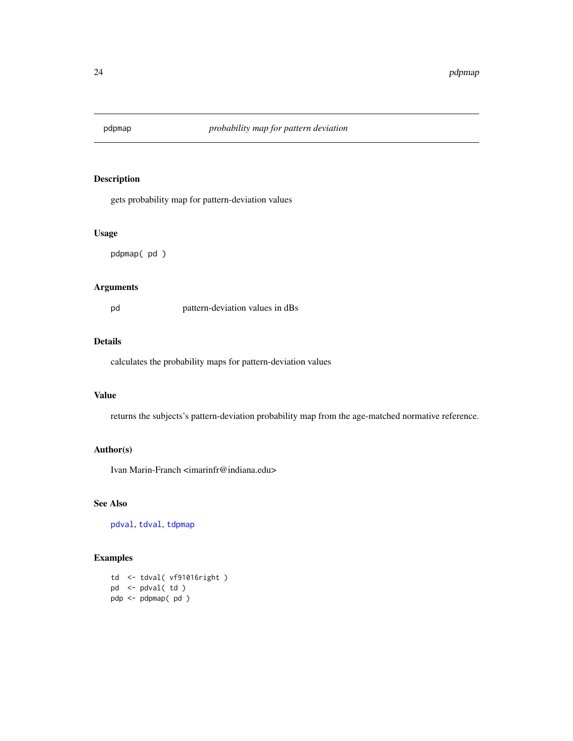# pdpmap — *probability map for pattern deviation*

## Description

gets probability map for pattern-deviation values

## Usage

```
pdpmap( pd )
```

## Arguments

| | |
|---|---|
| pd | pattern-deviation values in dBs |

## Details

calculates the probability maps for pattern-deviation values

## Value

returns the subjects's pattern-deviation probability map from the age-matched normative reference.

## Author(s)

Ivan Marin-Franch <imarinfr@indiana.edu>

## See Also

pdval, tdval, tdpmap

## Examples

```
td  <- tdval( vf91016right )
pd  <- pdval( td )
pdp <- pdpmap( pd )
```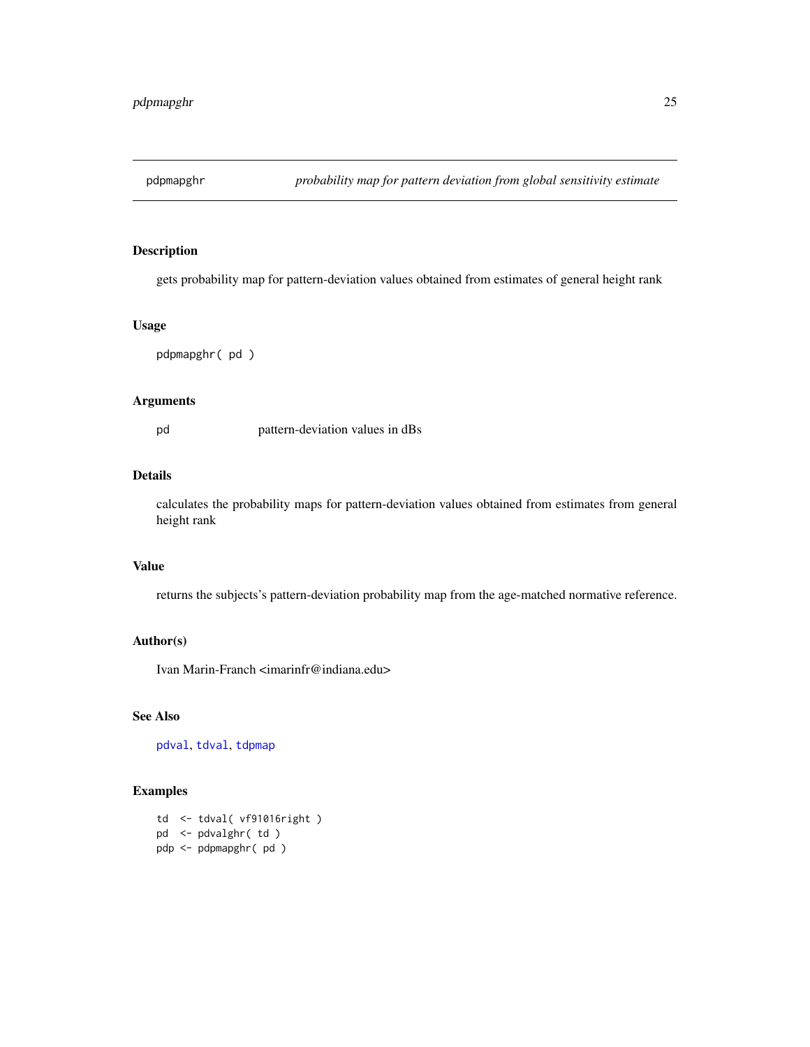pdpmapghr *probability map for pattern deviation from global sensitivity estimate*

## Description

gets probability map for pattern-deviation values obtained from estimates of general height rank

## Usage

```
pdpmapghr( pd )
```

## Arguments

pd pattern-deviation values in dBs

## Details

calculates the probability maps for pattern-deviation values obtained from estimates from general height rank

## Value

returns the subjects's pattern-deviation probability map from the age-matched normative reference.

## Author(s)

Ivan Marin-Franch <imarinfr@indiana.edu>

## See Also

pdval, tdval, tdpmap

## Examples

```
td  <- tdval( vf91016right )
pd  <- pdvalghr( td )
pdp <- pdpmapghr( pd )
```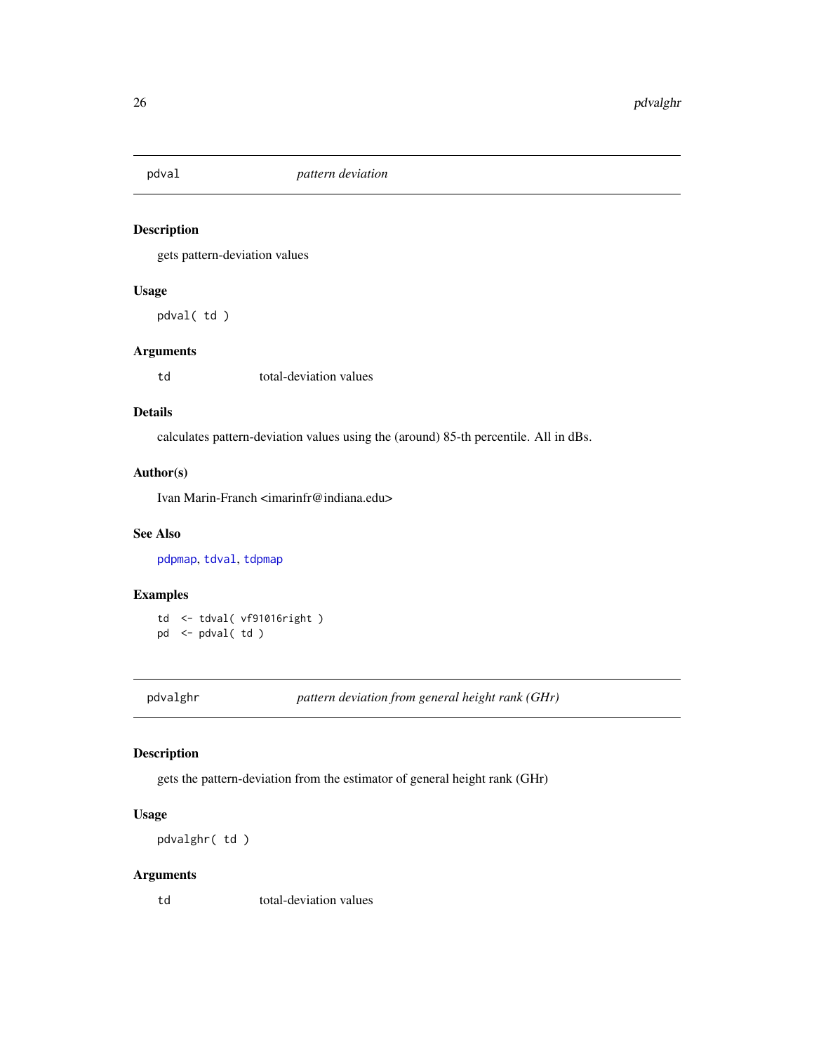## pdval *pattern deviation*

### Description

gets pattern-deviation values

### Usage

```
pdval( td )
```

### Arguments

| | |
|---|---|
| td | total-deviation values |

### Details

calculates pattern-deviation values using the (around) 85-th percentile. All in dBs.

### Author(s)

Ivan Marin-Franch <imarinfr@indiana.edu>

### See Also

pdpmap, tdval, tdpmap

### Examples

```
td  <- tdval( vf91016right )
pd  <- pdval( td )
```

## pdvalghr *pattern deviation from general height rank (GHr)*

### Description

gets the pattern-deviation from the estimator of general height rank (GHr)

### Usage

```
pdvalghr( td )
```

### Arguments

| | |
|---|---|
| td | total-deviation values |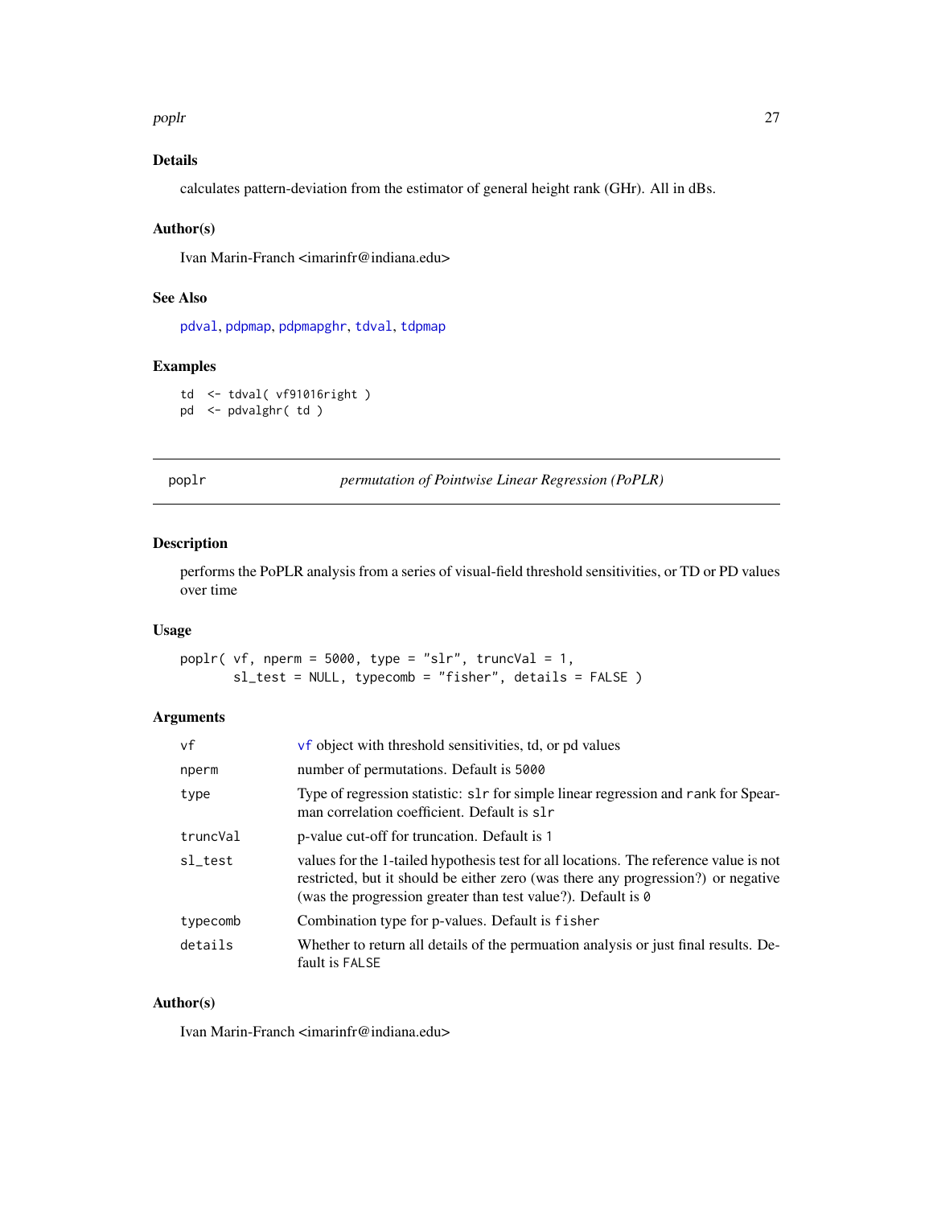### Details

calculates pattern-deviation from the estimator of general height rank (GHr). All in dBs.

### Author(s)

Ivan Marin-Franch <imarinfr@indiana.edu>

### See Also

pdval, pdpmap, pdpmapghr, tdval, tdpmap

### Examples

```
td  <- tdval( vf91016right )
pd  <- pdvalghr( td )
```

---

## poplr — *permutation of Pointwise Linear Regression (PoPLR)*

### Description

performs the PoPLR analysis from a series of visual-field threshold sensitivities, or TD or PD values over time

### Usage

```
poplr( vf, nperm = 5000, type = "slr", truncVal = 1,
       sl_test = NULL, typecomb = "fisher", details = FALSE )
```

### Arguments

| | |
|---|---|
| vf | vf object with threshold sensitivities, td, or pd values |
| nperm | number of permutations. Default is 5000 |
| type | Type of regression statistic: slr for simple linear regression and rank for Spearman correlation coefficient. Default is slr |
| truncVal | p-value cut-off for truncation. Default is 1 |
| sl_test | values for the 1-tailed hypothesis test for all locations. The reference value is not restricted, but it should be either zero (was there any progression?) or negative (was the progression greater than test value?). Default is 0 |
| typecomb | Combination type for p-values. Default is fisher |
| details | Whether to return all details of the permuation analysis or just final results. Default is FALSE |

### Author(s)

Ivan Marin-Franch <imarinfr@indiana.edu>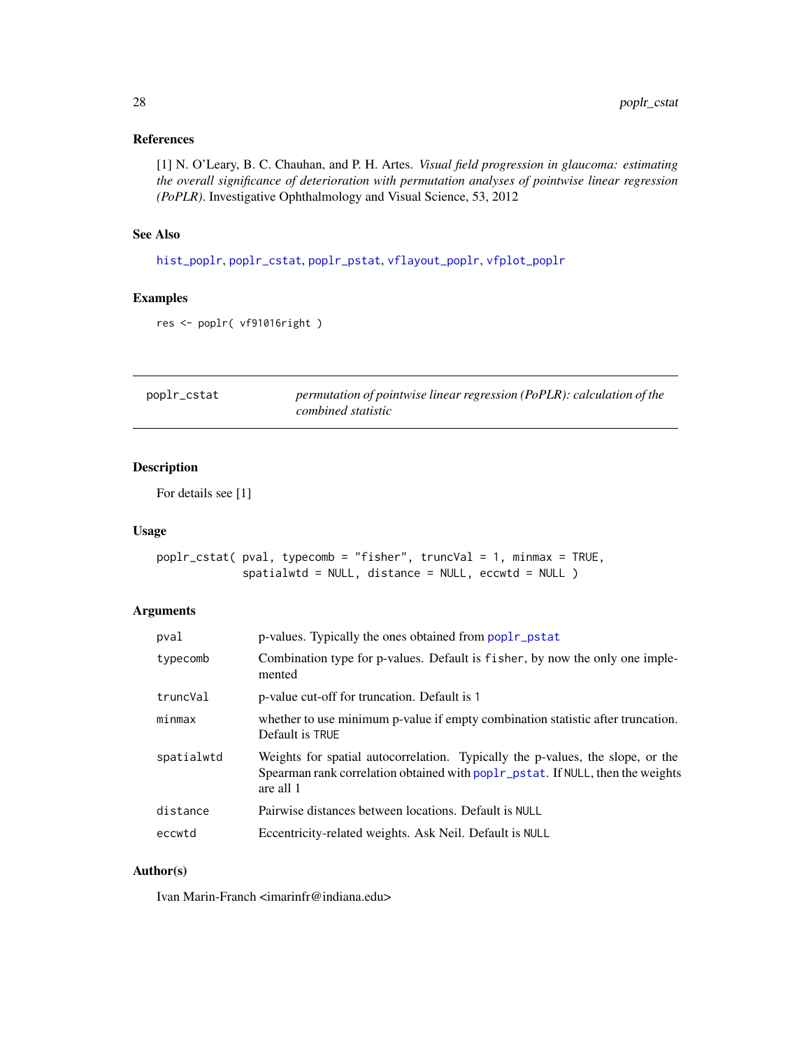### References

[1] N. O'Leary, B. C. Chauhan, and P. H. Artes. *Visual field progression in glaucoma: estimating the overall significance of deterioration with permutation analyses of pointwise linear regression (PoPLR)*. Investigative Ophthalmology and Visual Science, 53, 2012

### See Also

hist_poplr, poplr_cstat, poplr_pstat, vflayout_poplr, vfplot_poplr

### Examples

```
res <- poplr( vf91016right )
```

---

## poplr_cstat — *permutation of pointwise linear regression (PoPLR): calculation of the combined statistic*

---

### Description

For details see [1]

### Usage

```
poplr_cstat( pval, typecomb = "fisher", truncVal = 1, minmax = TRUE,
             spatialwtd = NULL, distance = NULL, eccwtd = NULL )
```

### Arguments

| | |
|---|---|
| pval | p-values. Typically the ones obtained from poplr_pstat |
| typecomb | Combination type for p-values. Default is fisher, by now the only one implemented |
| truncVal | p-value cut-off for truncation. Default is 1 |
| minmax | whether to use minimum p-value if empty combination statistic after truncation. Default is TRUE |
| spatialwtd | Weights for spatial autocorrelation. Typically the p-values, the slope, or the Spearman rank correlation obtained with poplr_pstat. If NULL, then the weights are all 1 |
| distance | Pairwise distances between locations. Default is NULL |
| eccwtd | Eccentricity-related weights. Ask Neil. Default is NULL |

### Author(s)

Ivan Marin-Franch <imarinfr@indiana.edu>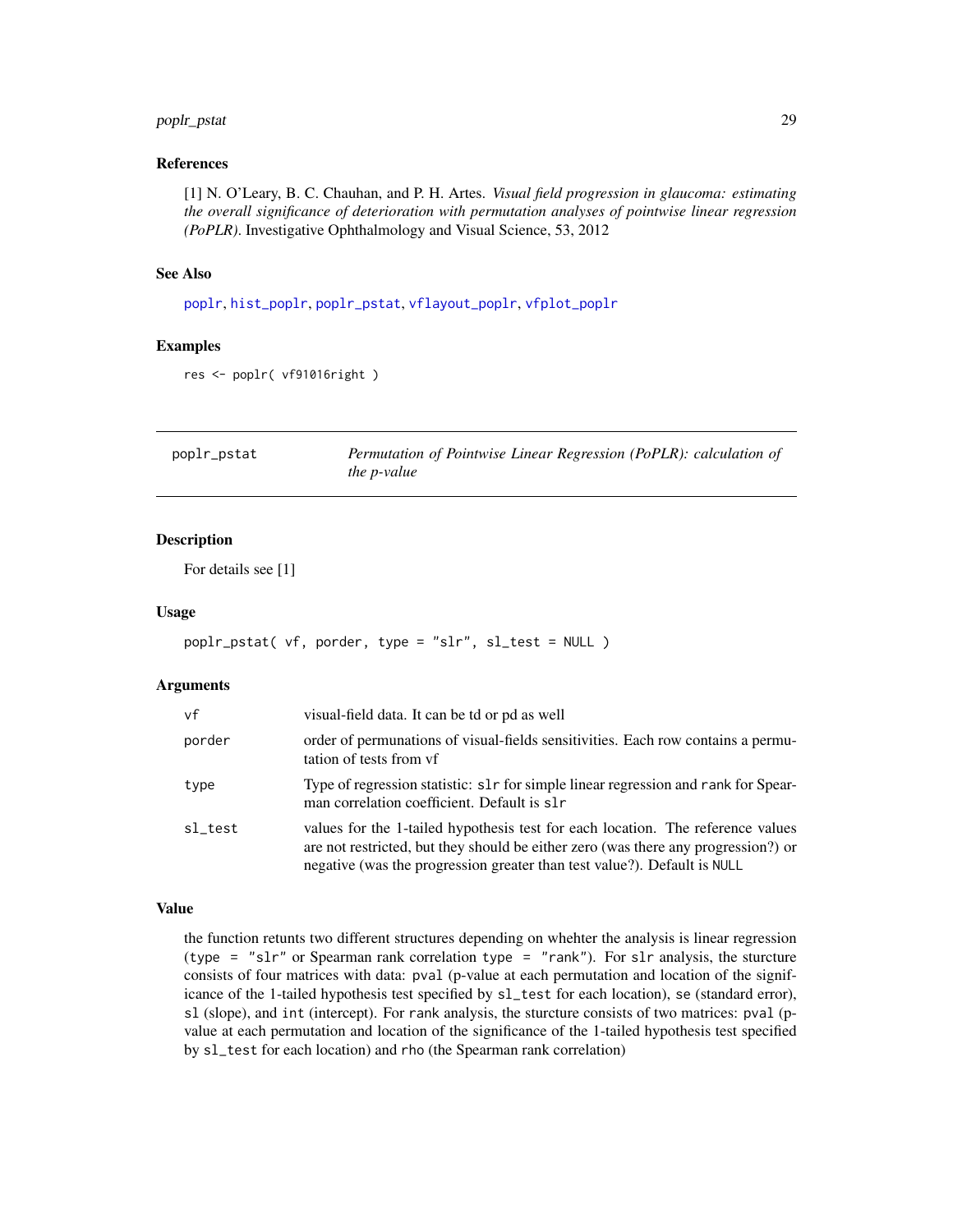### References

[1] N. O'Leary, B. C. Chauhan, and P. H. Artes. *Visual field progression in glaucoma: estimating the overall significance of deterioration with permutation analyses of pointwise linear regression (PoPLR)*. Investigative Ophthalmology and Visual Science, 53, 2012

### See Also

poplr, hist_poplr, poplr_pstat, vflayout_poplr, vfplot_poplr

### Examples

```
res <- poplr( vf91016right )
```

---

## poplr_pstat — *Permutation of Pointwise Linear Regression (PoPLR): calculation of the p-value*

### Description

For details see [1]

### Usage

```
poplr_pstat( vf, porder, type = "slr", sl_test = NULL )
```

### Arguments

| | |
|---|---|
| vf | visual-field data. It can be td or pd as well |
| porder | order of permunations of visual-fields sensitivities. Each row contains a permutation of tests from vf |
| type | Type of regression statistic: slr for simple linear regression and rank for Spearman correlation coefficient. Default is slr |
| sl_test | values for the 1-tailed hypothesis test for each location. The reference values are not restricted, but they should be either zero (was there any progression?) or negative (was the progression greater than test value?). Default is NULL |

### Value

the function retunts two different structures depending on whehter the analysis is linear regression (type = "slr" or Spearman rank correlation type = "rank"). For slr analysis, the sturcture consists of four matrices with data: pval (p-value at each permutation and location of the significance of the 1-tailed hypothesis test specified by sl_test for each location), se (standard error), sl (slope), and int (intercept). For rank analysis, the sturcture consists of two matrices: pval (p-value at each permutation and location of the significance of the 1-tailed hypothesis test specified by sl_test for each location) and rho (the Spearman rank correlation)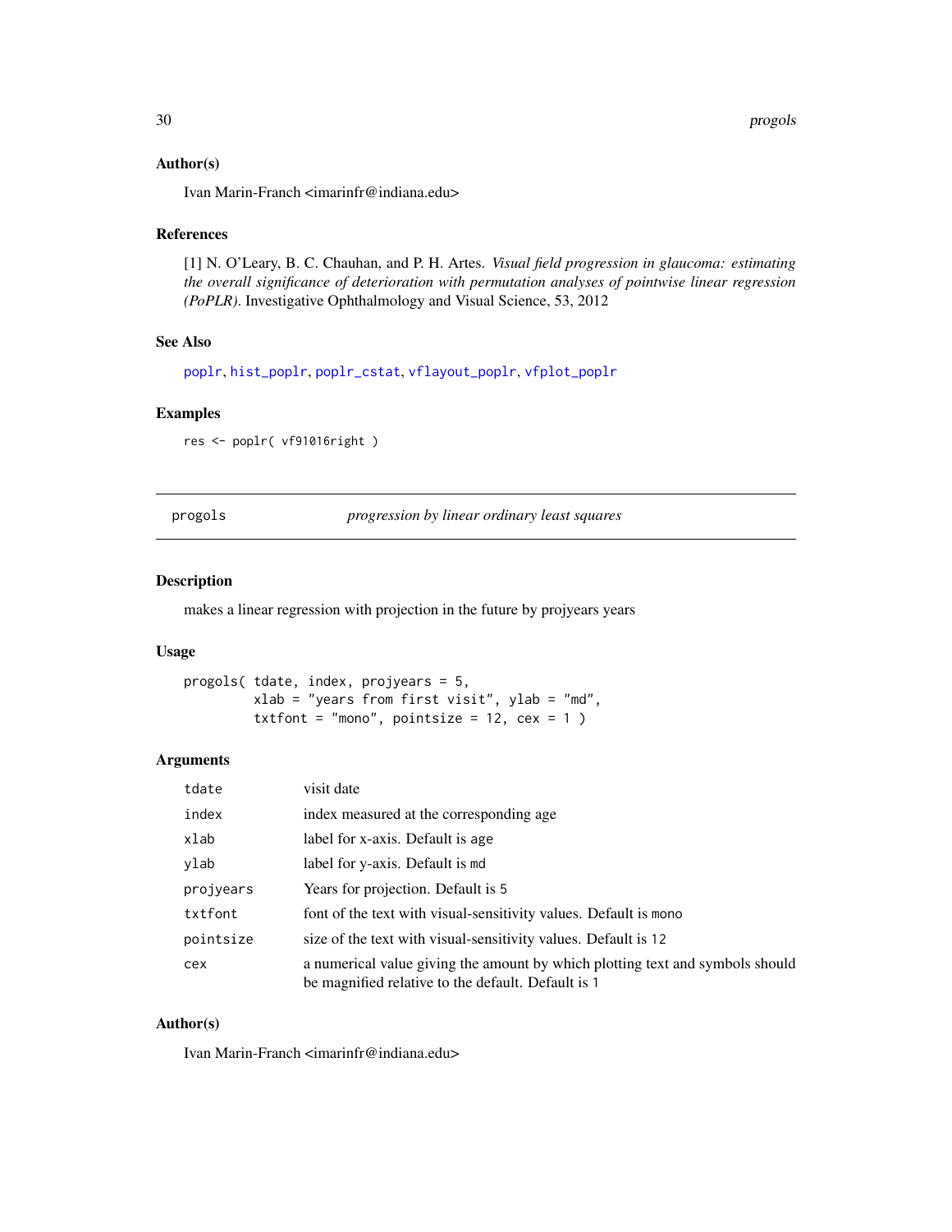### Author(s)

Ivan Marin-Franch <imarinfr@indiana.edu>

### References

[1] N. O'Leary, B. C. Chauhan, and P. H. Artes. *Visual field progression in glaucoma: estimating the overall significance of deterioration with permutation analyses of pointwise linear regression (PoPLR)*. Investigative Ophthalmology and Visual Science, 53, 2012

### See Also

poplr, hist_poplr, poplr_cstat, vflayout_poplr, vfplot_poplr

### Examples

```
res <- poplr( vf91016right )
```

---

## progols — *progression by linear ordinary least squares*

### Description

makes a linear regression with projection in the future by projyears years

### Usage

```
progols( tdate, index, projyears = 5,
         xlab = "years from first visit", ylab = "md",
         txtfont = "mono", pointsize = 12, cex = 1 )
```

### Arguments

| | |
|---|---|
| tdate | visit date |
| index | index measured at the corresponding age |
| xlab | label for x-axis. Default is age |
| ylab | label for y-axis. Default is md |
| projyears | Years for projection. Default is 5 |
| txtfont | font of the text with visual-sensitivity values. Default is mono |
| pointsize | size of the text with visual-sensitivity values. Default is 12 |
| cex | a numerical value giving the amount by which plotting text and symbols should be magnified relative to the default. Default is 1 |

### Author(s)

Ivan Marin-Franch <imarinfr@indiana.edu>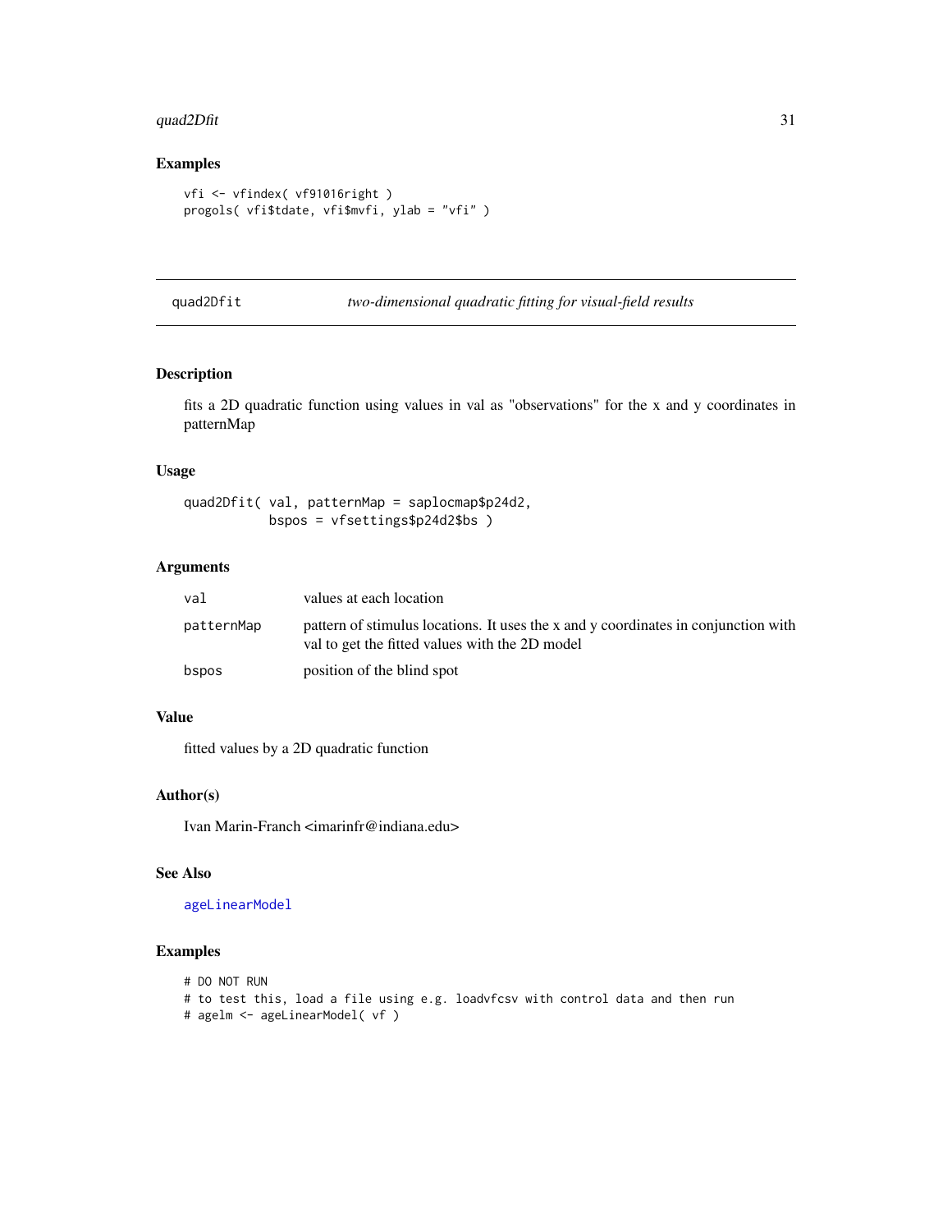## Examples

```
vfi <- vfindex( vf91016right )
progols( vfi$tdate, vfi$mvfi, ylab = "vfi" )
```

---

quad2Dfit *two-dimensional quadratic fitting for visual-field results*

---

### Description

fits a 2D quadratic function using values in val as "observations" for the x and y coordinates in patternMap

### Usage

```
quad2Dfit( val, patternMap = saplocmap$p24d2,
           bspos = vfsettings$p24d2$bs )
```

### Arguments

| | |
|---|---|
| `val` | values at each location |
| `patternMap` | pattern of stimulus locations. It uses the x and y coordinates in conjunction with val to get the fitted values with the 2D model |
| `bspos` | position of the blind spot |

### Value

fitted values by a 2D quadratic function

### Author(s)

Ivan Marin-Franch <imarinfr@indiana.edu>

### See Also

`ageLinearModel`

### Examples

```
# DO NOT RUN
# to test this, load a file using e.g. loadvfcsv with control data and then run
# agelm <- ageLinearModel( vf )
```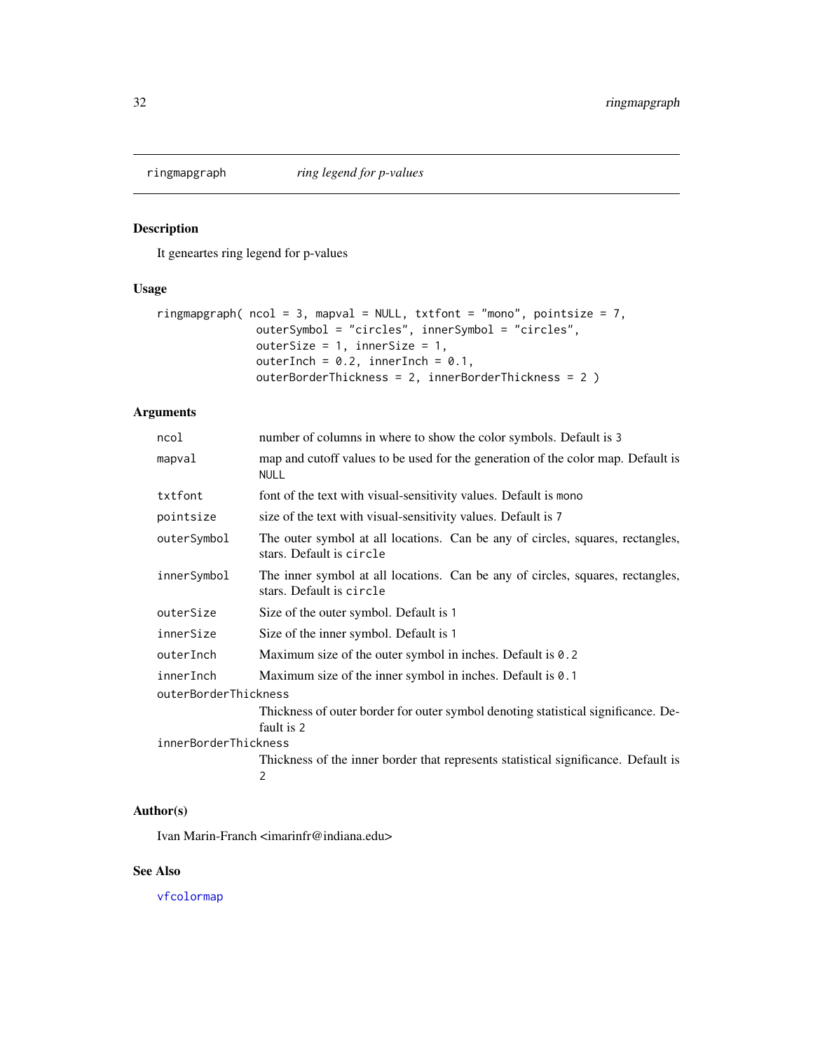## ringmapgraph *ring legend for p-values*

### Description

It geneartes ring legend for p-values

### Usage

```
ringmapgraph( ncol = 3, mapval = NULL, txtfont = "mono", pointsize = 7,
              outerSymbol = "circles", innerSymbol = "circles",
              outerSize = 1, innerSize = 1,
              outerInch = 0.2, innerInch = 0.1,
              outerBorderThickness = 2, innerBorderThickness = 2 )
```

### Arguments

| | |
|---|---|
| `ncol` | number of columns in where to show the color symbols. Default is `3` |
| `mapval` | map and cutoff values to be used for the generation of the color map. Default is `NULL` |
| `txtfont` | font of the text with visual-sensitivity values. Default is `mono` |
| `pointsize` | size of the text with visual-sensitivity values. Default is `7` |
| `outerSymbol` | The outer symbol at all locations. Can be any of circles, squares, rectangles, stars. Default is `circle` |
| `innerSymbol` | The inner symbol at all locations. Can be any of circles, squares, rectangles, stars. Default is `circle` |
| `outerSize` | Size of the outer symbol. Default is `1` |
| `innerSize` | Size of the inner symbol. Default is `1` |
| `outerInch` | Maximum size of the outer symbol in inches. Default is `0.2` |
| `innerInch` | Maximum size of the inner symbol in inches. Default is `0.1` |
| `outerBorderThickness` | Thickness of outer border for outer symbol denoting statistical significance. Default is `2` |
| `innerBorderThickness` | Thickness of the inner border that represents statistical significance. Default is `2` |

### Author(s)

Ivan Marin-Franch <imarinfr@indiana.edu>

### See Also

`vfcolormap`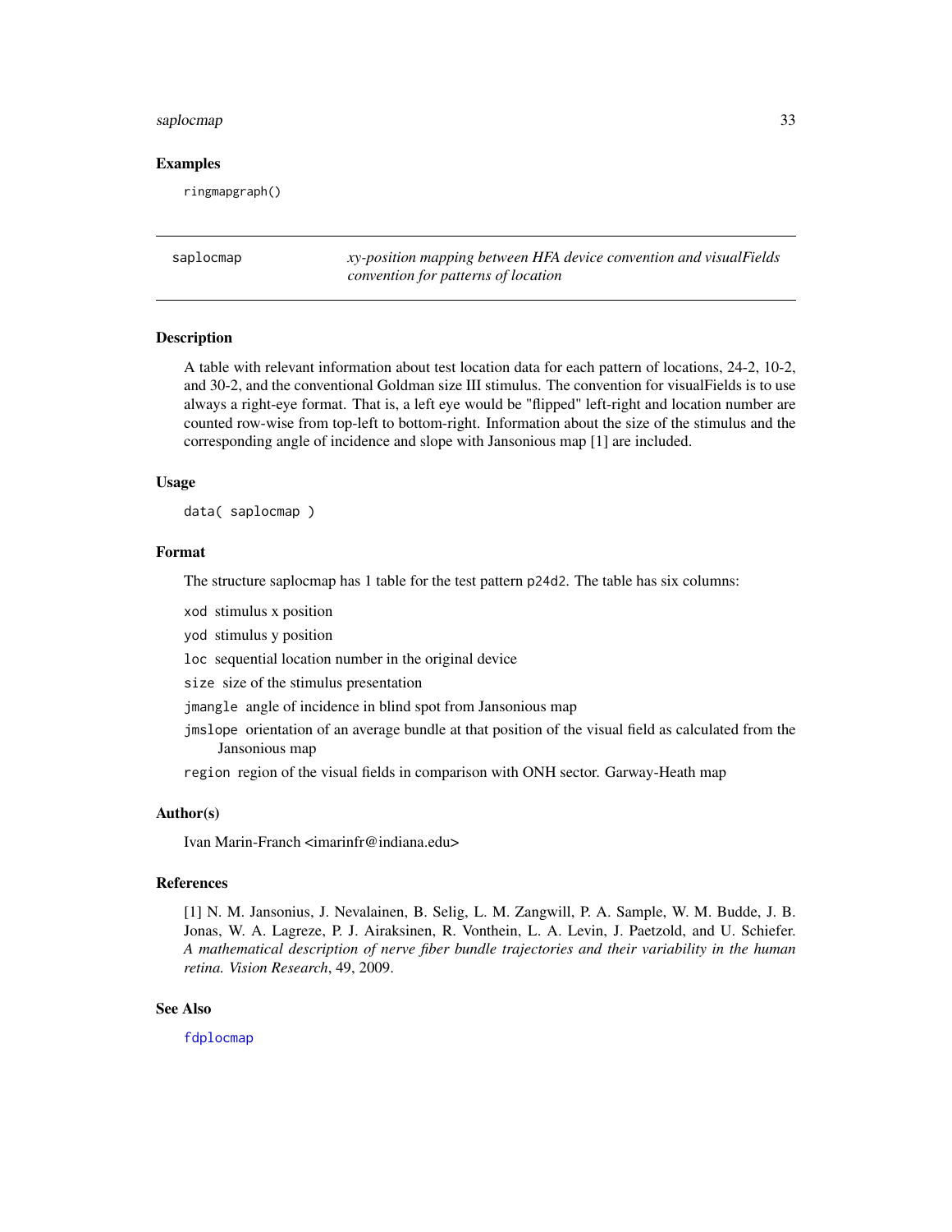### Examples

```
ringmapgraph()
```

---

## saplocmap — *xy-position mapping between HFA device convention and visualFields convention for patterns of location*

### Description

A table with relevant information about test location data for each pattern of locations, 24-2, 10-2, and 30-2, and the conventional Goldman size III stimulus. The convention for visualFields is to use always a right-eye format. That is, a left eye would be "flipped" left-right and location number are counted row-wise from top-left to bottom-right. Information about the size of the stimulus and the corresponding angle of incidence and slope with Jansonious map [1] are included.

### Usage

```
data( saplocmap )
```

### Format

The structure saplocmap has 1 table for the test pattern `p24d2`. The table has six columns:

- `xod` stimulus x position
- `yod` stimulus y position
- `loc` sequential location number in the original device
- `size` size of the stimulus presentation
- `jmangle` angle of incidence in blind spot from Jansonious map
- `jmslope` orientation of an average bundle at that position of the visual field as calculated from the Jansonious map
- `region` region of the visual fields in comparison with ONH sector. Garway-Heath map

### Author(s)

Ivan Marin-Franch <imarinfr@indiana.edu>

### References

[1] N. M. Jansonius, J. Nevalainen, B. Selig, L. M. Zangwill, P. A. Sample, W. M. Budde, J. B. Jonas, W. A. Lagreze, P. J. Airaksinen, R. Vonthein, L. A. Levin, J. Paetzold, and U. Schiefer. *A mathematical description of nerve fiber bundle trajectories and their variability in the human retina. Vision Research*, 49, 2009.

### See Also

`fdplocmap`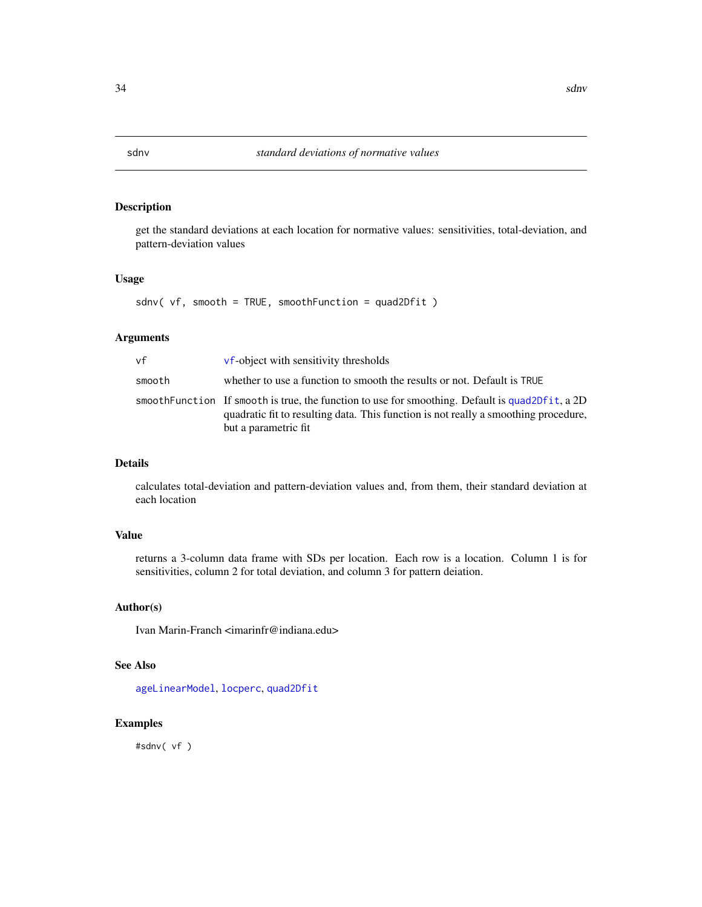# sdnv *standard deviations of normative values*

## Description

get the standard deviations at each location for normative values: sensitivities, total-deviation, and pattern-deviation values

## Usage

```
sdnv( vf, smooth = TRUE, smoothFunction = quad2Dfit )
```

## Arguments

| | |
|---|---|
| vf | vf-object with sensitivity thresholds |
| smooth | whether to use a function to smooth the results or not. Default is TRUE |
| smoothFunction | If smooth is true, the function to use for smoothing. Default is quad2Dfit, a 2D quadratic fit to resulting data. This function is not really a smoothing procedure, but a parametric fit |

## Details

calculates total-deviation and pattern-deviation values and, from them, their standard deviation at each location

## Value

returns a 3-column data frame with SDs per location. Each row is a location. Column 1 is for sensitivities, column 2 for total deviation, and column 3 for pattern deiation.

## Author(s)

Ivan Marin-Franch <imarinfr@indiana.edu>

## See Also

ageLinearModel, locperc, quad2Dfit

## Examples

```
#sdnv( vf )
```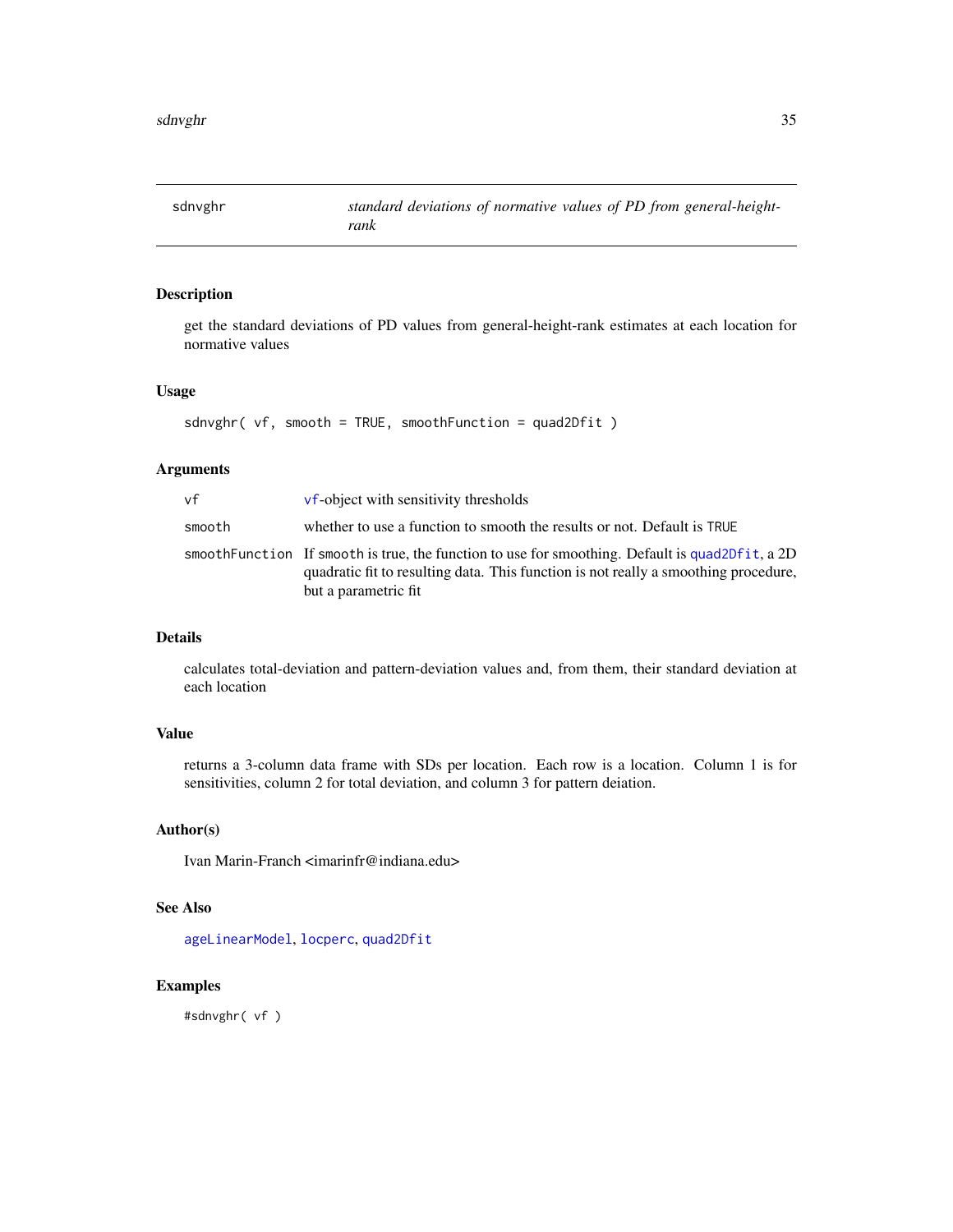## sdnvghr — *standard deviations of normative values of PD from general-height-rank*

### Description

get the standard deviations of PD values from general-height-rank estimates at each location for normative values

### Usage

```
sdnvghr( vf, smooth = TRUE, smoothFunction = quad2Dfit )
```

### Arguments

| | |
|---|---|
| `vf` | `vf`-object with sensitivity thresholds |
| `smooth` | whether to use a function to smooth the results or not. Default is `TRUE` |
| `smoothFunction` | If `smooth` is true, the function to use for smoothing. Default is `quad2Dfit`, a 2D quadratic fit to resulting data. This function is not really a smoothing procedure, but a parametric fit |

### Details

calculates total-deviation and pattern-deviation values and, from them, their standard deviation at each location

### Value

returns a 3-column data frame with SDs per location. Each row is a location. Column 1 is for sensitivities, column 2 for total deviation, and column 3 for pattern deiation.

### Author(s)

Ivan Marin-Franch <imarinfr@indiana.edu>

### See Also

`ageLinearModel`, `locperc`, `quad2Dfit`

### Examples

```
#sdnvghr( vf )
```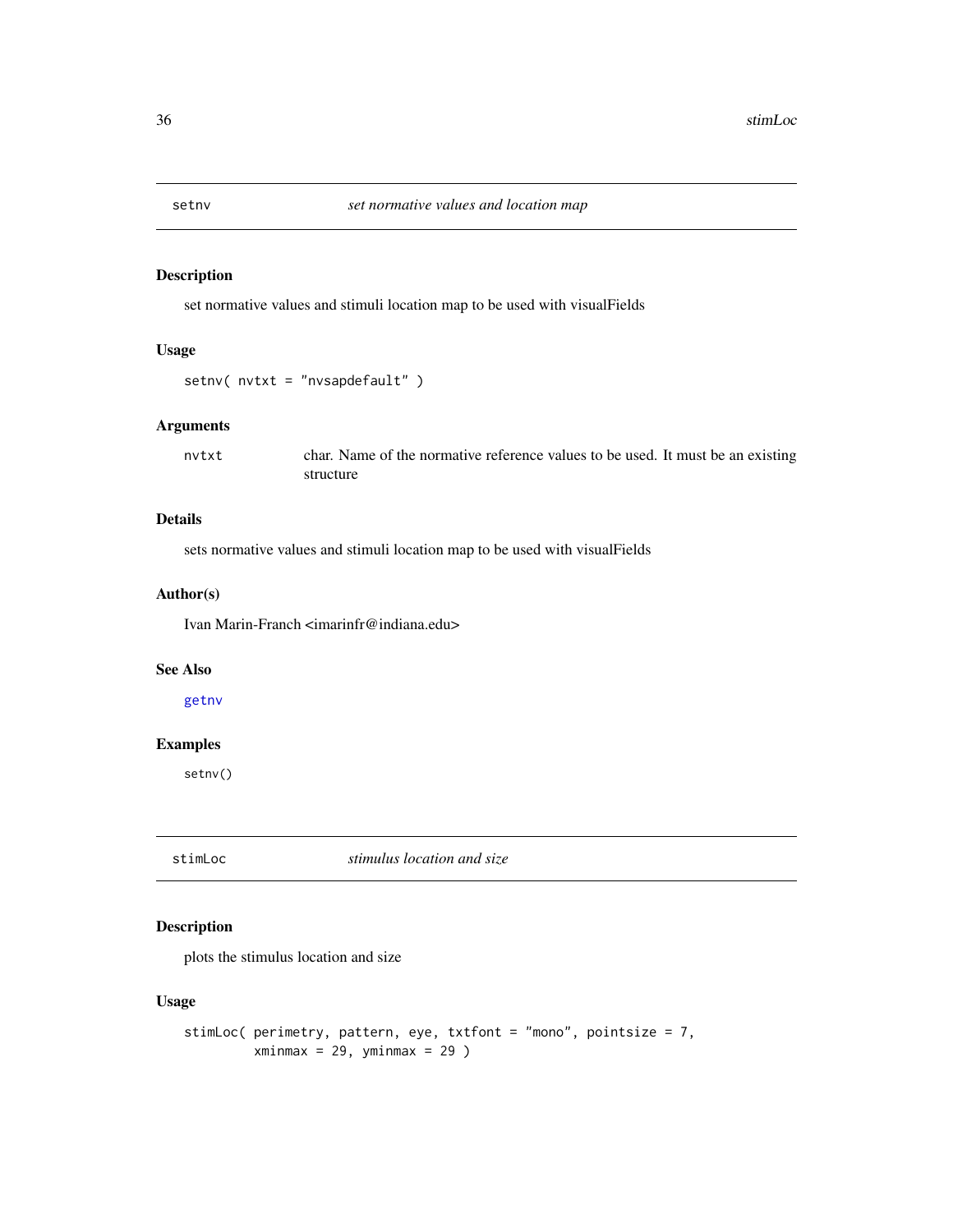## setnv — *set normative values and location map*

### Description

set normative values and stimuli location map to be used with visualFields

### Usage

```
setnv( nvtxt = "nvsapdefault" )
```

### Arguments

| | |
|---|---|
| nvtxt | char. Name of the normative reference values to be used. It must be an existing structure |

### Details

sets normative values and stimuli location map to be used with visualFields

### Author(s)

Ivan Marin-Franch <imarinfr@indiana.edu>

### See Also

getnv

### Examples

```
setnv()
```

## stimLoc — *stimulus location and size*

### Description

plots the stimulus location and size

### Usage

```
stimLoc( perimetry, pattern, eye, txtfont = "mono", pointsize = 7,
         xminmax = 29, yminmax = 29 )
```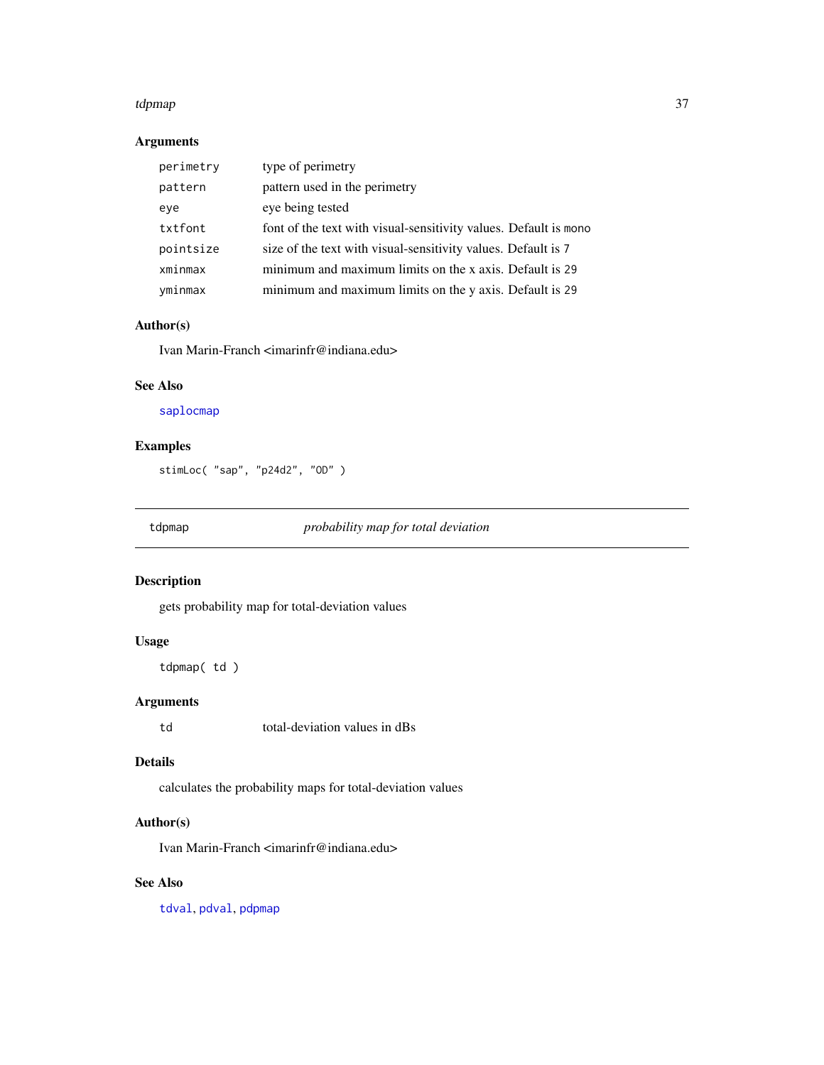### Arguments

| | |
|---|---|
| `perimetry` | type of perimetry |
| `pattern` | pattern used in the perimetry |
| `eye` | eye being tested |
| `txtfont` | font of the text with visual-sensitivity values. Default is `mono` |
| `pointsize` | size of the text with visual-sensitivity values. Default is `7` |
| `xminmax` | minimum and maximum limits on the x axis. Default is `29` |
| `yminmax` | minimum and maximum limits on the y axis. Default is `29` |

### Author(s)

Ivan Marin-Franch <imarinfr@indiana.edu>

### See Also

`saplocmap`

### Examples

```
stimLoc( "sap", "p24d2", "OD" )
```

---

## `tdpmap` *probability map for total deviation*

---

### Description

gets probability map for total-deviation values

### Usage

```
tdpmap( td )
```

### Arguments

| | |
|---|---|
| `td` | total-deviation values in dBs |

### Details

calculates the probability maps for total-deviation values

### Author(s)

Ivan Marin-Franch <imarinfr@indiana.edu>

### See Also

`tdval`, `pdval`, `pdpmap`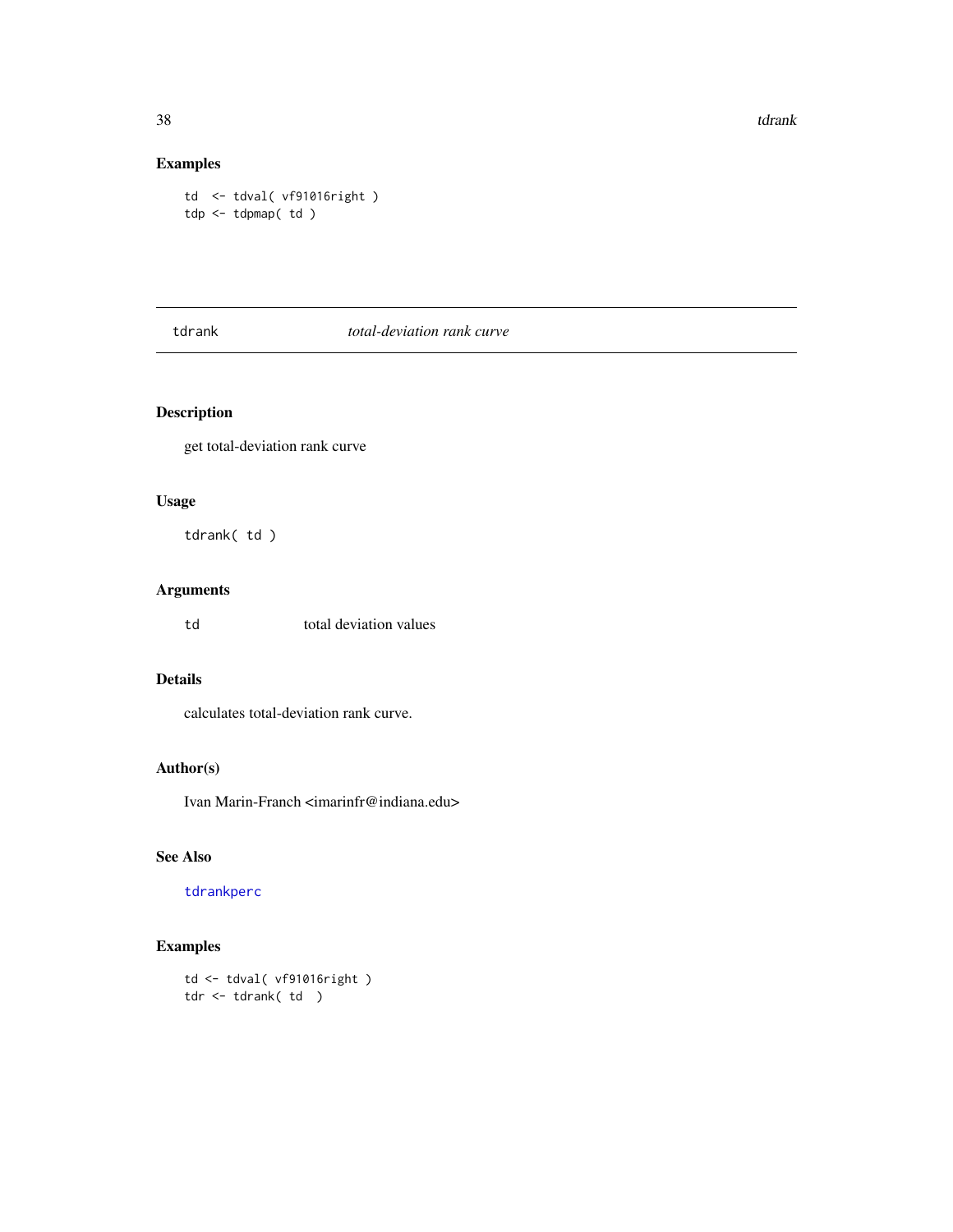### Examples

```
td  <- tdval( vf91016right )
tdp <- tdpmap( td )
```

---

## tdrank — *total-deviation rank curve*

---

### Description

get total-deviation rank curve

### Usage

```
tdrank( td )
```

### Arguments

| | |
|---|---|
| td | total deviation values |

### Details

calculates total-deviation rank curve.

### Author(s)

Ivan Marin-Franch <imarinfr@indiana.edu>

### See Also

tdrankperc

### Examples

```
td <- tdval( vf91016right )
tdr <- tdrank( td  )
```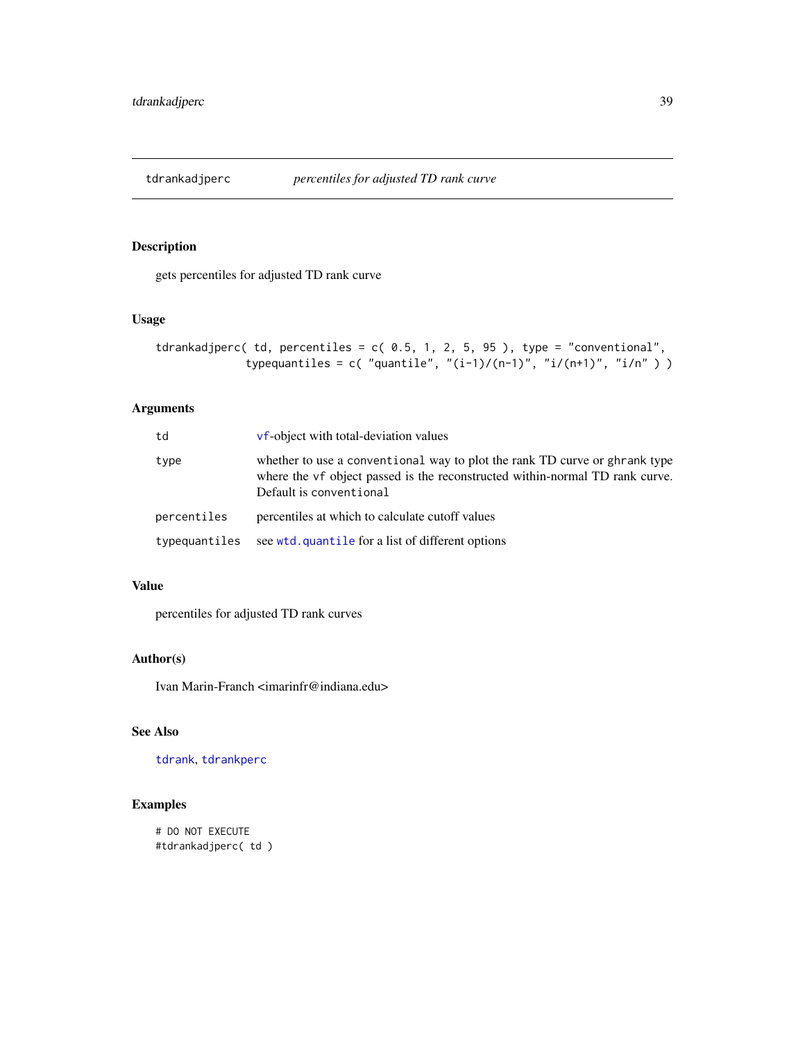## tdrankadjperc — *percentiles for adjusted TD rank curve*

### Description

gets percentiles for adjusted TD rank curve

### Usage

```
tdrankadjperc( td, percentiles = c( 0.5, 1, 2, 5, 95 ), type = "conventional",
               typequantiles = c( "quantile", "(i-1)/(n-1)", "i/(n+1)", "i/n" ) )
```

### Arguments

| | |
|---|---|
| td | vf-object with total-deviation values |
| type | whether to use a `conventional` way to plot the rank TD curve or `ghrank` type where the `vf` object passed is the reconstructed within-normal TD rank curve. Default is `conventional` |
| percentiles | percentiles at which to calculate cutoff values |
| typequantiles | see `wtd.quantile` for a list of different options |

### Value

percentiles for adjusted TD rank curves

### Author(s)

Ivan Marin-Franch <imarinfr@indiana.edu>

### See Also

`tdrank`, `tdrankperc`

### Examples

```
# DO NOT EXECUTE
#tdrankadjperc( td )
```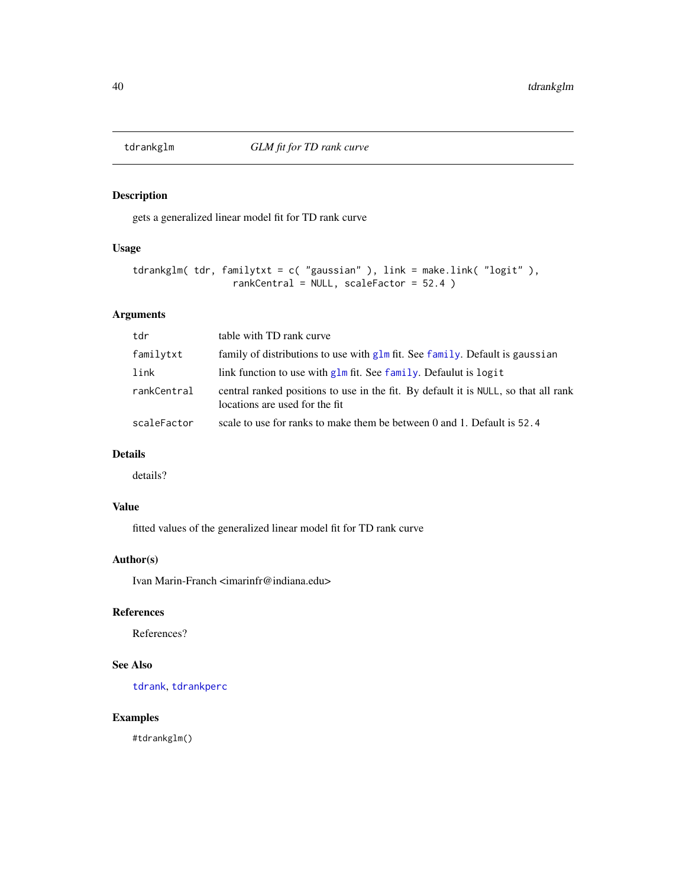# tdrankglm — *GLM fit for TD rank curve*

## Description

gets a generalized linear model fit for TD rank curve

## Usage

```
tdrankglm( tdr, familytxt = c( "gaussian" ), link = make.link( "logit" ),
                 rankCentral = NULL, scaleFactor = 52.4 )
```

## Arguments

| | |
|---|---|
| `tdr` | table with TD rank curve |
| `familytxt` | family of distributions to use with `glm` fit. See `family`. Default is `gaussian` |
| `link` | link function to use with `glm` fit. See `family`. Defaulut is `logit` |
| `rankCentral` | central ranked positions to use in the fit. By default it is `NULL`, so that all rank locations are used for the fit |
| `scaleFactor` | scale to use for ranks to make them be between 0 and 1. Default is `52.4` |

## Details

details?

## Value

fitted values of the generalized linear model fit for TD rank curve

## Author(s)

Ivan Marin-Franch <imarinfr@indiana.edu>

## References

References?

## See Also

`tdrank`, `tdrankperc`

## Examples

```
#tdrankglm()
```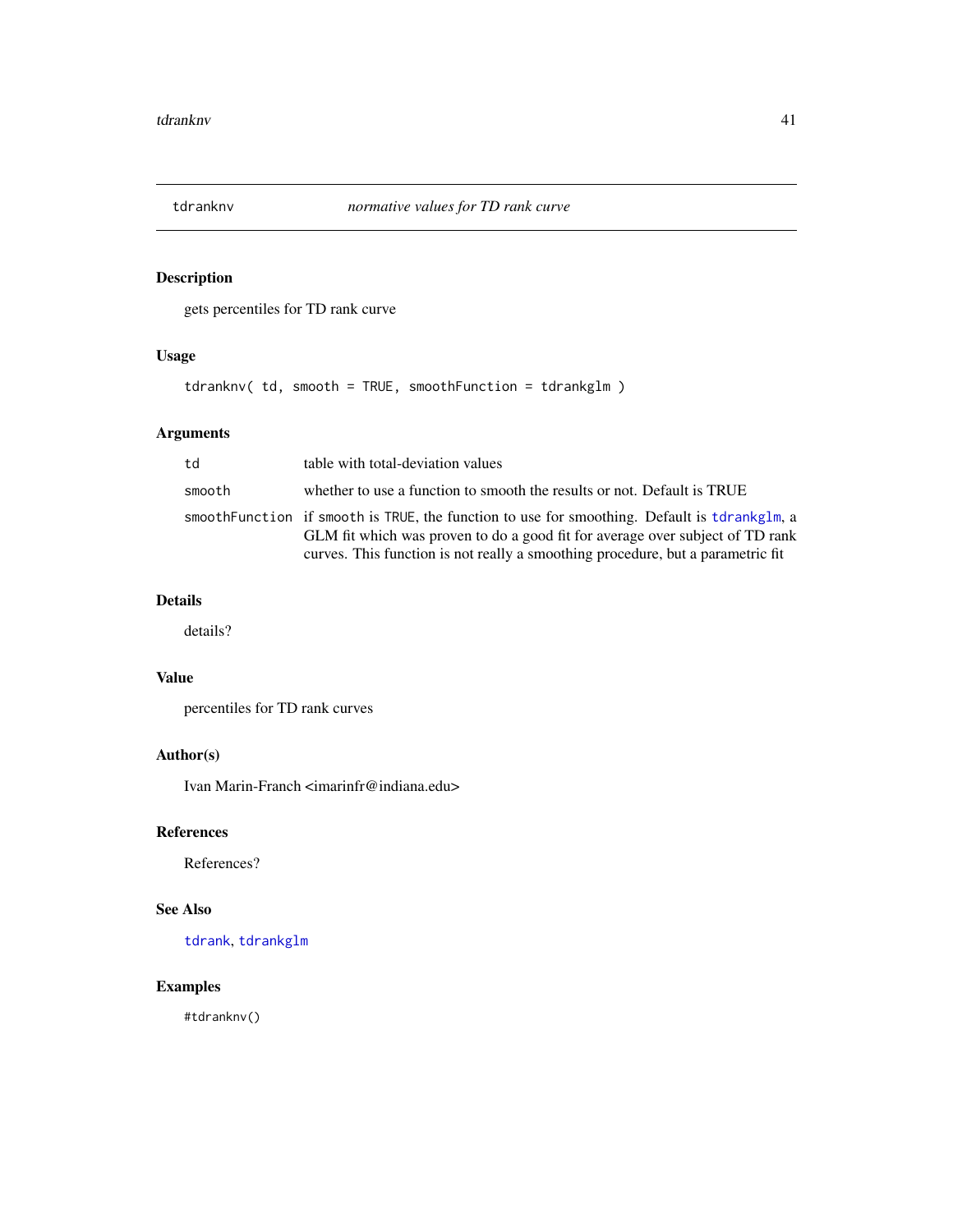## tdranknv — *normative values for TD rank curve*

### Description

gets percentiles for TD rank curve

### Usage

```
tdranknv( td, smooth = TRUE, smoothFunction = tdrankglm )
```

### Arguments

| | |
|---|---|
| td | table with total-deviation values |
| smooth | whether to use a function to smooth the results or not. Default is TRUE |
| smoothFunction | if smooth is TRUE, the function to use for smoothing. Default is tdrankglm, a GLM fit which was proven to do a good fit for average over subject of TD rank curves. This function is not really a smoothing procedure, but a parametric fit |

### Details

details?

### Value

percentiles for TD rank curves

### Author(s)

Ivan Marin-Franch <imarinfr@indiana.edu>

### References

References?

### See Also

tdrank, tdrankglm

### Examples

```
#tdranknv()
```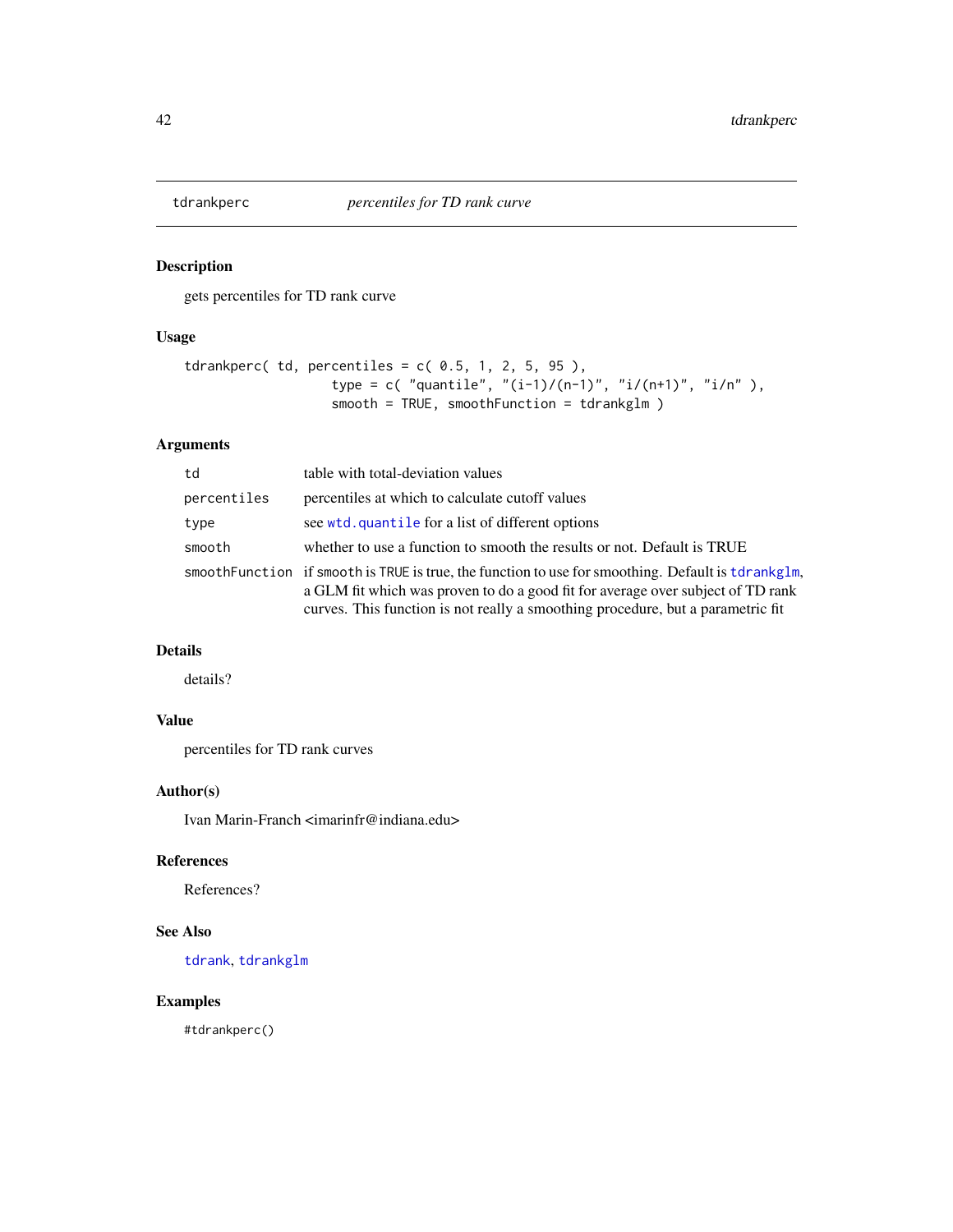## tdrankperc *percentiles for TD rank curve*

### Description

gets percentiles for TD rank curve

### Usage

```
tdrankperc( td, percentiles = c( 0.5, 1, 2, 5, 95 ),
                   type = c( "quantile", "(i-1)/(n-1)", "i/(n+1)", "i/n" ),
                   smooth = TRUE, smoothFunction = tdrankglm )
```

### Arguments

| | |
|---|---|
| `td` | table with total-deviation values |
| `percentiles` | percentiles at which to calculate cutoff values |
| `type` | see `wtd.quantile` for a list of different options |
| `smooth` | whether to use a function to smooth the results or not. Default is TRUE |
| `smoothFunction` | if `smooth` is `TRUE` is true, the function to use for smoothing. Default is `tdrankglm`, a GLM fit which was proven to do a good fit for average over subject of TD rank curves. This function is not really a smoothing procedure, but a parametric fit |

### Details

details?

### Value

percentiles for TD rank curves

### Author(s)

Ivan Marin-Franch <imarinfr@indiana.edu>

### References

References?

### See Also

`tdrank`, `tdrankglm`

### Examples

```
#tdrankperc()
```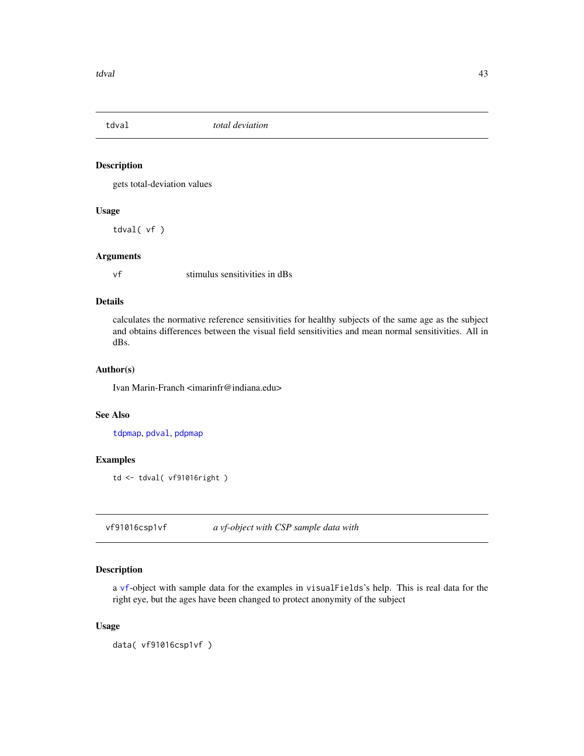## tdval — *total deviation*

### Description

gets total-deviation values

### Usage

```
tdval( vf )
```

### Arguments

| | |
|---|---|
| vf | stimulus sensitivities in dBs |

### Details

calculates the normative reference sensitivities for healthy subjects of the same age as the subject and obtains differences between the visual field sensitivities and mean normal sensitivities. All in dBs.

### Author(s)

Ivan Marin-Franch <imarinfr@indiana.edu>

### See Also

tdpmap, pdval, pdpmap

### Examples

```
td <- tdval( vf91016right )
```

## vf91016csp1vf — *a vf-object with CSP sample data with*

### Description

a vf-object with sample data for the examples in visualFields's help. This is real data for the right eye, but the ages have been changed to protect anonymity of the subject

### Usage

```
data( vf91016csp1vf )
```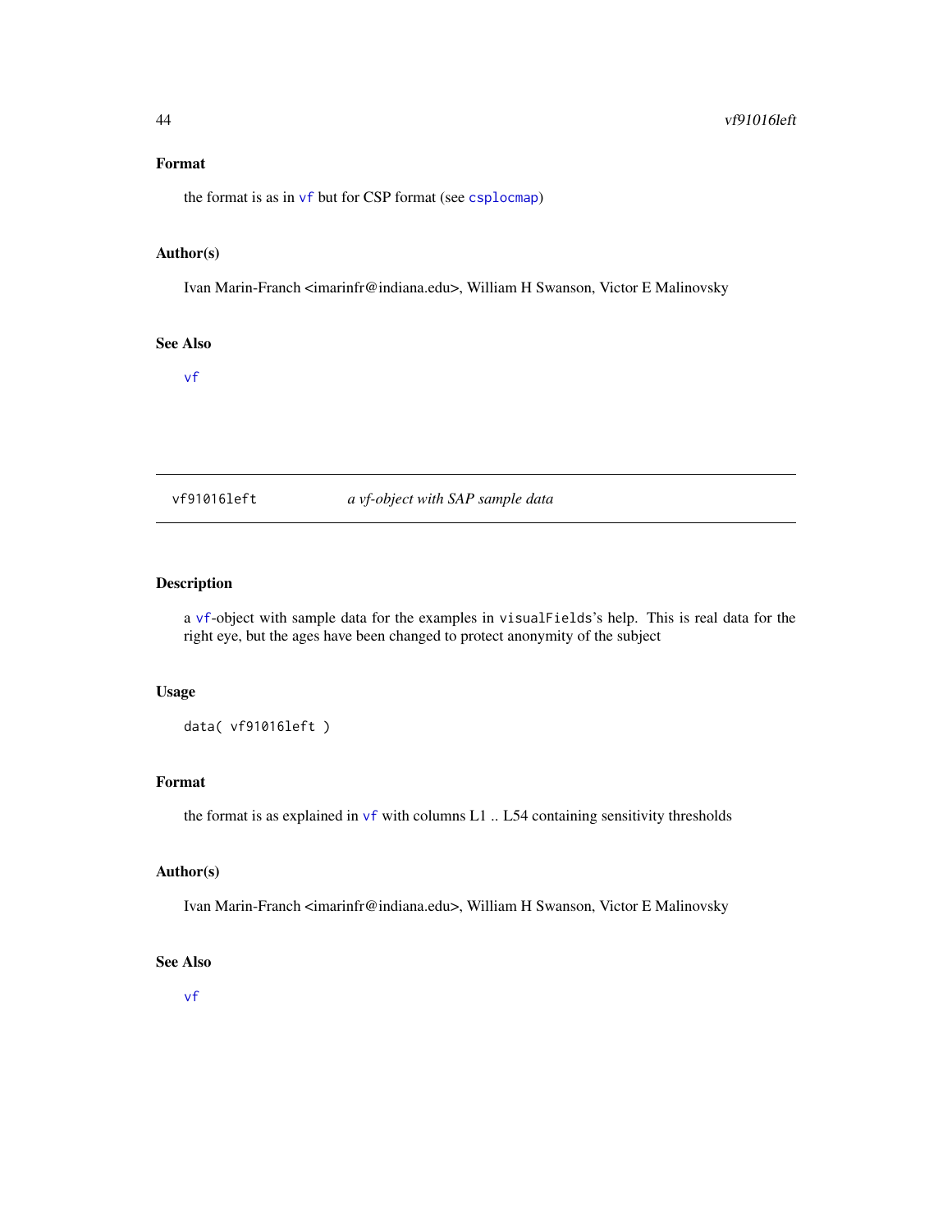### Format

the format is as in `vf` but for CSP format (see `csplocmap`)

### Author(s)

Ivan Marin-Franch <imarinfr@indiana.edu>, William H Swanson, Victor E Malinovsky

### See Also

`vf`

---

## vf91016left *a vf-object with SAP sample data*

---

### Description

a `vf`-object with sample data for the examples in `visualFields`'s help. This is real data for the right eye, but the ages have been changed to protect anonymity of the subject

### Usage

```
data( vf91016left )
```

### Format

the format is as explained in `vf` with columns L1 .. L54 containing sensitivity thresholds

### Author(s)

Ivan Marin-Franch <imarinfr@indiana.edu>, William H Swanson, Victor E Malinovsky

### See Also

`vf`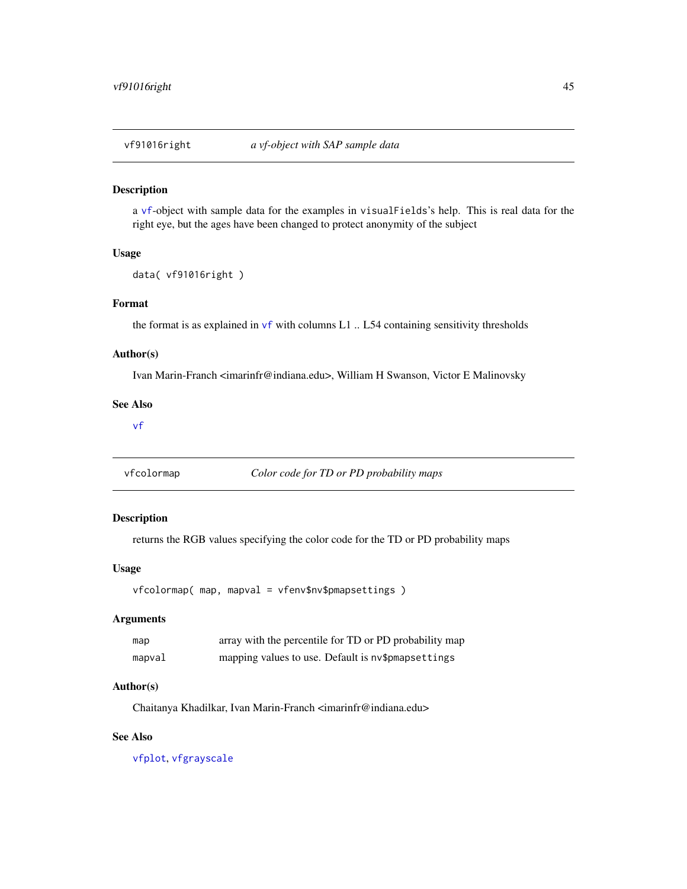## vf91016right — *a vf-object with SAP sample data*

### Description

a vf-object with sample data for the examples in visualFields's help. This is real data for the right eye, but the ages have been changed to protect anonymity of the subject

### Usage

```
data( vf91016right )
```

### Format

the format is as explained in vf with columns L1 .. L54 containing sensitivity thresholds

### Author(s)

Ivan Marin-Franch <imarinfr@indiana.edu>, William H Swanson, Victor E Malinovsky

### See Also

vf

## vfcolormap — *Color code for TD or PD probability maps*

### Description

returns the RGB values specifying the color code for the TD or PD probability maps

### Usage

```
vfcolormap( map, mapval = vfenv$nv$pmapsettings )
```

### Arguments

| | |
|---|---|
| map | array with the percentile for TD or PD probability map |
| mapval | mapping values to use. Default is nv$pmapsettings |

### Author(s)

Chaitanya Khadilkar, Ivan Marin-Franch <imarinfr@indiana.edu>

### See Also

vfplot, vfgrayscale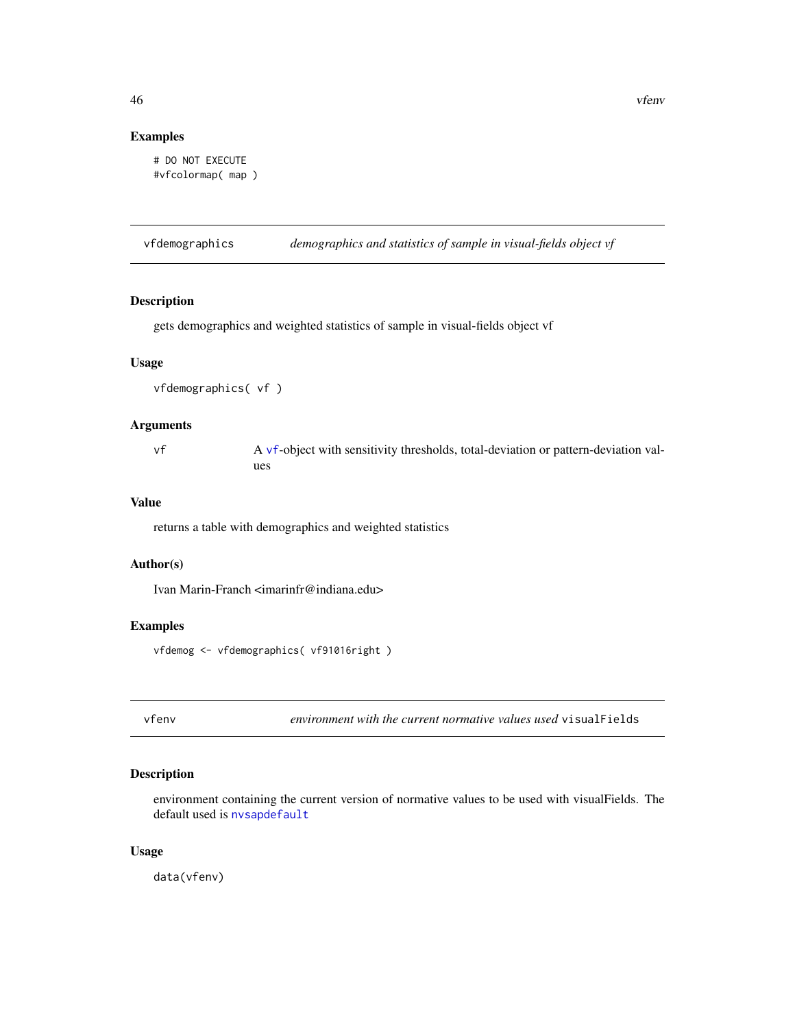## Examples

```
# DO NOT EXECUTE
#vfcolormap( map )
```

---

## vfdemographics — *demographics and statistics of sample in visual-fields object vf*

### Description

gets demographics and weighted statistics of sample in visual-fields object vf

### Usage

```
vfdemographics( vf )
```

### Arguments

| | |
|---|---|
| vf | A vf-object with sensitivity thresholds, total-deviation or pattern-deviation values |

### Value

returns a table with demographics and weighted statistics

### Author(s)

Ivan Marin-Franch <imarinfr@indiana.edu>

### Examples

```
vfdemog <- vfdemographics( vf91016right )
```

---

## vfenv — *environment with the current normative values used* `visualFields`

### Description

environment containing the current version of normative values to be used with visualFields. The default used is nvsapdefault

### Usage

```
data(vfenv)
```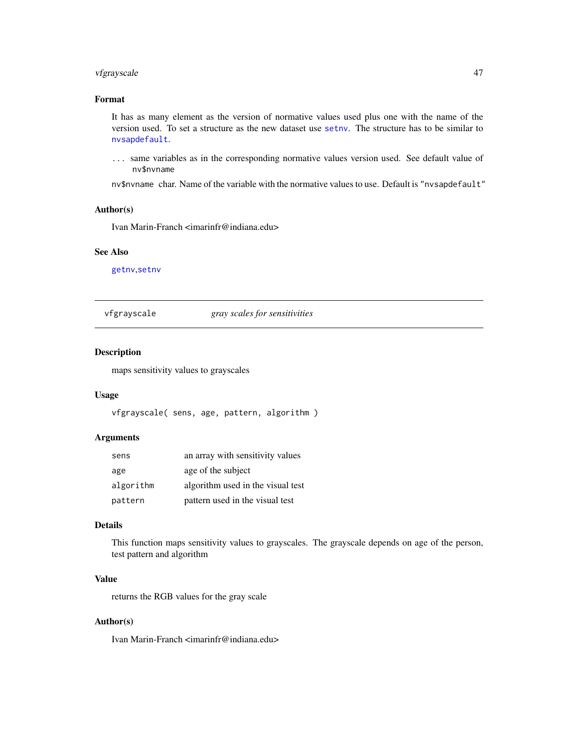### Format

It has as many element as the version of normative values used plus one with the name of the version used. To set a structure as the new dataset use `setnv`. The structure has to be similar to `nvsapdefault`.

... same variables as in the corresponding normative values version used. See default value of `nv$nvname`

`nv$nvname` char. Name of the variable with the normative values to use. Default is "nvsapdefault"

### Author(s)

Ivan Marin-Franch <imarinfr@indiana.edu>

### See Also

`getnv`,`setnv`

---

## vfgrayscale — *gray scales for sensitivities*

### Description

maps sensitivity values to grayscales

### Usage

```
vfgrayscale( sens, age, pattern, algorithm )
```

### Arguments

| | |
|---|---|
| sens | an array with sensitivity values |
| age | age of the subject |
| algorithm | algorithm used in the visual test |
| pattern | pattern used in the visual test |

### Details

This function maps sensitivity values to grayscales. The grayscale depends on age of the person, test pattern and algorithm

### Value

returns the RGB values for the gray scale

### Author(s)

Ivan Marin-Franch <imarinfr@indiana.edu>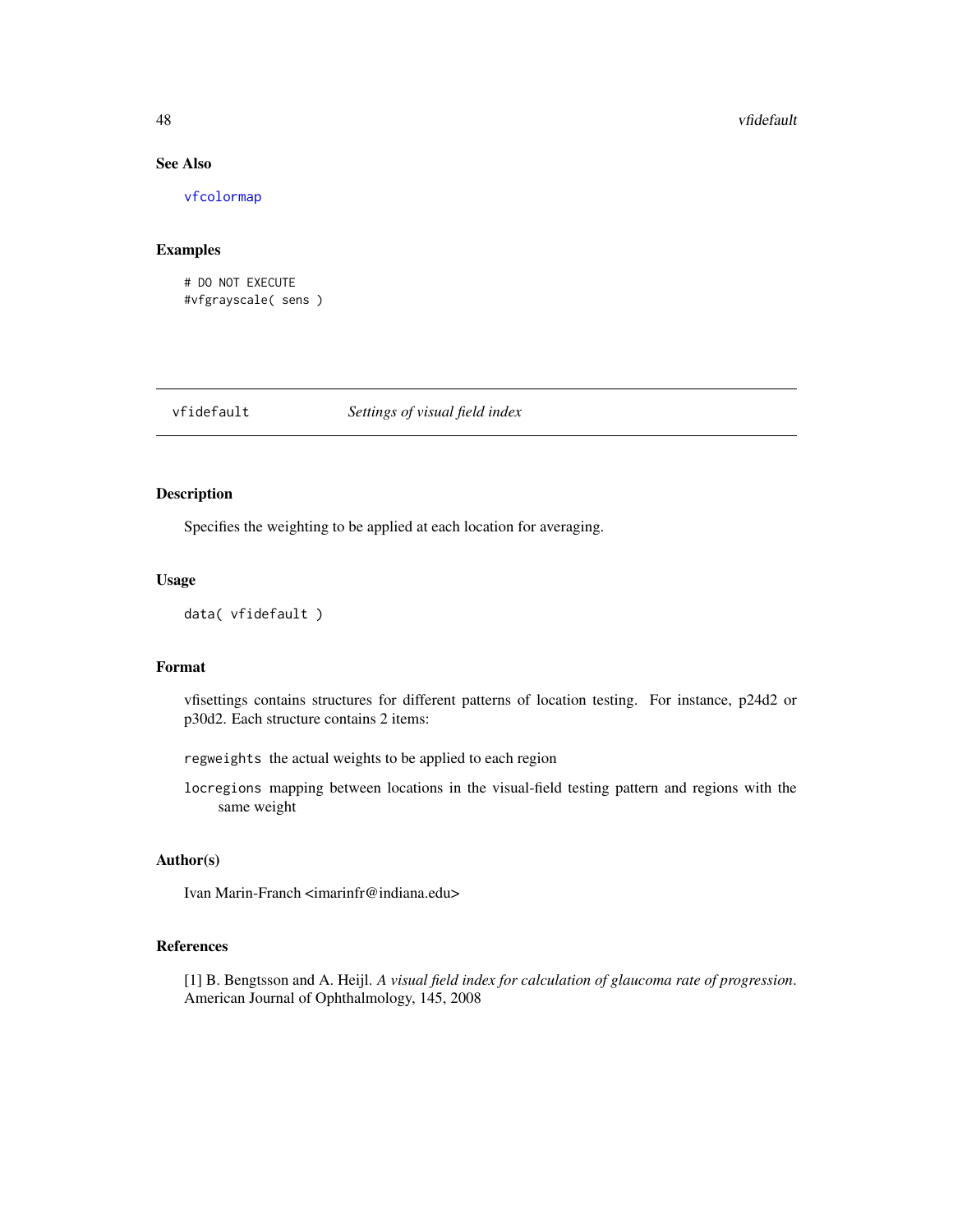### See Also

vfcolormap

### Examples

```
# DO NOT EXECUTE
#vfgrayscale( sens )
```

---

## vfidefault — *Settings of visual field index*

---

### Description

Specifies the weighting to be applied at each location for averaging.

### Usage

```
data( vfidefault )
```

### Format

vfisettings contains structures for different patterns of location testing. For instance, p24d2 or p30d2. Each structure contains 2 items:

- `regweights` the actual weights to be applied to each region
- `locregions` mapping between locations in the visual-field testing pattern and regions with the same weight

### Author(s)

Ivan Marin-Franch <imarinfr@indiana.edu>

### References

[1] B. Bengtsson and A. Heijl. *A visual field index for calculation of glaucoma rate of progression*. American Journal of Ophthalmology, 145, 2008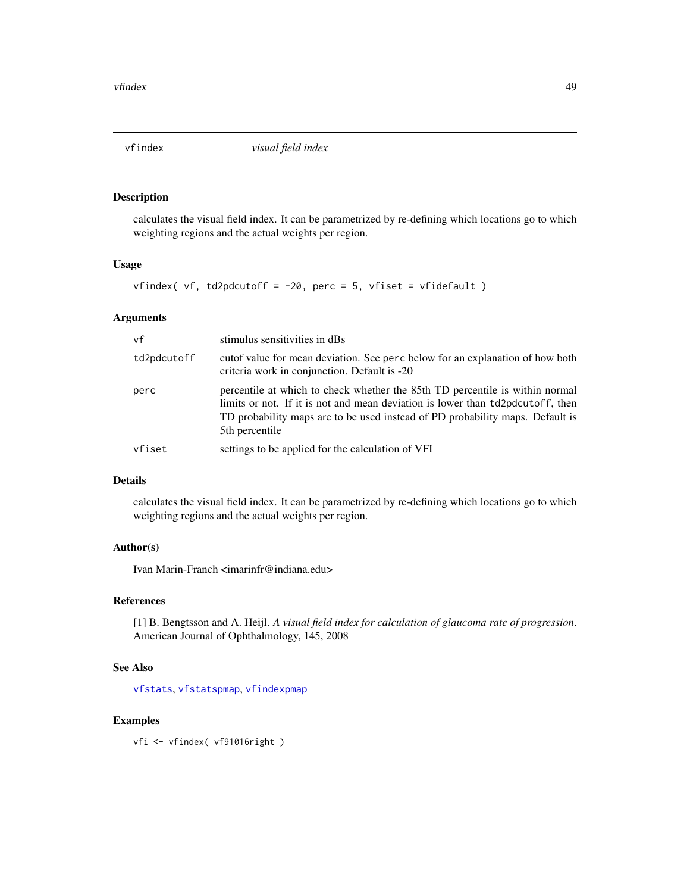# vfindex — *visual field index*

## Description

calculates the visual field index. It can be parametrized by re-defining which locations go to which weighting regions and the actual weights per region.

## Usage

```
vfindex( vf, td2pdcutoff = -20, perc = 5, vfiset = vfidefault )
```

## Arguments

| | |
|---|---|
| `vf` | stimulus sensitivities in dBs |
| `td2pdcutoff` | cutof value for mean deviation. See `perc` below for an explanation of how both criteria work in conjunction. Default is -20 |
| `perc` | percentile at which to check whether the 85th TD percentile is within normal limits or not. If it is not and mean deviation is lower than `td2pdcutoff`, then TD probability maps are to be used instead of PD probability maps. Default is 5th percentile |
| `vfiset` | settings to be applied for the calculation of VFI |

## Details

calculates the visual field index. It can be parametrized by re-defining which locations go to which weighting regions and the actual weights per region.

## Author(s)

Ivan Marin-Franch <imarinfr@indiana.edu>

## References

[1] B. Bengtsson and A. Heijl. *A visual field index for calculation of glaucoma rate of progression*. American Journal of Ophthalmology, 145, 2008

## See Also

`vfstats`, `vfstatspmap`, `vfindexpmap`

## Examples

```
vfi <- vfindex( vf91016right )
```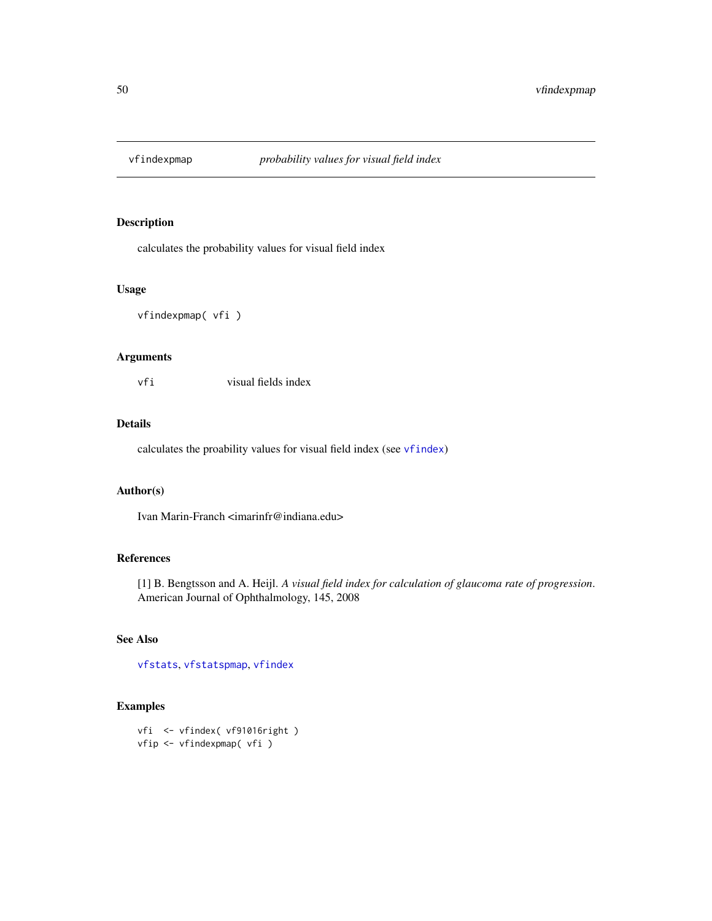# vfindexpmap — *probability values for visual field index*

## Description

calculates the probability values for visual field index

## Usage

```
vfindexpmap( vfi )
```

## Arguments

| | |
|---|---|
| vfi | visual fields index |

## Details

calculates the proability values for visual field index (see vfindex)

## Author(s)

Ivan Marin-Franch <imarinfr@indiana.edu>

## References

[1] B. Bengtsson and A. Heijl. *A visual field index for calculation of glaucoma rate of progression*. American Journal of Ophthalmology, 145, 2008

## See Also

vfstats, vfstatspmap, vfindex

## Examples

```
vfi  <- vfindex( vf91016right )
vfip <- vfindexpmap( vfi )
```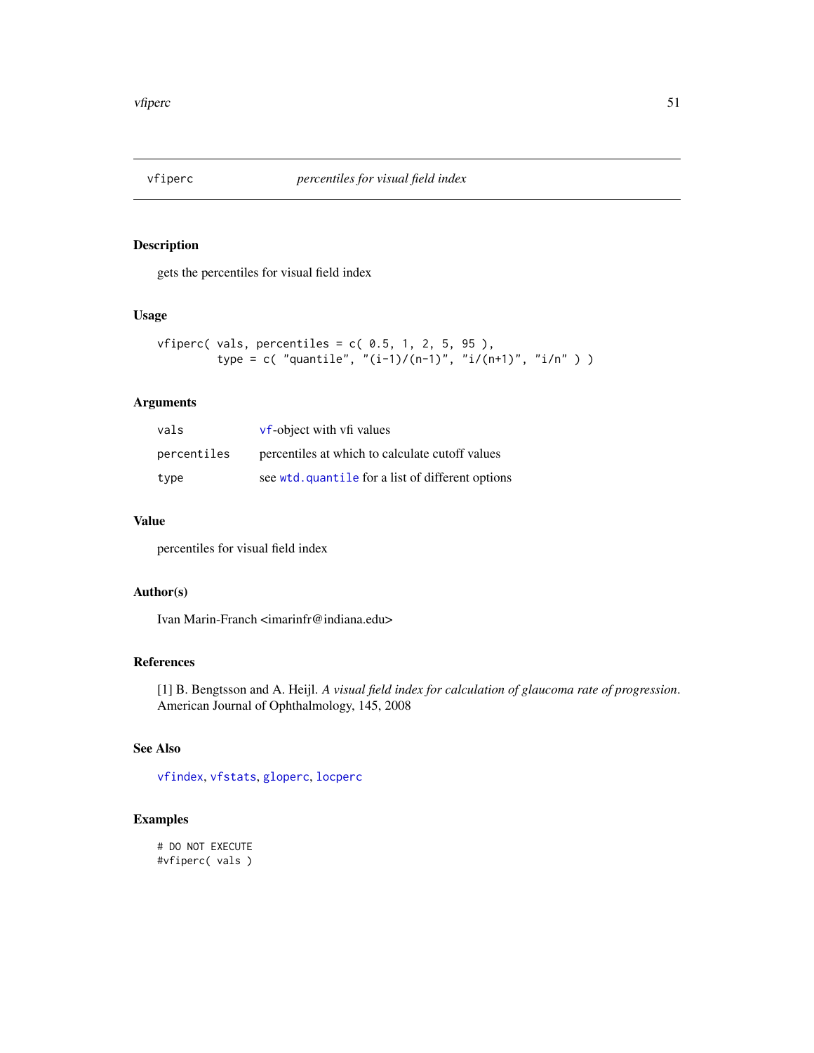## vfiperc *percentiles for visual field index*

### Description

gets the percentiles for visual field index

### Usage

```
vfiperc( vals, percentiles = c( 0.5, 1, 2, 5, 95 ),
         type = c( "quantile", "(i-1)/(n-1)", "i/(n+1)", "i/n" ) )
```

### Arguments

| | |
|---|---|
| `vals` | `vf`-object with vfi values |
| `percentiles` | percentiles at which to calculate cutoff values |
| `type` | see `wtd.quantile` for a list of different options |

### Value

percentiles for visual field index

### Author(s)

Ivan Marin-Franch <imarinfr@indiana.edu>

### References

[1] B. Bengtsson and A. Heijl. *A visual field index for calculation of glaucoma rate of progression*. American Journal of Ophthalmology, 145, 2008

### See Also

`vfindex`, `vfstats`, `gloperc`, `locperc`

### Examples

```
# DO NOT EXECUTE
#vfiperc( vals )
```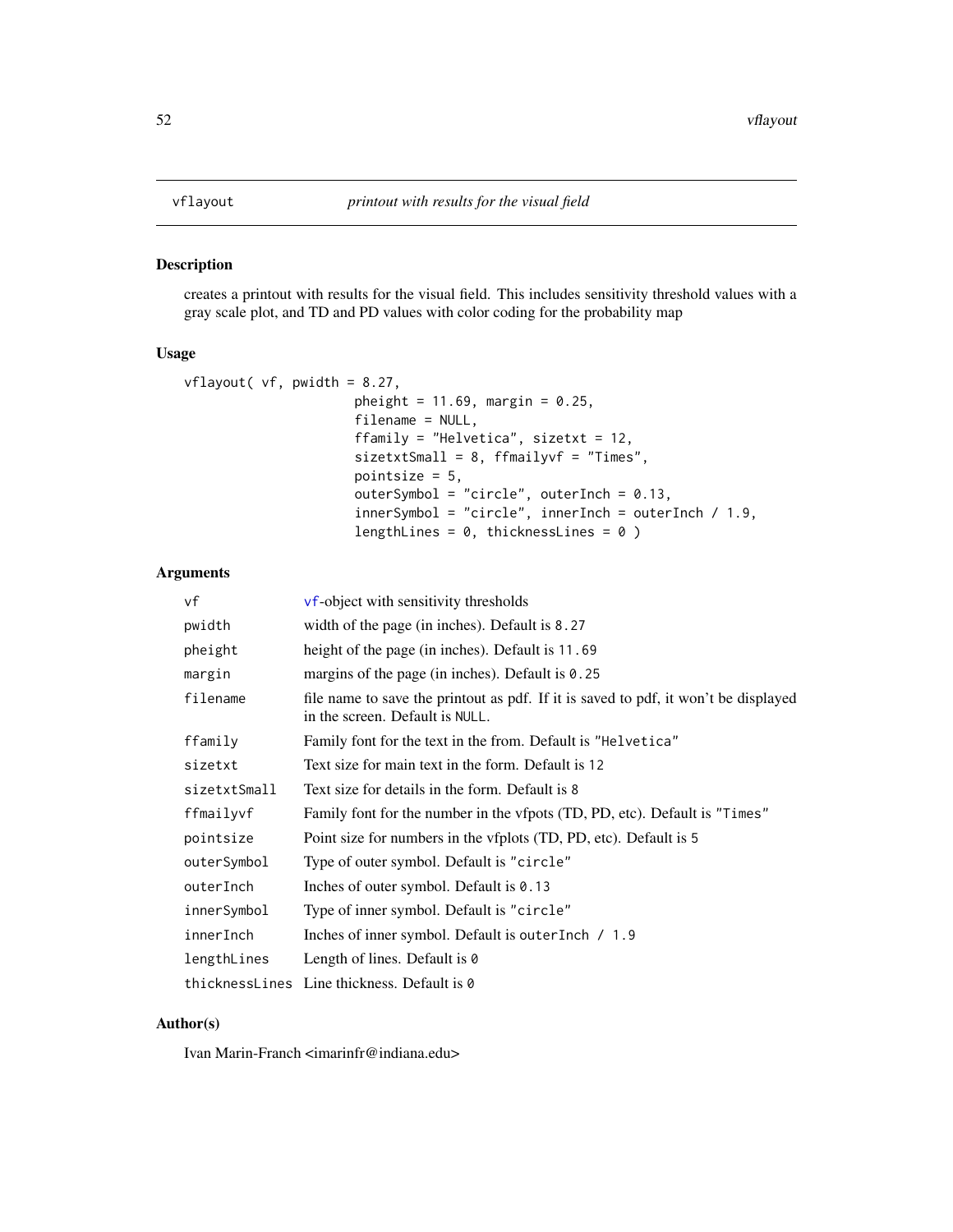## vflayout — *printout with results for the visual field*

### Description

creates a printout with results for the visual field. This includes sensitivity threshold values with a gray scale plot, and TD and PD values with color coding for the probability map

### Usage

```
vflayout( vf, pwidth = 8.27,
                      pheight = 11.69, margin = 0.25,
                      filename = NULL,
                      ffamily = "Helvetica", sizetxt = 12,
                      sizetxtSmall = 8, ffmailyvf = "Times",
                      pointsize = 5,
                      outerSymbol = "circle", outerInch = 0.13,
                      innerSymbol = "circle", innerInch = outerInch / 1.9,
                      lengthLines = 0, thicknessLines = 0 )
```

### Arguments

| | |
|---|---|
| `vf` | `vf`-object with sensitivity thresholds |
| `pwidth` | width of the page (in inches). Default is `8.27` |
| `pheight` | height of the page (in inches). Default is `11.69` |
| `margin` | margins of the page (in inches). Default is `0.25` |
| `filename` | file name to save the printout as pdf. If it is saved to pdf, it won't be displayed in the screen. Default is `NULL`. |
| `ffamily` | Family font for the text in the from. Default is `"Helvetica"` |
| `sizetxt` | Text size for main text in the form. Default is `12` |
| `sizetxtSmall` | Text size for details in the form. Default is `8` |
| `ffmailyvf` | Family font for the number in the vfpots (TD, PD, etc). Default is `"Times"` |
| `pointsize` | Point size for numbers in the vfplots (TD, PD, etc). Default is `5` |
| `outerSymbol` | Type of outer symbol. Default is `"circle"` |
| `outerInch` | Inches of outer symbol. Default is `0.13` |
| `innerSymbol` | Type of inner symbol. Default is `"circle"` |
| `innerInch` | Inches of inner symbol. Default is `outerInch / 1.9` |
| `lengthLines` | Length of lines. Default is `0` |
| `thicknessLines` | Line thickness. Default is `0` |

### Author(s)

Ivan Marin-Franch <imarinfr@indiana.edu>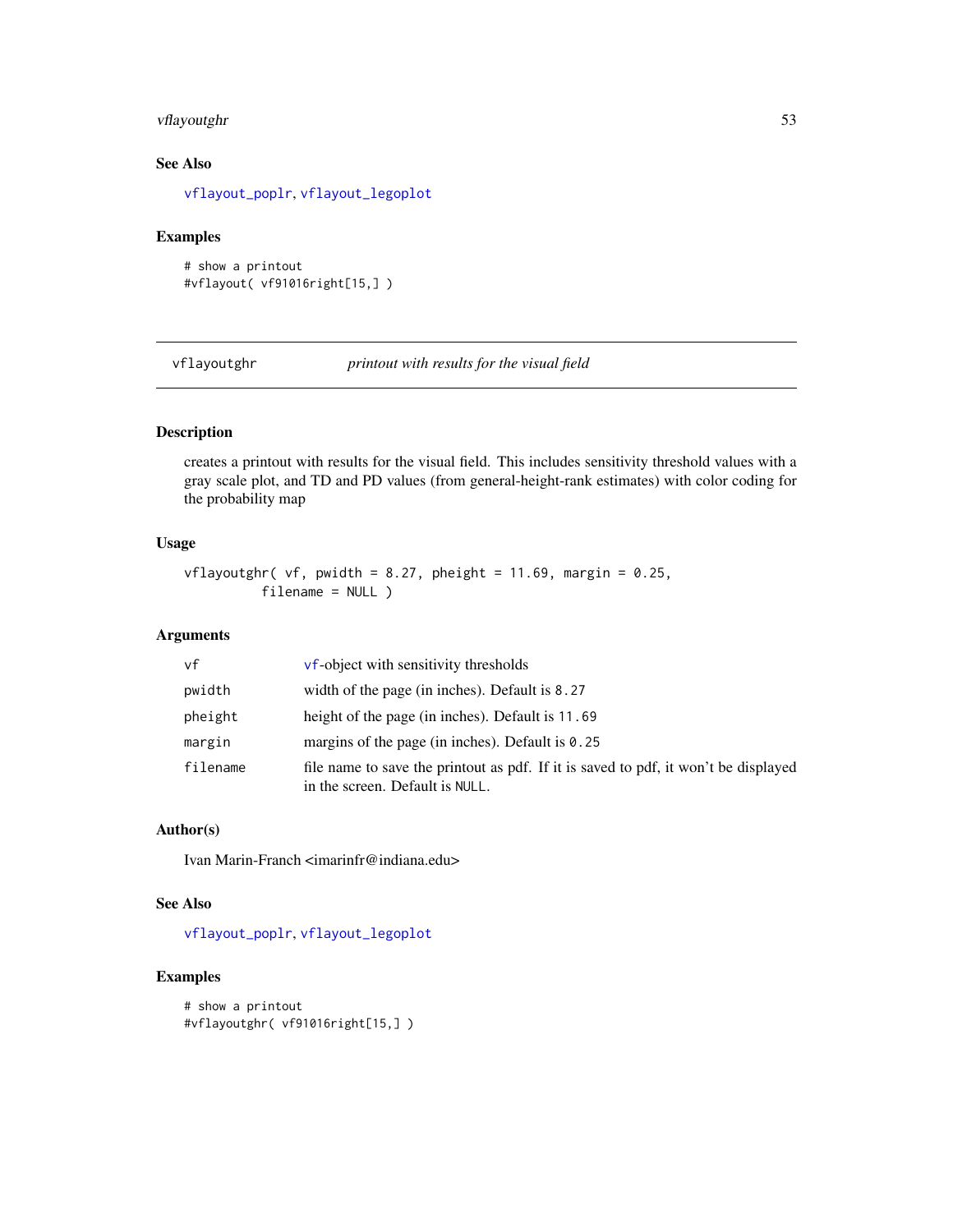### See Also

vflayout_poplr, vflayout_legoplot

### Examples

```
# show a printout
#vflayout( vf91016right[15,] )
```

---

## vflayoutghr — *printout with results for the visual field*

---

### Description

creates a printout with results for the visual field. This includes sensitivity threshold values with a gray scale plot, and TD and PD values (from general-height-rank estimates) with color coding for the probability map

### Usage

```
vflayoutghr( vf, pwidth = 8.27, pheight = 11.69, margin = 0.25,
          filename = NULL )
```

### Arguments

| | |
|---|---|
| vf | vf-object with sensitivity thresholds |
| pwidth | width of the page (in inches). Default is `8.27` |
| pheight | height of the page (in inches). Default is `11.69` |
| margin | margins of the page (in inches). Default is `0.25` |
| filename | file name to save the printout as pdf. If it is saved to pdf, it won't be displayed in the screen. Default is `NULL`. |

### Author(s)

Ivan Marin-Franch <imarinfr@indiana.edu>

### See Also

vflayout_poplr, vflayout_legoplot

### Examples

```
# show a printout
#vflayoutghr( vf91016right[15,] )
```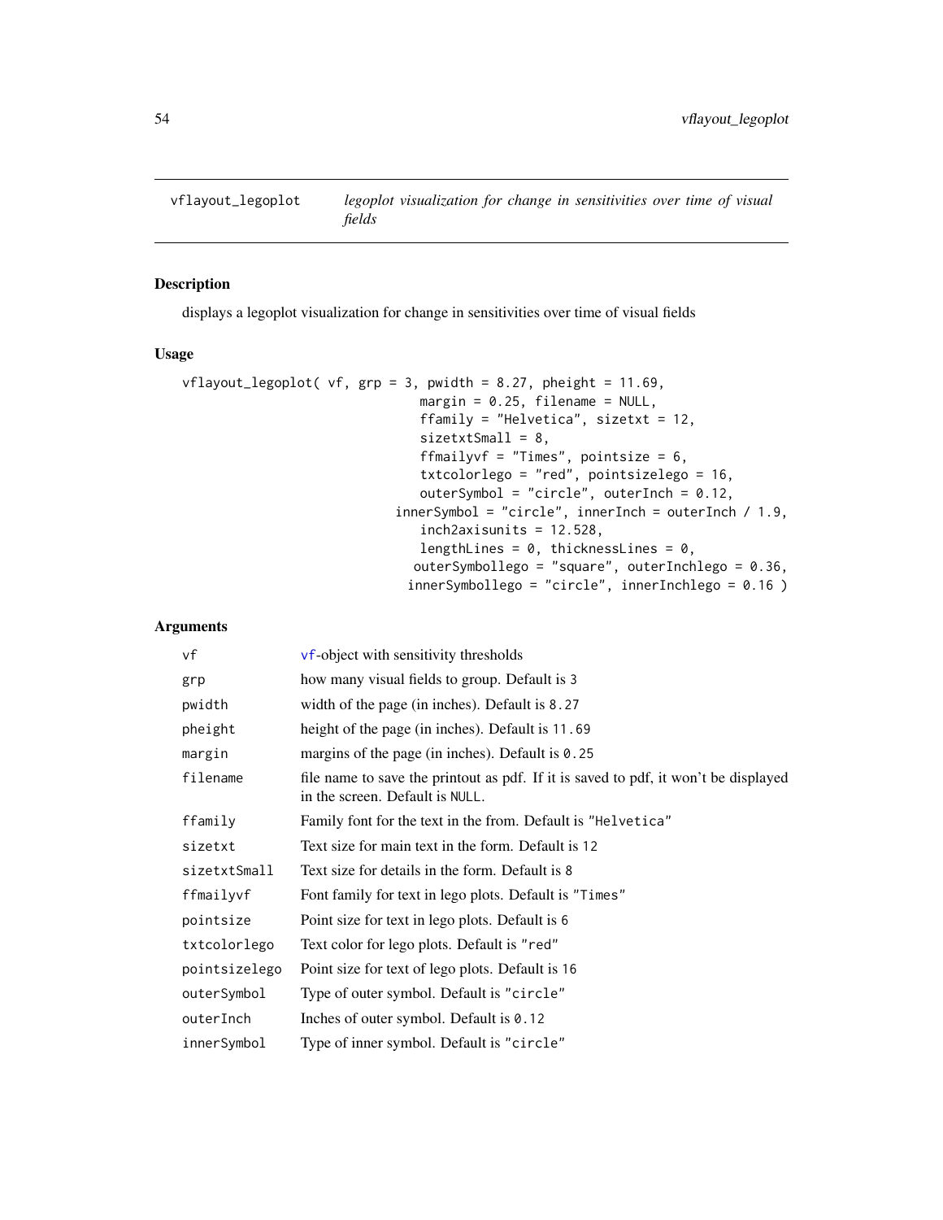# vflayout_legoplot

*legoplot visualization for change in sensitivities over time of visual fields*

## Description

displays a legoplot visualization for change in sensitivities over time of visual fields

## Usage

```
vflayout_legoplot( vf, grp = 3, pwidth = 8.27, pheight = 11.69,
                            margin = 0.25, filename = NULL,
                            ffamily = "Helvetica", sizetxt = 12,
                            sizetxtSmall = 8,
                            ffmailyvf = "Times", pointsize = 6,
                            txtcolorlego = "red", pointsizelego = 16,
                            outerSymbol = "circle", outerInch = 0.12,
                        innerSymbol = "circle", innerInch = outerInch / 1.9,
                            inch2axisunits = 12.528,
                            lengthLines = 0, thicknessLines = 0,
                          outerSymbollego = "square", outerInchlego = 0.36,
                         innerSymbollego = "circle", innerInchlego = 0.16 )
```

## Arguments

| | |
|---|---|
| vf | vf-object with sensitivity thresholds |
| grp | how many visual fields to group. Default is 3 |
| pwidth | width of the page (in inches). Default is 8.27 |
| pheight | height of the page (in inches). Default is 11.69 |
| margin | margins of the page (in inches). Default is 0.25 |
| filename | file name to save the printout as pdf. If it is saved to pdf, it won't be displayed in the screen. Default is NULL. |
| ffamily | Family font for the text in the from. Default is "Helvetica" |
| sizetxt | Text size for main text in the form. Default is 12 |
| sizetxtSmall | Text size for details in the form. Default is 8 |
| ffmailyvf | Font family for text in lego plots. Default is "Times" |
| pointsize | Point size for text in lego plots. Default is 6 |
| txtcolorlego | Text color for lego plots. Default is "red" |
| pointsizelego | Point size for text of lego plots. Default is 16 |
| outerSymbol | Type of outer symbol. Default is "circle" |
| outerInch | Inches of outer symbol. Default is 0.12 |
| innerSymbol | Type of inner symbol. Default is "circle" |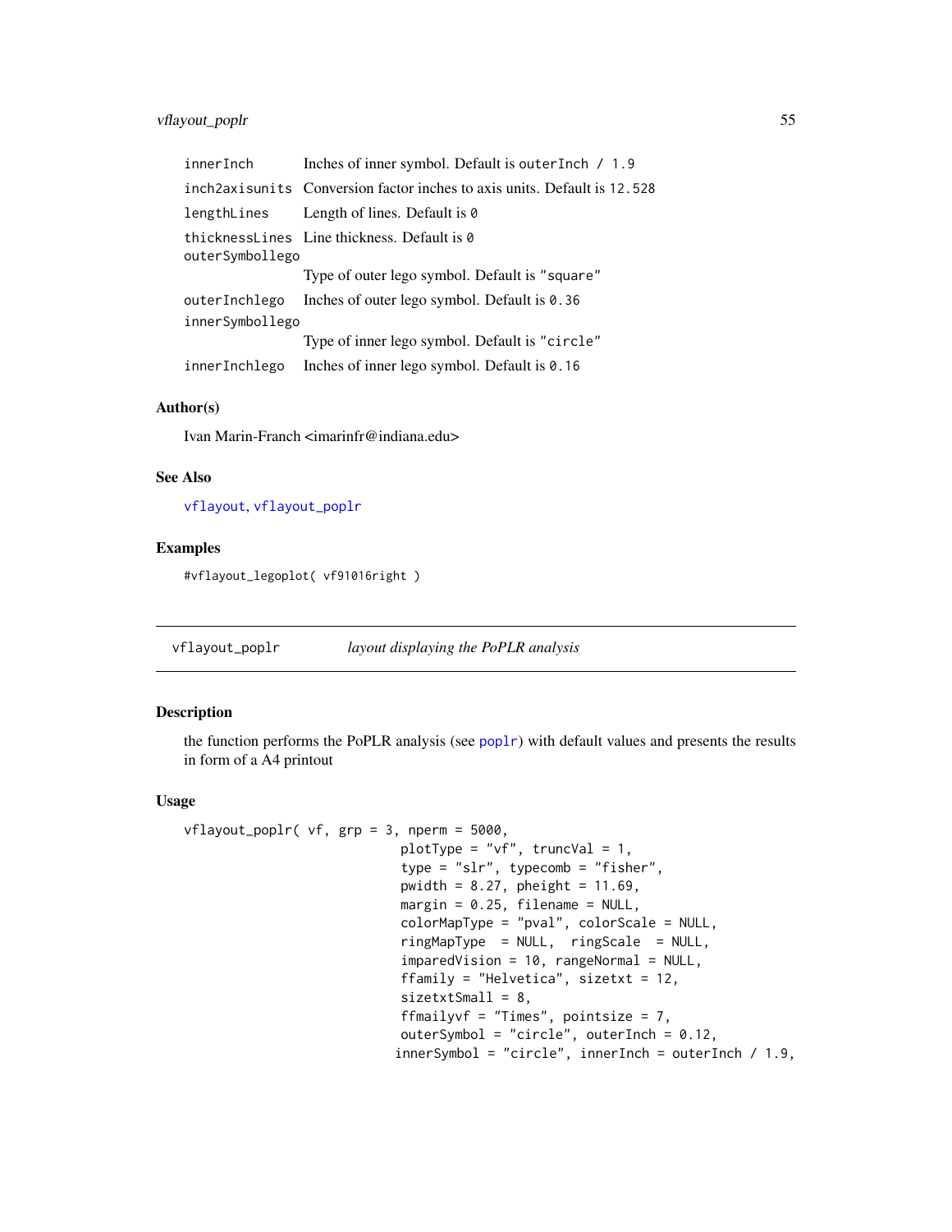| | |
|---|---|
| innerInch | Inches of inner symbol. Default is outerInch / 1.9 |
| inch2axisunits | Conversion factor inches to axis units. Default is 12.528 |
| lengthLines | Length of lines. Default is 0 |
| thicknessLines | Line thickness. Default is 0 |
| outerSymbollego | Type of outer lego symbol. Default is "square" |
| outerInchlego | Inches of outer lego symbol. Default is 0.36 |
| innerSymbollego | Type of inner lego symbol. Default is "circle" |
| innerInchlego | Inches of inner lego symbol. Default is 0.16 |

## Author(s)

Ivan Marin-Franch <imarinfr@indiana.edu>

## See Also

vflayout, vflayout_poplr

## Examples

```
#vflayout_legoplot( vf91016right )
```

---

# vflayout_poplr    *layout displaying the PoPLR analysis*

## Description

the function performs the PoPLR analysis (see poplr) with default values and presents the results in form of a A4 printout

## Usage

```
vflayout_poplr( vf, grp = 3, nperm = 5000,
                            plotType = "vf", truncVal = 1,
                            type = "slr", typecomb = "fisher",
                            pwidth = 8.27, pheight = 11.69,
                            margin = 0.25, filename = NULL,
                            colorMapType = "pval", colorScale = NULL,
                            ringMapType  = NULL,  ringScale  = NULL,
                            imparedVision = 10, rangeNormal = NULL,
                            ffamily = "Helvetica", sizetxt = 12,
                            sizetxtSmall = 8,
                            ffmailyvf = "Times", pointsize = 7,
                            outerSymbol = "circle", outerInch = 0.12,
                           innerSymbol = "circle", innerInch = outerInch / 1.9,
```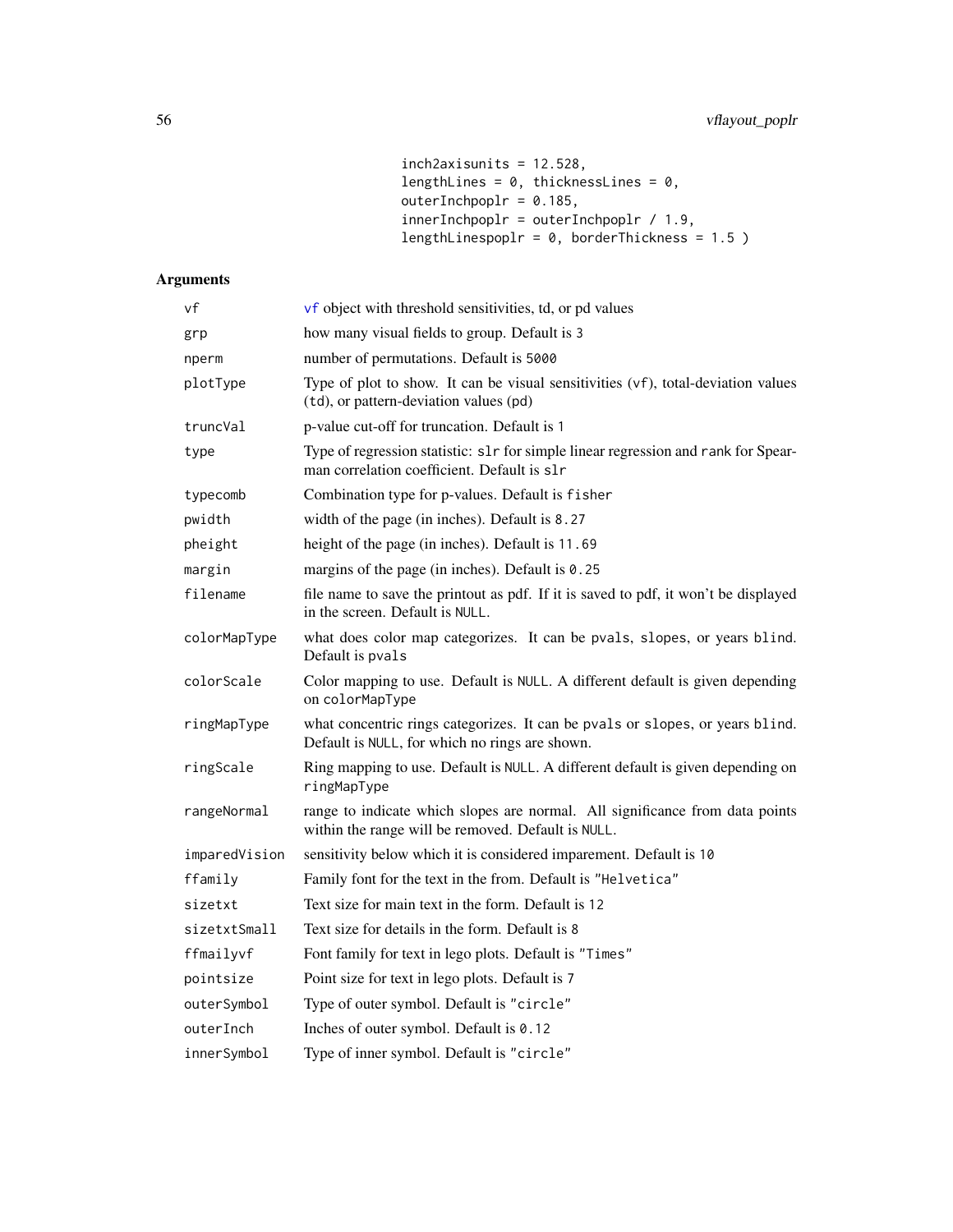```
inch2axisunits = 12.528,
lengthLines = 0, thicknessLines = 0,
outerInchpoplr = 0.185,
innerInchpoplr = outerInchpoplr / 1.9,
lengthLinespoplr = 0, borderThickness = 1.5 )
```

## Arguments

| | |
|---|---|
| vf | vf object with threshold sensitivities, td, or pd values |
| grp | how many visual fields to group. Default is 3 |
| nperm | number of permutations. Default is 5000 |
| plotType | Type of plot to show. It can be visual sensitivities (vf), total-deviation values (td), or pattern-deviation values (pd) |
| truncVal | p-value cut-off for truncation. Default is 1 |
| type | Type of regression statistic: slr for simple linear regression and rank for Spearman correlation coefficient. Default is slr |
| typecomb | Combination type for p-values. Default is fisher |
| pwidth | width of the page (in inches). Default is 8.27 |
| pheight | height of the page (in inches). Default is 11.69 |
| margin | margins of the page (in inches). Default is 0.25 |
| filename | file name to save the printout as pdf. If it is saved to pdf, it won't be displayed in the screen. Default is NULL. |
| colorMapType | what does color map categorizes. It can be pvals, slopes, or years blind. Default is pvals |
| colorScale | Color mapping to use. Default is NULL. A different default is given depending on colorMapType |
| ringMapType | what concentric rings categorizes. It can be pvals or slopes, or years blind. Default is NULL, for which no rings are shown. |
| ringScale | Ring mapping to use. Default is NULL. A different default is given depending on ringMapType |
| rangeNormal | range to indicate which slopes are normal. All significance from data points within the range will be removed. Default is NULL. |
| imparedVision | sensitivity below which it is considered imparement. Default is 10 |
| ffamily | Family font for the text in the from. Default is "Helvetica" |
| sizetxt | Text size for main text in the form. Default is 12 |
| sizetxtSmall | Text size for details in the form. Default is 8 |
| ffmailyvf | Font family for text in lego plots. Default is "Times" |
| pointsize | Point size for text in lego plots. Default is 7 |
| outerSymbol | Type of outer symbol. Default is "circle" |
| outerInch | Inches of outer symbol. Default is 0.12 |
| innerSymbol | Type of inner symbol. Default is "circle" |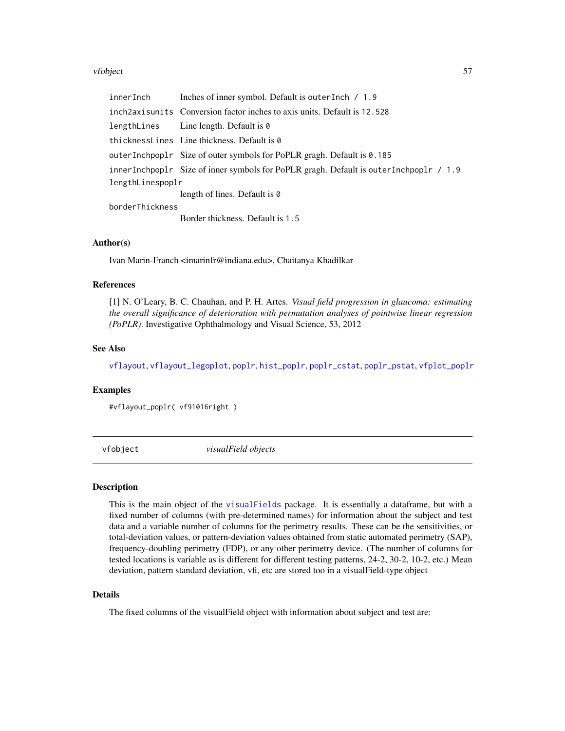| | |
|---|---|
| `innerInch` | Inches of inner symbol. Default is `outerInch / 1.9` |
| `inch2axisunits` | Conversion factor inches to axis units. Default is `12.528` |
| `lengthLines` | Line length. Default is `0` |
| `thicknessLines` | Line thickness. Default is `0` |
| `outerInchpoplr` | Size of outer symbols for PoPLR gragh. Default is `0.185` |
| `innerInchpoplr` | Size of inner symbols for PoPLR gragh. Default is `outerInchpoplr / 1.9` |
| `lengthLinespoplr` | length of lines. Default is `0` |
| `borderThickness` | Border thickness. Default is `1.5` |

### Author(s)

Ivan Marin-Franch <imarinfr@indiana.edu>, Chaitanya Khadilkar

### References

[1] N. O'Leary, B. C. Chauhan, and P. H. Artes. *Visual field progression in glaucoma: estimating the overall significance of deterioration with permutation analyses of pointwise linear regression (PoPLR)*. Investigative Ophthalmology and Visual Science, 53, 2012

### See Also

`vflayout`, `vflayout_legoplot`, `poplr`, `hist_poplr`, `poplr_cstat`, `poplr_pstat`, `vfplot_poplr`

### Examples

```
#vflayout_poplr( vf91016right )
```

---

## vfobject — *visualField objects*

### Description

This is the main object of the `visualFields` package. It is essentially a dataframe, but with a fixed number of columns (with pre-determined names) for information about the subject and test data and a variable number of columns for the perimetry results. These can be the sensitivities, or total-deviation values, or pattern-deviation values obtained from static automated perimetry (SAP), frequency-doubling perimetry (FDP), or any other perimetry device. (The number of columns for tested locations is variable as is different for different testing patterns, 24-2, 30-2, 10-2, etc.) Mean deviation, pattern standard deviation, vfi, etc are stored too in a visualField-type object

### Details

The fixed columns of the visualField object with information about subject and test are: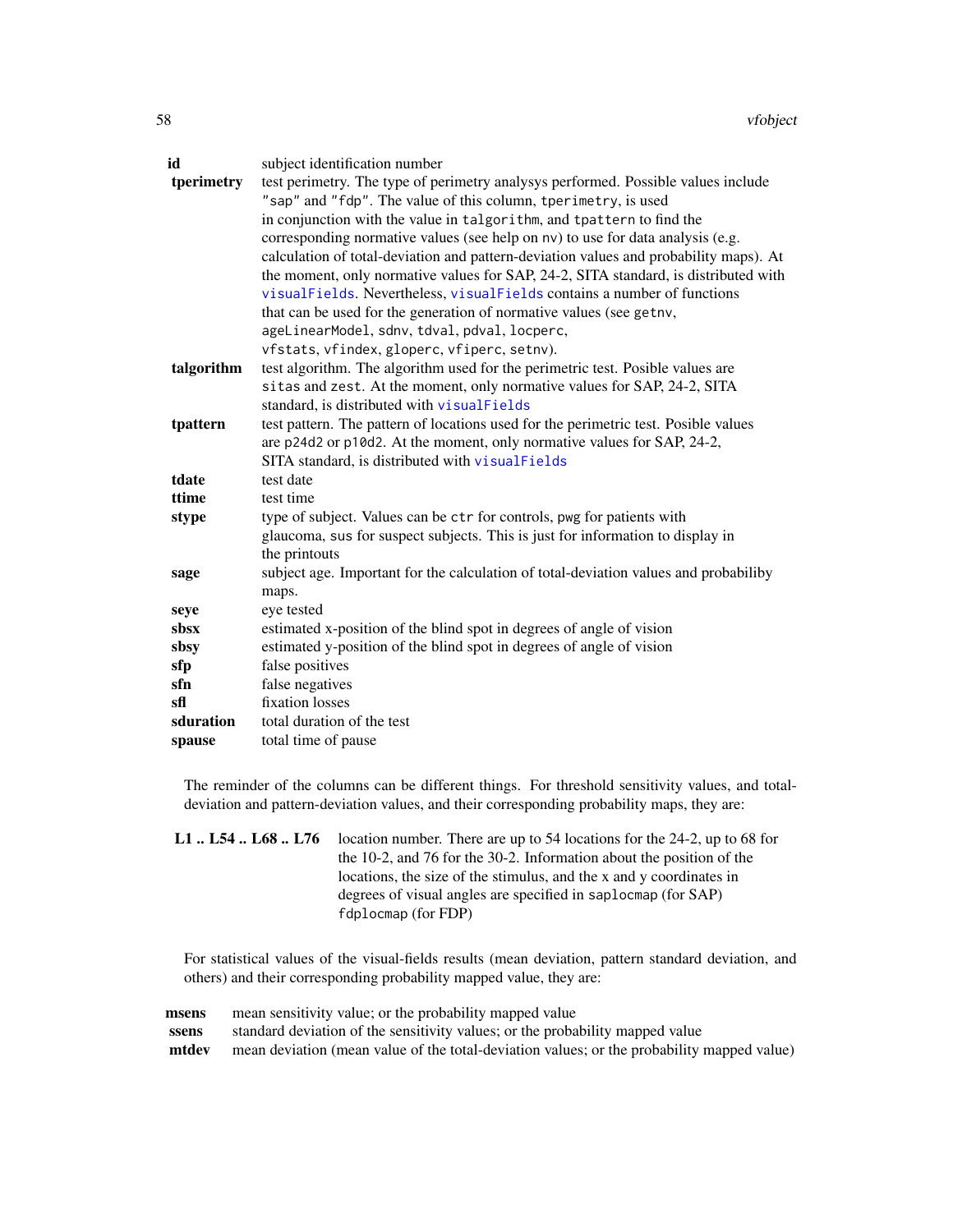| | |
|---|---|
| **id** | subject identification number |
| **tperimetry** | test perimetry. The type of perimetry analysys performed. Possible values include `"sap"` and `"fdp"`. The value of this column, `tperimetry`, is used in conjunction with the value in `talgorithm`, and `tpattern` to find the corresponding normative values (see help on `nv`) to use for data analysis (e.g. calculation of total-deviation and pattern-deviation values and probability maps). At the moment, only normative values for SAP, 24-2, SITA standard, is distributed with `visualFields`. Nevertheless, `visualFields` contains a number of functions that can be used for the generation of normative values (see `getnv`, `ageLinearModel`, `sdnv`, `tdval`, `pdval`, `locperc`, `vfstats`, `vfindex`, `gloperc`, `vfiperc`, `setnv`). |
| **talgorithm** | test algorithm. The algorithm used for the perimetric test. Posible values are `sitas` and `zest`. At the moment, only normative values for SAP, 24-2, SITA standard, is distributed with `visualFields` |
| **tpattern** | test pattern. The pattern of locations used for the perimetric test. Posible values are `p24d2` or `p10d2`. At the moment, only normative values for SAP, 24-2, SITA standard, is distributed with `visualFields` |
| **tdate** | test date |
| **ttime** | test time |
| **stype** | type of subject. Values can be `ctr` for controls, `pwg` for patients with glaucoma, `sus` for suspect subjects. This is just for information to display in the printouts |
| **sage** | subject age. Important for the calculation of total-deviation values and probabiliby maps. |
| **seye** | eye tested |
| **sbsx** | estimated x-position of the blind spot in degrees of angle of vision |
| **sbsy** | estimated y-position of the blind spot in degrees of angle of vision |
| **sfp** | false positives |
| **sfn** | false negatives |
| **sfl** | fixation losses |
| **sduration** | total duration of the test |
| **spause** | total time of pause |

The reminder of the columns can be different things. For threshold sensitivity values, and total-deviation and pattern-deviation values, and their corresponding probability maps, they are:

| | |
|---|---|
| **L1 .. L54 .. L68 .. L76** | location number. There are up to 54 locations for the 24-2, up to 68 for the 10-2, and 76 for the 30-2. Information about the position of the locations, the size of the stimulus, and the x and y coordinates in degrees of visual angles are specified in `saplocmap` (for SAP) `fdplocmap` (for FDP) |

For statistical values of the visual-fields results (mean deviation, pattern standard deviation, and others) and their corresponding probability mapped value, they are:

| | |
|---|---|
| **msens** | mean sensitivity value; or the probability mapped value |
| **ssens** | standard deviation of the sensitivity values; or the probability mapped value |
| **mtdev** | mean deviation (mean value of the total-deviation values; or the probability mapped value) |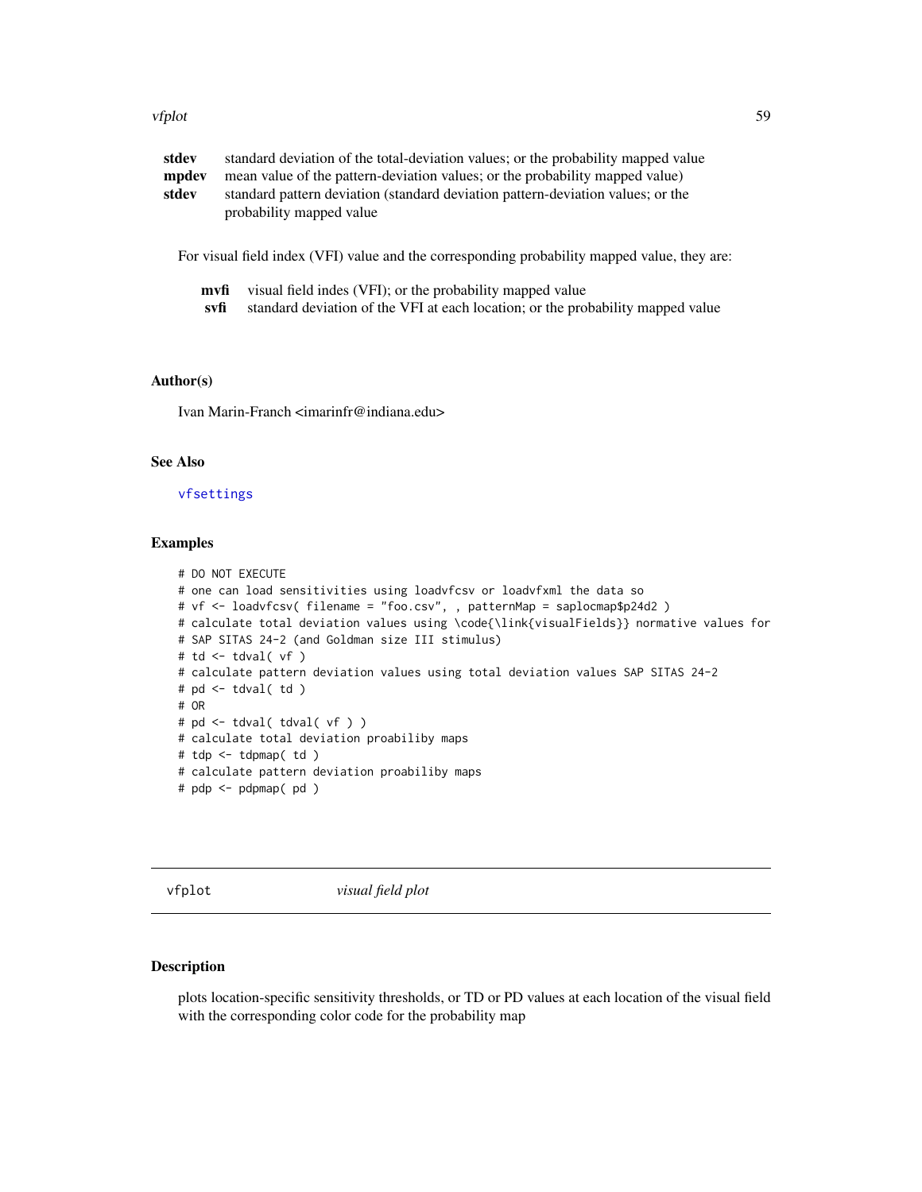**stdev** standard deviation of the total-deviation values; or the probability mapped value
**mpdev** mean value of the pattern-deviation values; or the probability mapped value)
**stdev** standard pattern deviation (standard deviation pattern-deviation values; or the probability mapped value

For visual field index (VFI) value and the corresponding probability mapped value, they are:

**mvfi** visual field indes (VFI); or the probability mapped value
**svfi** standard deviation of the VFI at each location; or the probability mapped value

### Author(s)

Ivan Marin-Franch <imarinfr@indiana.edu>

### See Also

vfsettings

### Examples

```
# DO NOT EXECUTE
# one can load sensitivities using loadvfcsv or loadvfxml the data so
# vf <- loadvfcsv( filename = "foo.csv", , patternMap = saplocmap$p24d2 )
# calculate total deviation values using \code{\link{visualFields}} normative values for
# SAP SITAS 24-2 (and Goldman size III stimulus)
# td <- tdval( vf )
# calculate pattern deviation values using total deviation values SAP SITAS 24-2
# pd <- tdval( td )
# OR
# pd <- tdval( tdval( vf ) )
# calculate total deviation proabiliby maps
# tdp <- tdpmap( td )
# calculate pattern deviation proabiliby maps
# pdp <- pdpmap( pd )
```

---

## vfplot *visual field plot*

### Description

plots location-specific sensitivity thresholds, or TD or PD values at each location of the visual field with the corresponding color code for the probability map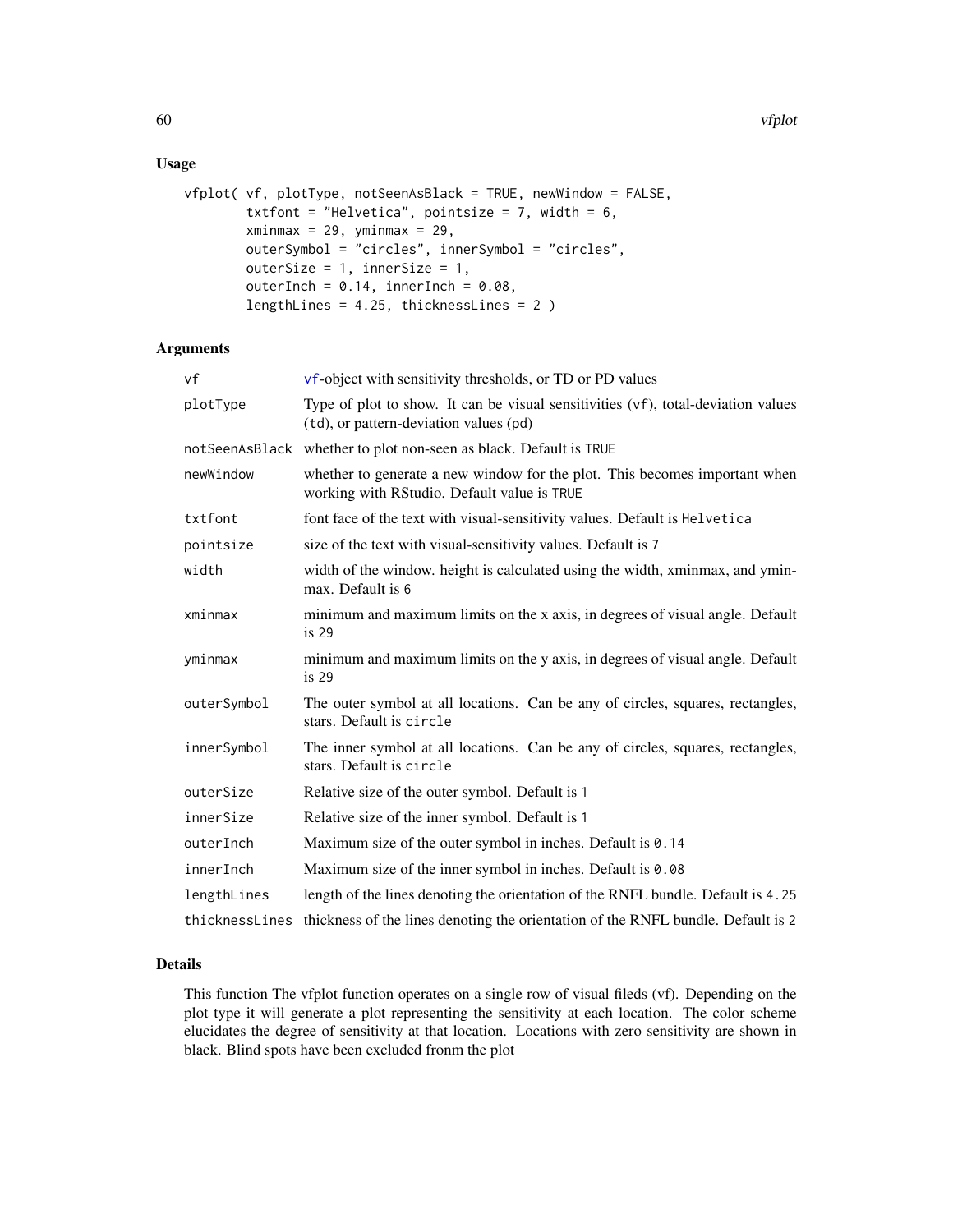## Usage

```
vfplot( vf, plotType, notSeenAsBlack = TRUE, newWindow = FALSE,
        txtfont = "Helvetica", pointsize = 7, width = 6,
        xminmax = 29, yminmax = 29,
        outerSymbol = "circles", innerSymbol = "circles",
        outerSize = 1, innerSize = 1,
        outerInch = 0.14, innerInch = 0.08,
        lengthLines = 4.25, thicknessLines = 2 )
```

## Arguments

| | |
|---|---|
| `vf` | vf-object with sensitivity thresholds, or TD or PD values |
| `plotType` | Type of plot to show. It can be visual sensitivities (`vf`), total-deviation values (`td`), or pattern-deviation values (`pd`) |
| `notSeenAsBlack` | whether to plot non-seen as black. Default is `TRUE` |
| `newWindow` | whether to generate a new window for the plot. This becomes important when working with RStudio. Default value is `TRUE` |
| `txtfont` | font face of the text with visual-sensitivity values. Default is `Helvetica` |
| `pointsize` | size of the text with visual-sensitivity values. Default is `7` |
| `width` | width of the window. height is calculated using the width, xminmax, and yminmax. Default is `6` |
| `xminmax` | minimum and maximum limits on the x axis, in degrees of visual angle. Default is `29` |
| `yminmax` | minimum and maximum limits on the y axis, in degrees of visual angle. Default is `29` |
| `outerSymbol` | The outer symbol at all locations. Can be any of circles, squares, rectangles, stars. Default is `circle` |
| `innerSymbol` | The inner symbol at all locations. Can be any of circles, squares, rectangles, stars. Default is `circle` |
| `outerSize` | Relative size of the outer symbol. Default is `1` |
| `innerSize` | Relative size of the inner symbol. Default is `1` |
| `outerInch` | Maximum size of the outer symbol in inches. Default is `0.14` |
| `innerInch` | Maximum size of the inner symbol in inches. Default is `0.08` |
| `lengthLines` | length of the lines denoting the orientation of the RNFL bundle. Default is `4.25` |
| `thicknessLines` | thickness of the lines denoting the orientation of the RNFL bundle. Default is `2` |

## Details

This function The vfplot function operates on a single row of visual fileds (vf). Depending on the plot type it will generate a plot representing the sensitivity at each location. The color scheme elucidates the degree of sensitivity at that location. Locations with zero sensitivity are shown in black. Blind spots have been excluded fronm the plot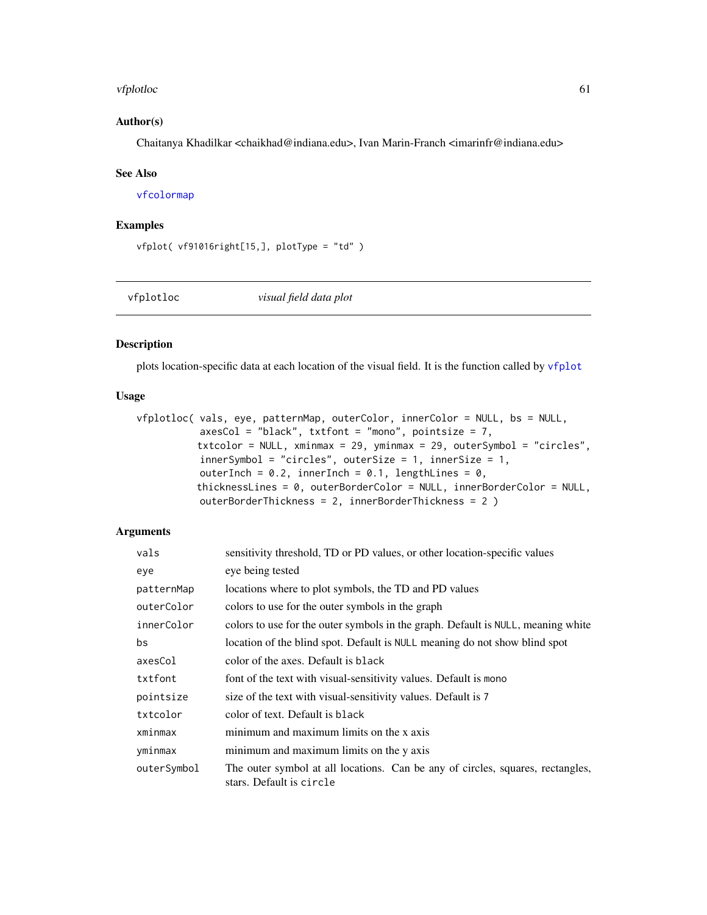### Author(s)

Chaitanya Khadilkar <chaikhad@indiana.edu>, Ivan Marin-Franch <imarinfr@indiana.edu>

### See Also

vfcolormap

### Examples

```
vfplot( vf91016right[15,], plotType = "td" )
```

---

## vfplotloc &nbsp;&nbsp;&nbsp;&nbsp; *visual field data plot*

---

### Description

plots location-specific data at each location of the visual field. It is the function called by vfplot

### Usage

```
vfplotloc( vals, eye, patternMap, outerColor, innerColor = NULL, bs = NULL,
           axesCol = "black", txtfont = "mono", pointsize = 7,
          txtcolor = NULL, xminmax = 29, yminmax = 29, outerSymbol = "circles",
           innerSymbol = "circles", outerSize = 1, innerSize = 1,
           outerInch = 0.2, innerInch = 0.1, lengthLines = 0,
          thicknessLines = 0, outerBorderColor = NULL, innerBorderColor = NULL,
           outerBorderThickness = 2, innerBorderThickness = 2 )
```

### Arguments

| | |
|---|---|
| vals | sensitivity threshold, TD or PD values, or other location-specific values |
| eye | eye being tested |
| patternMap | locations where to plot symbols, the TD and PD values |
| outerColor | colors to use for the outer symbols in the graph |
| innerColor | colors to use for the outer symbols in the graph. Default is NULL, meaning white |
| bs | location of the blind spot. Default is NULL meaning do not show blind spot |
| axesCol | color of the axes. Default is black |
| txtfont | font of the text with visual-sensitivity values. Default is mono |
| pointsize | size of the text with visual-sensitivity values. Default is 7 |
| txtcolor | color of text. Default is black |
| xminmax | minimum and maximum limits on the x axis |
| yminmax | minimum and maximum limits on the y axis |
| outerSymbol | The outer symbol at all locations. Can be any of circles, squares, rectangles, stars. Default is circle |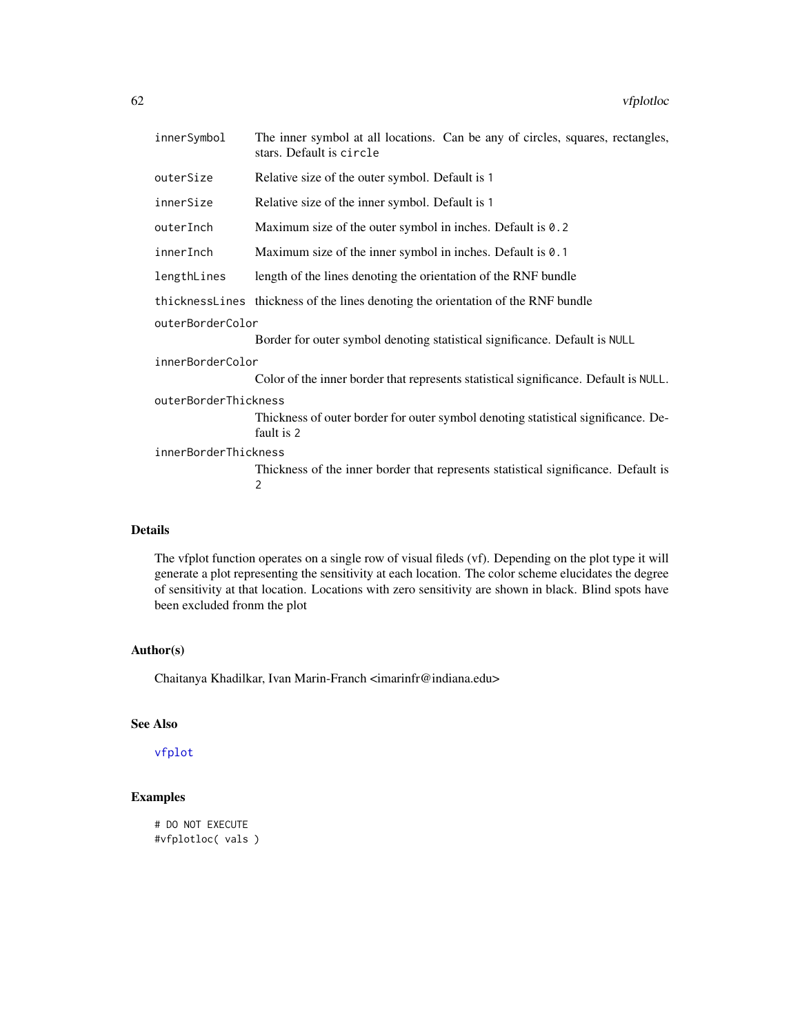| | |
|---|---|
| `innerSymbol` | The inner symbol at all locations. Can be any of circles, squares, rectangles, stars. Default is `circle` |
| `outerSize` | Relative size of the outer symbol. Default is `1` |
| `innerSize` | Relative size of the inner symbol. Default is `1` |
| `outerInch` | Maximum size of the outer symbol in inches. Default is `0.2` |
| `innerInch` | Maximum size of the inner symbol in inches. Default is `0.1` |
| `lengthLines` | length of the lines denoting the orientation of the RNF bundle |
| `thicknessLines` | thickness of the lines denoting the orientation of the RNF bundle |
| `outerBorderColor` | Border for outer symbol denoting statistical significance. Default is `NULL` |
| `innerBorderColor` | Color of the inner border that represents statistical significance. Default is `NULL`. |
| `outerBorderThickness` | Thickness of outer border for outer symbol denoting statistical significance. Default is `2` |
| `innerBorderThickness` | Thickness of the inner border that represents statistical significance. Default is `2` |

## Details

The vfplot function operates on a single row of visual fileds (vf). Depending on the plot type it will generate a plot representing the sensitivity at each location. The color scheme elucidates the degree of sensitivity at that location. Locations with zero sensitivity are shown in black. Blind spots have been excluded fronm the plot

## Author(s)

Chaitanya Khadilkar, Ivan Marin-Franch <imarinfr@indiana.edu>

## See Also

`vfplot`

## Examples

```
# DO NOT EXECUTE
#vfplotloc( vals )
```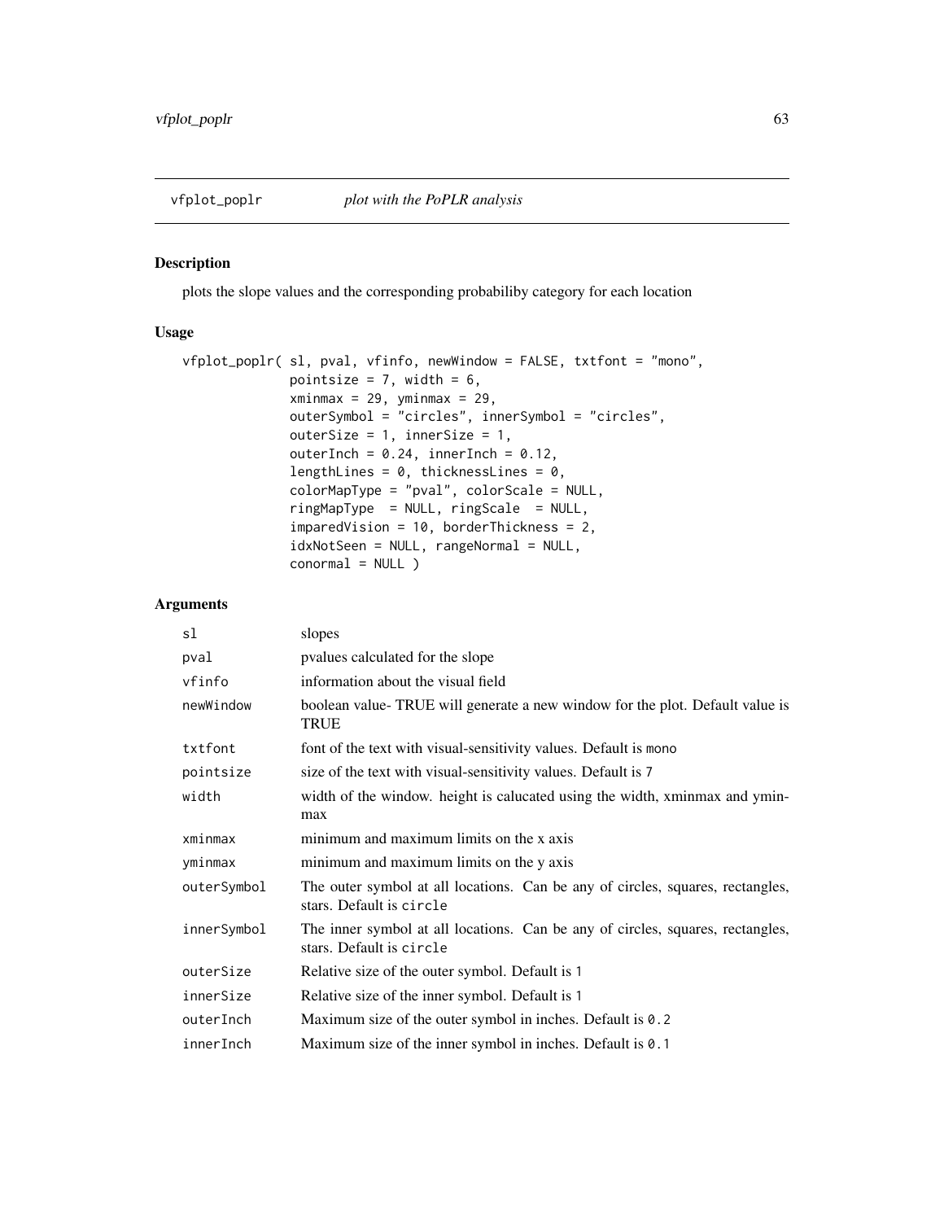## vfplot_poplr *plot with the PoPLR analysis*

### Description

plots the slope values and the corresponding probabiliby category for each location

### Usage

```
vfplot_poplr( sl, pval, vfinfo, newWindow = FALSE, txtfont = "mono",
              pointsize = 7, width = 6,
              xminmax = 29, yminmax = 29,
              outerSymbol = "circles", innerSymbol = "circles",
              outerSize = 1, innerSize = 1,
              outerInch = 0.24, innerInch = 0.12,
              lengthLines = 0, thicknessLines = 0,
              colorMapType = "pval", colorScale = NULL,
              ringMapType  = NULL, ringScale  = NULL,
              imparedVision = 10, borderThickness = 2,
              idxNotSeen = NULL, rangeNormal = NULL,
              conormal = NULL )
```

### Arguments

| | |
|---|---|
| sl | slopes |
| pval | pvalues calculated for the slope |
| vfinfo | information about the visual field |
| newWindow | boolean value- TRUE will generate a new window for the plot. Default value is TRUE |
| txtfont | font of the text with visual-sensitivity values. Default is mono |
| pointsize | size of the text with visual-sensitivity values. Default is 7 |
| width | width of the window. height is calucated using the width, xminmax and yminmax |
| xminmax | minimum and maximum limits on the x axis |
| yminmax | minimum and maximum limits on the y axis |
| outerSymbol | The outer symbol at all locations. Can be any of circles, squares, rectangles, stars. Default is circle |
| innerSymbol | The inner symbol at all locations. Can be any of circles, squares, rectangles, stars. Default is circle |
| outerSize | Relative size of the outer symbol. Default is 1 |
| innerSize | Relative size of the inner symbol. Default is 1 |
| outerInch | Maximum size of the outer symbol in inches. Default is 0.2 |
| innerInch | Maximum size of the inner symbol in inches. Default is 0.1 |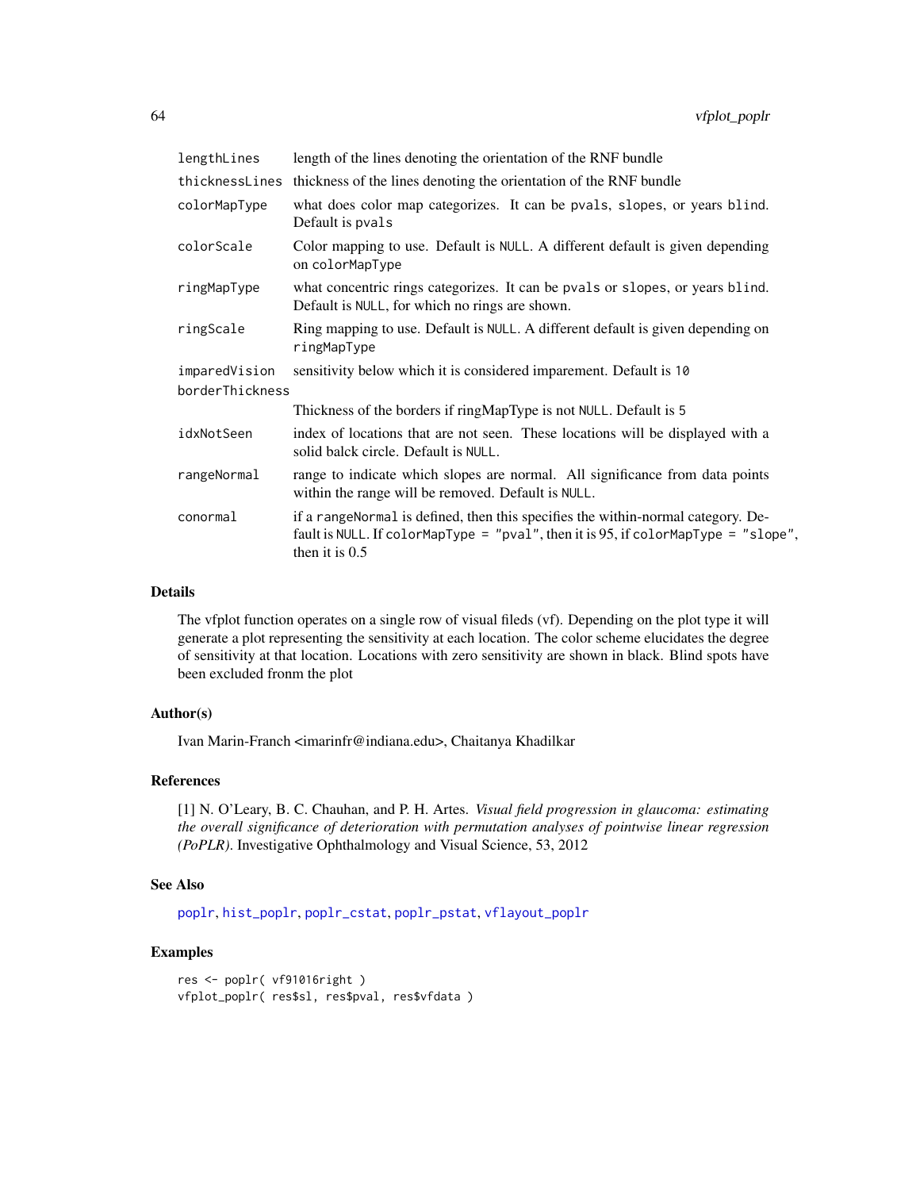| | |
|---|---|
| `lengthLines` | length of the lines denoting the orientation of the RNF bundle |
| `thicknessLines` | thickness of the lines denoting the orientation of the RNF bundle |
| `colorMapType` | what does color map categorizes. It can be `pvals`, `slopes`, or `years blind`. Default is `pvals` |
| `colorScale` | Color mapping to use. Default is `NULL`. A different default is given depending on `colorMapType` |
| `ringMapType` | what concentric rings categorizes. It can be `pvals` or `slopes`, or `years blind`. Default is `NULL`, for which no rings are shown. |
| `ringScale` | Ring mapping to use. Default is `NULL`. A different default is given depending on `ringMapType` |
| `imparedVision` | sensitivity below which it is considered imparement. Default is `10` |
| `borderThickness` | Thickness of the borders if ringMapType is not `NULL`. Default is `5` |
| `idxNotSeen` | index of locations that are not seen. These locations will be displayed with a solid balck circle. Default is `NULL`. |
| `rangeNormal` | range to indicate which slopes are normal. All significance from data points within the range will be removed. Default is `NULL`. |
| `conormal` | if a `rangeNormal` is defined, then this specifies the within-normal category. Default is `NULL`. If `colorMapType = "pval"`, then it is 95, if `colorMapType = "slope"`, then it is 0.5 |

## Details

The vfplot function operates on a single row of visual fileds (vf). Depending on the plot type it will generate a plot representing the sensitivity at each location. The color scheme elucidates the degree of sensitivity at that location. Locations with zero sensitivity are shown in black. Blind spots have been excluded fronm the plot

## Author(s)

Ivan Marin-Franch <imarinfr@indiana.edu>, Chaitanya Khadilkar

## References

[1] N. O'Leary, B. C. Chauhan, and P. H. Artes. *Visual field progression in glaucoma: estimating the overall significance of deterioration with permutation analyses of pointwise linear regression (PoPLR)*. Investigative Ophthalmology and Visual Science, 53, 2012

## See Also

`poplr`, `hist_poplr`, `poplr_cstat`, `poplr_pstat`, `vflayout_poplr`

## Examples

```
res <- poplr( vf91016right )
vfplot_poplr( res$sl, res$pval, res$vfdata )
```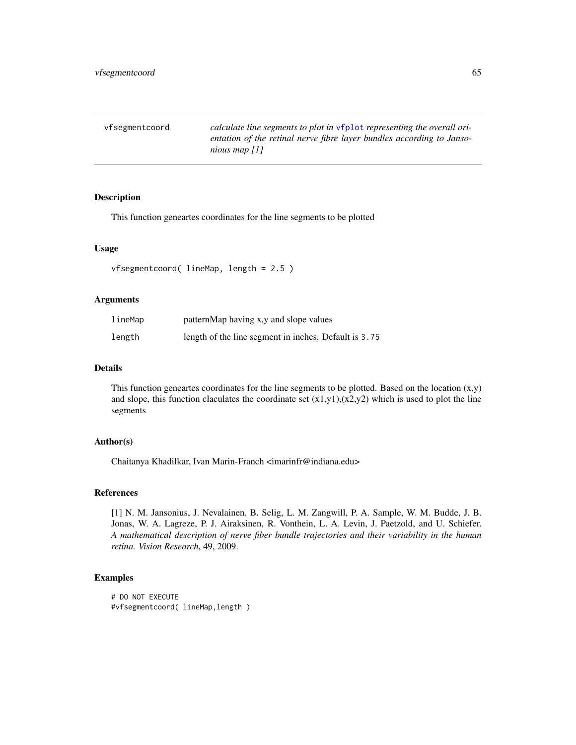vfsegmentcoord — *calculate line segments to plot in `vfplot` representing the overall orientation of the retinal nerve fibre layer bundles according to Jansonious map [1]*

## Description

This function geneartes coordinates for the line segments to be plotted

## Usage

```
vfsegmentcoord( lineMap, length = 2.5 )
```

## Arguments

| | |
|---|---|
| `lineMap` | patternMap having x,y and slope values |
| `length` | length of the line segment in inches. Default is `3.75` |

## Details

This function geneartes coordinates for the line segments to be plotted. Based on the location (x,y) and slope, this function claculates the coordinate set (x1,y1),(x2,y2) which is used to plot the line segments

## Author(s)

Chaitanya Khadilkar, Ivan Marin-Franch <imarinfr@indiana.edu>

## References

[1] N. M. Jansonius, J. Nevalainen, B. Selig, L. M. Zangwill, P. A. Sample, W. M. Budde, J. B. Jonas, W. A. Lagreze, P. J. Airaksinen, R. Vonthein, L. A. Levin, J. Paetzold, and U. Schiefer. *A mathematical description of nerve fiber bundle trajectories and their variability in the human retina. Vision Research*, 49, 2009.

## Examples

```
# DO NOT EXECUTE
#vfsegmentcoord( lineMap,length )
```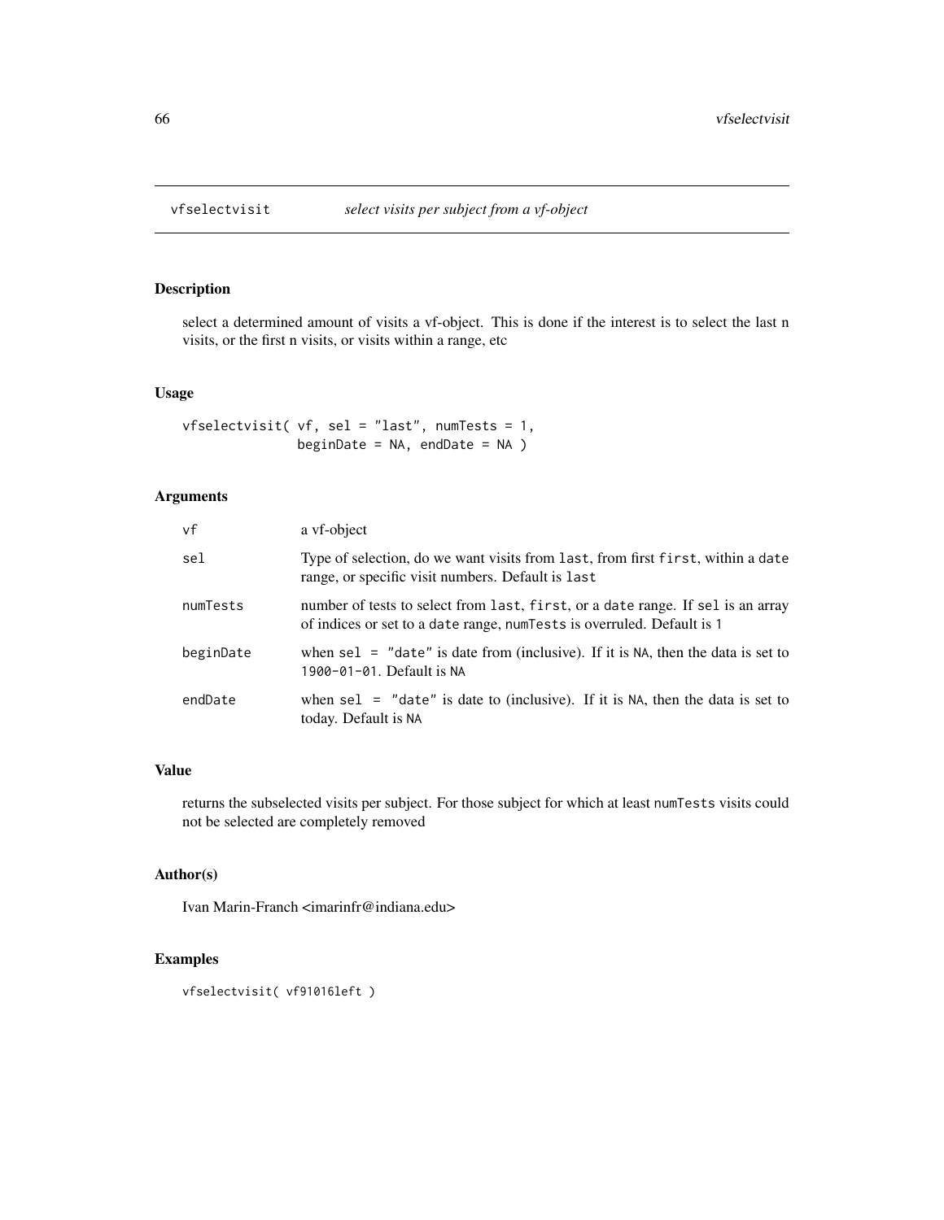# vfselectvisit — *select visits per subject from a vf-object*

## Description

select a determined amount of visits a vf-object. This is done if the interest is to select the last n visits, or the first n visits, or visits within a range, etc

## Usage

```
vfselectvisit( vf, sel = "last", numTests = 1,
               beginDate = NA, endDate = NA )
```

## Arguments

| | |
|---|---|
| `vf` | a vf-object |
| `sel` | Type of selection, do we want visits from `last`, from first `first`, within a `date` range, or specific visit numbers. Default is `last` |
| `numTests` | number of tests to select from `last`, `first`, or a `date` range. If `sel` is an array of indices or set to a `date` range, `numTests` is overruled. Default is `1` |
| `beginDate` | when `sel = "date"` is date from (inclusive). If it is `NA`, then the data is set to `1900-01-01`. Default is `NA` |
| `endDate` | when `sel = "date"` is date to (inclusive). If it is `NA`, then the data is set to today. Default is `NA` |

## Value

returns the subselected visits per subject. For those subject for which at least `numTests` visits could not be selected are completely removed

## Author(s)

Ivan Marin-Franch <imarinfr@indiana.edu>

## Examples

```
vfselectvisit( vf91016left )
```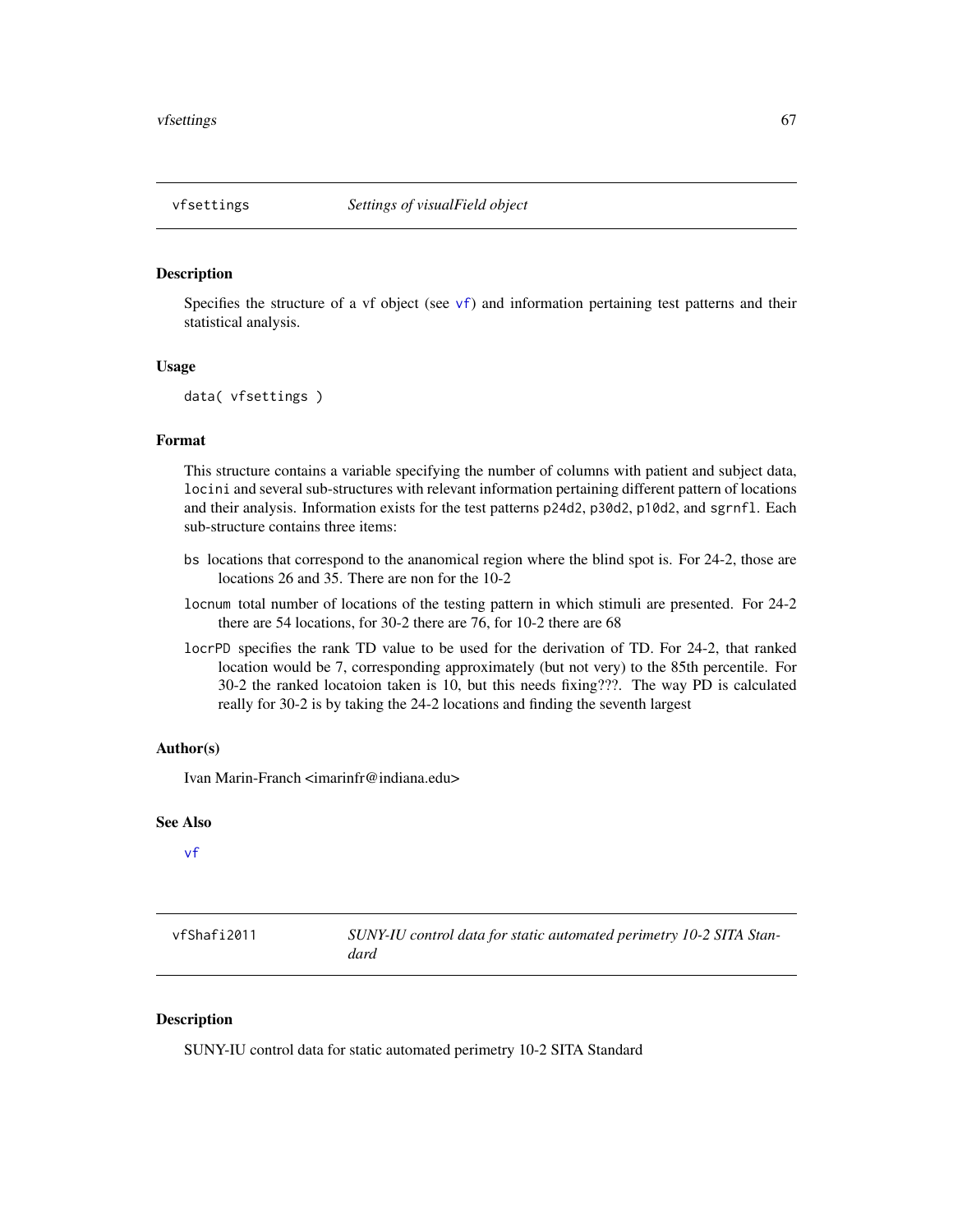## vfsettings — *Settings of visualField object*

### Description

Specifies the structure of a vf object (see vf) and information pertaining test patterns and their statistical analysis.

### Usage

```
data( vfsettings )
```

### Format

This structure contains a variable specifying the number of columns with patient and subject data, `locini` and several sub-structures with relevant information pertaining different pattern of locations and their analysis. Information exists for the test patterns `p24d2`, `p30d2`, `p10d2`, and `sgrnfl`. Each sub-structure contains three items:

- `bs` locations that correspond to the ananomical region where the blind spot is. For 24-2, those are locations 26 and 35. There are non for the 10-2
- `locnum` total number of locations of the testing pattern in which stimuli are presented. For 24-2 there are 54 locations, for 30-2 there are 76, for 10-2 there are 68
- `locrPD` specifies the rank TD value to be used for the derivation of TD. For 24-2, that ranked location would be 7, corresponding approximately (but not very) to the 85th percentile. For 30-2 the ranked locatoion taken is 10, but this needs fixing???. The way PD is calculated really for 30-2 is by taking the 24-2 locations and finding the seventh largest

### Author(s)

Ivan Marin-Franch <imarinfr@indiana.edu>

### See Also

vf

## vfShafi2011 — *SUNY-IU control data for static automated perimetry 10-2 SITA Standard*

### Description

SUNY-IU control data for static automated perimetry 10-2 SITA Standard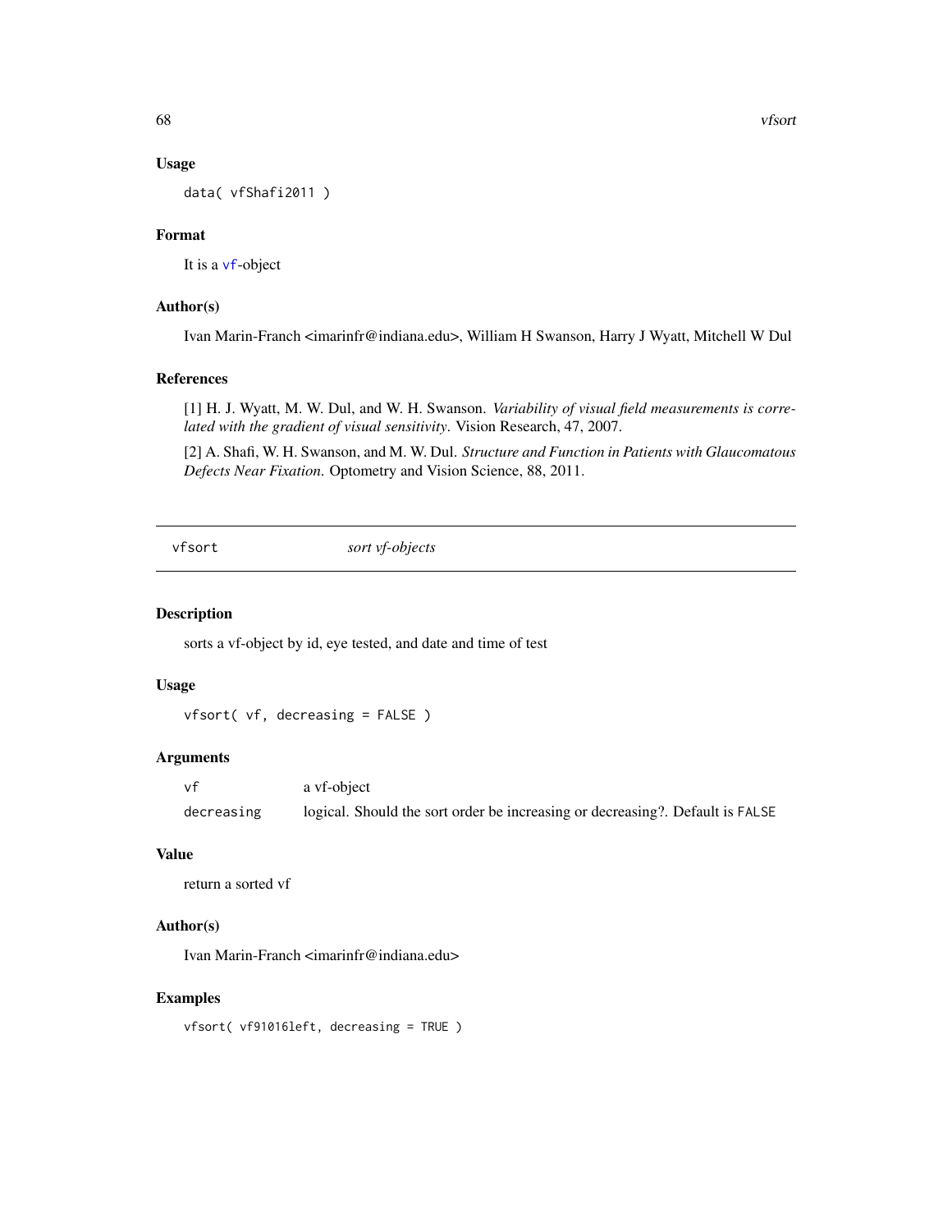### Usage

```
data( vfShafi2011 )
```

### Format

It is a vf-object

### Author(s)

Ivan Marin-Franch <imarinfr@indiana.edu>, William H Swanson, Harry J Wyatt, Mitchell W Dul

### References

[1] H. J. Wyatt, M. W. Dul, and W. H. Swanson. *Variability of visual field measurements is correlated with the gradient of visual sensitivity*. Vision Research, 47, 2007.

[2] A. Shafi, W. H. Swanson, and M. W. Dul. *Structure and Function in Patients with Glaucomatous Defects Near Fixation*. Optometry and Vision Science, 88, 2011.

---

## vfsort — *sort vf-objects*

### Description

sorts a vf-object by id, eye tested, and date and time of test

### Usage

```
vfsort( vf, decreasing = FALSE )
```

### Arguments

| | |
|---|---|
| `vf` | a vf-object |
| `decreasing` | logical. Should the sort order be increasing or decreasing?. Default is `FALSE` |

### Value

return a sorted vf

### Author(s)

Ivan Marin-Franch <imarinfr@indiana.edu>

### Examples

```
vfsort( vf91016left, decreasing = TRUE )
```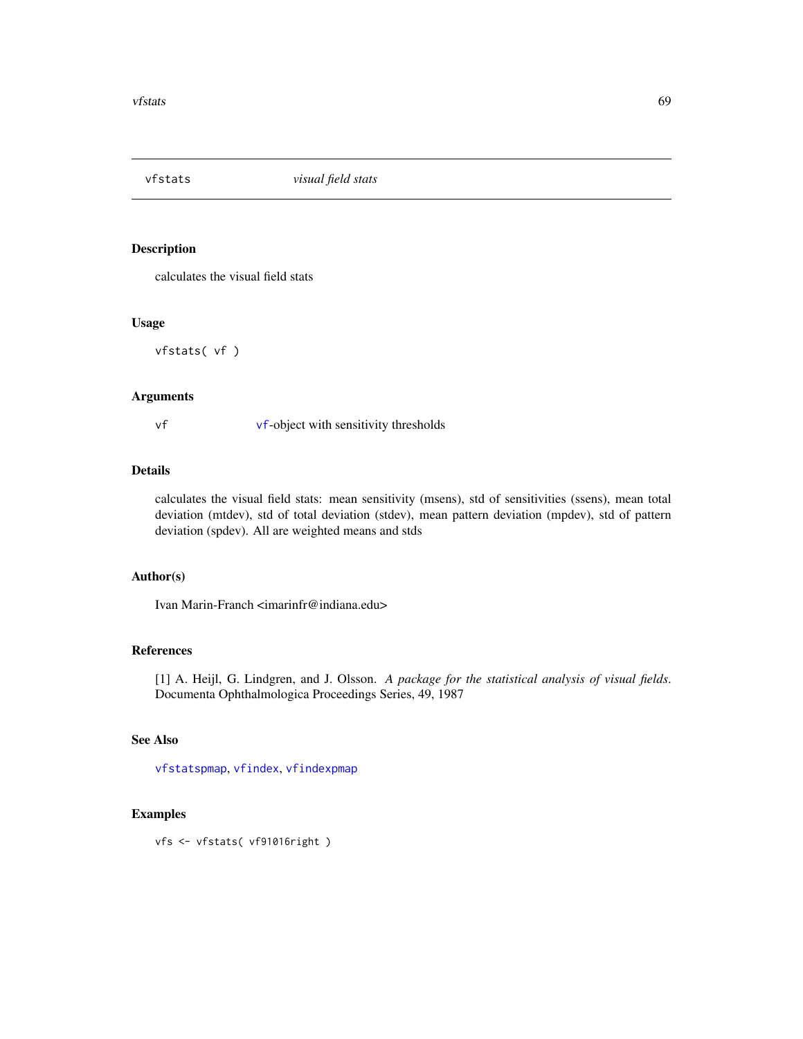## vfstats — *visual field stats*

### Description

calculates the visual field stats

### Usage

```
vfstats( vf )
```

### Arguments

| | |
|---|---|
| vf | vf-object with sensitivity thresholds |

### Details

calculates the visual field stats: mean sensitivity (msens), std of sensitivities (ssens), mean total deviation (mtdev), std of total deviation (stdev), mean pattern deviation (mpdev), std of pattern deviation (spdev). All are weighted means and stds

### Author(s)

Ivan Marin-Franch <imarinfr@indiana.edu>

### References

[1] A. Heijl, G. Lindgren, and J. Olsson. *A package for the statistical analysis of visual fields*. Documenta Ophthalmologica Proceedings Series, 49, 1987

### See Also

vfstatspmap, vfindex, vfindexpmap

### Examples

```
vfs <- vfstats( vf91016right )
```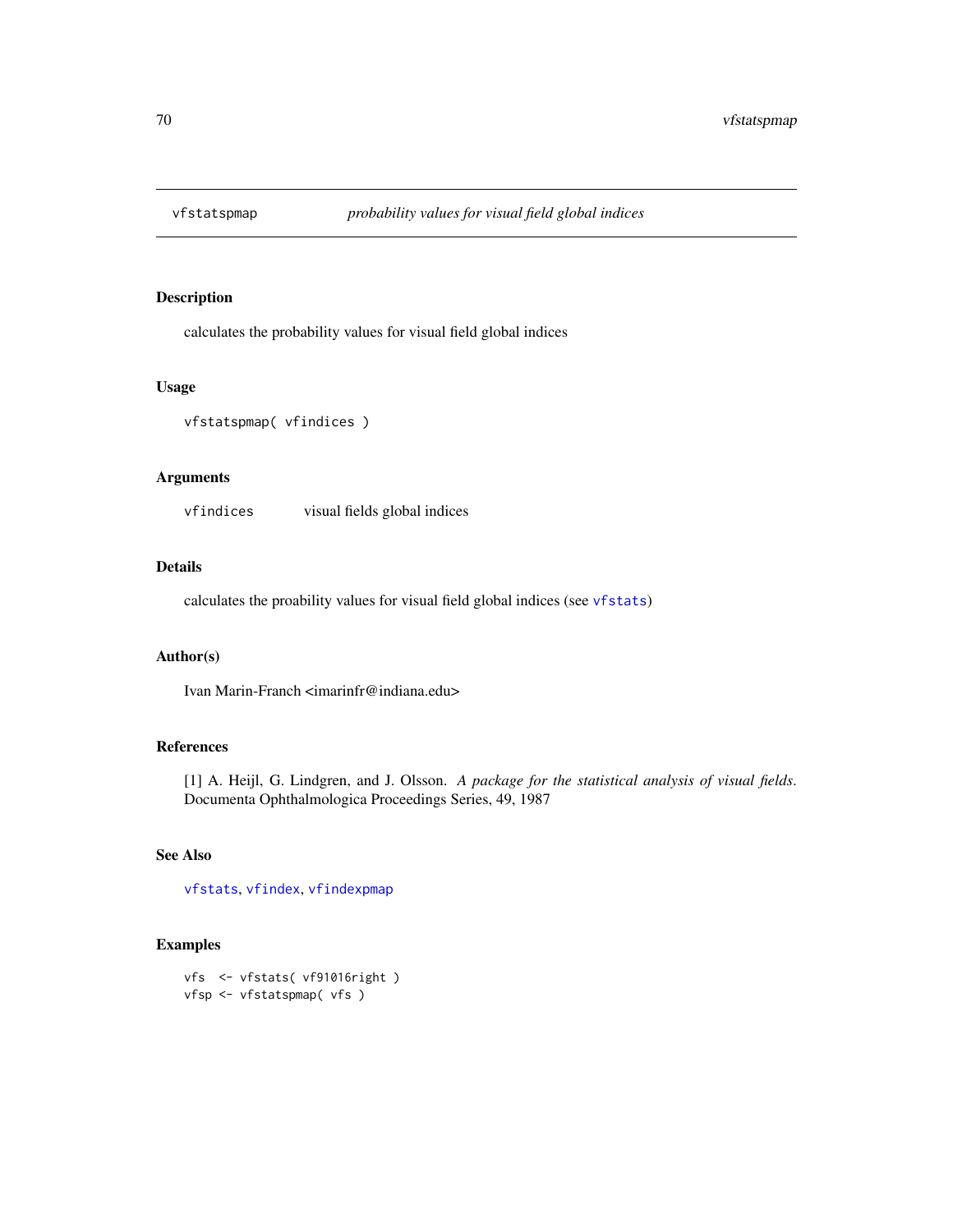# vfstatspmap — *probability values for visual field global indices*

## Description

calculates the probability values for visual field global indices

## Usage

```
vfstatspmap( vfindices )
```

## Arguments

vfindices    visual fields global indices

## Details

calculates the proability values for visual field global indices (see vfstats)

## Author(s)

Ivan Marin-Franch <imarinfr@indiana.edu>

## References

[1] A. Heijl, G. Lindgren, and J. Olsson. *A package for the statistical analysis of visual fields*. Documenta Ophthalmologica Proceedings Series, 49, 1987

## See Also

vfstats, vfindex, vfindexpmap

## Examples

```
vfs  <- vfstats( vf91016right )
vfsp <- vfstatspmap( vfs )
```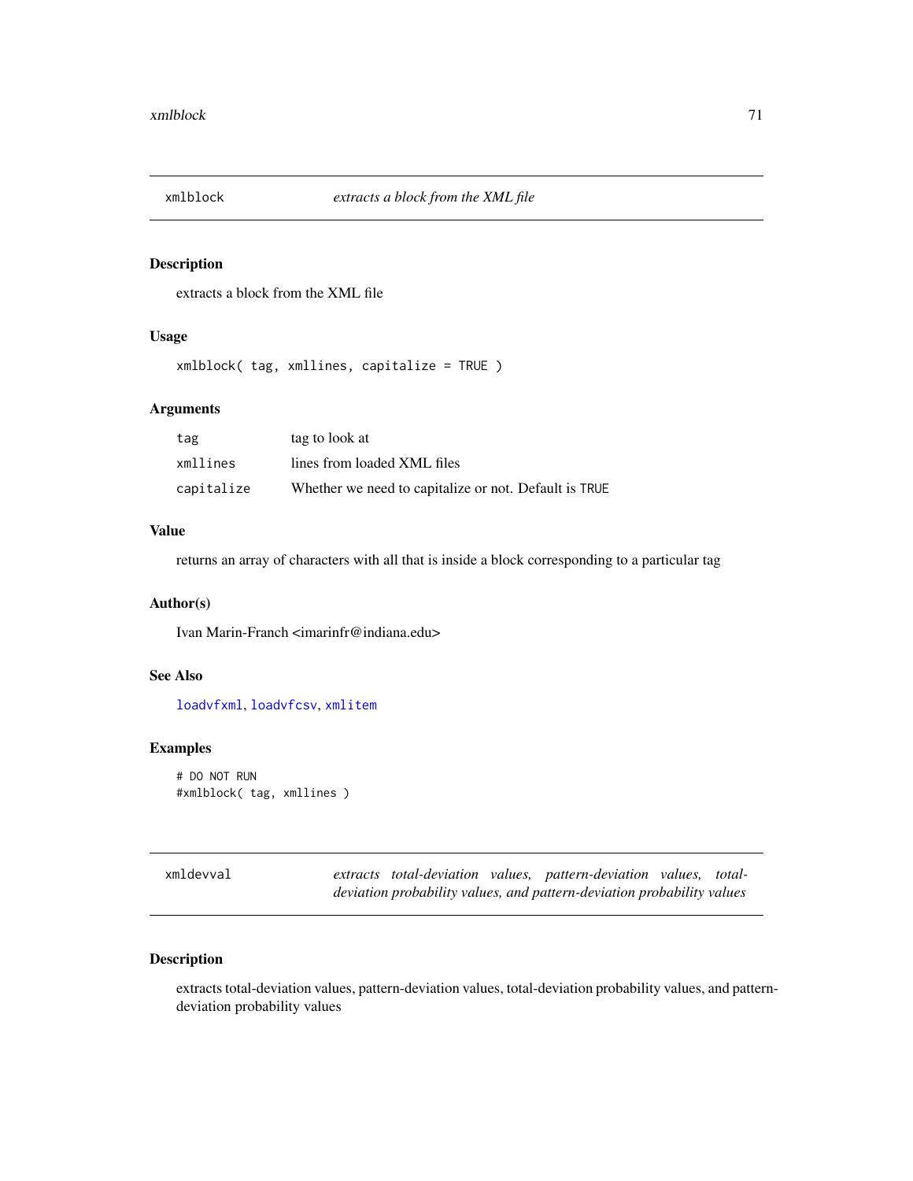## xmlblock — *extracts a block from the XML file*

### Description

extracts a block from the XML file

### Usage

```
xmlblock( tag, xmllines, capitalize = TRUE )
```

### Arguments

| | |
|---|---|
| tag | tag to look at |
| xmllines | lines from loaded XML files |
| capitalize | Whether we need to capitalize or not. Default is TRUE |

### Value

returns an array of characters with all that is inside a block corresponding to a particular tag

### Author(s)

Ivan Marin-Franch <imarinfr@indiana.edu>

### See Also

loadvfxml, loadvfcsv, xmlitem

### Examples

```
# DO NOT RUN
#xmlblock( tag, xmllines )
```

## xmldevval — *extracts total-deviation values, pattern-deviation values, total-deviation probability values, and pattern-deviation probability values*

### Description

extracts total-deviation values, pattern-deviation values, total-deviation probability values, and pattern-deviation probability values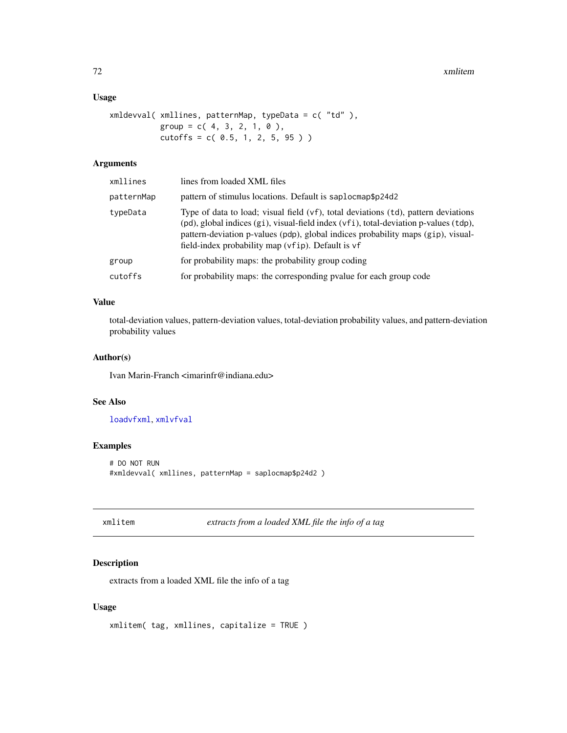### Usage

```
xmldevval( xmllines, patternMap, typeData = c( "td" ),
           group = c( 4, 3, 2, 1, 0 ),
           cutoffs = c( 0.5, 1, 2, 5, 95 ) )
```

### Arguments

| | |
|---|---|
| xmllines | lines from loaded XML files |
| patternMap | pattern of stimulus locations. Default is saplocmap$p24d2 |
| typeData | Type of data to load; visual field (vf), total deviations (td), pattern deviations (pd), global indices (gi), visual-field index (vfi), total-deviation p-values (tdp), pattern-deviation p-values (pdp), global indices probability maps (gip), visual-field-index probability map (vfip). Default is vf |
| group | for probability maps: the probability group coding |
| cutoffs | for probability maps: the corresponding pvalue for each group code |

### Value

total-deviation values, pattern-deviation values, total-deviation probability values, and pattern-deviation probability values

### Author(s)

Ivan Marin-Franch <imarinfr@indiana.edu>

### See Also

loadvfxml, xmlvfval

### Examples

```
# DO NOT RUN
#xmldevval( xmllines, patternMap = saplocmap$p24d2 )
```

---

## xmlitem *extracts from a loaded XML file the info of a tag*

---

### Description

extracts from a loaded XML file the info of a tag

### Usage

```
xmlitem( tag, xmllines, capitalize = TRUE )
```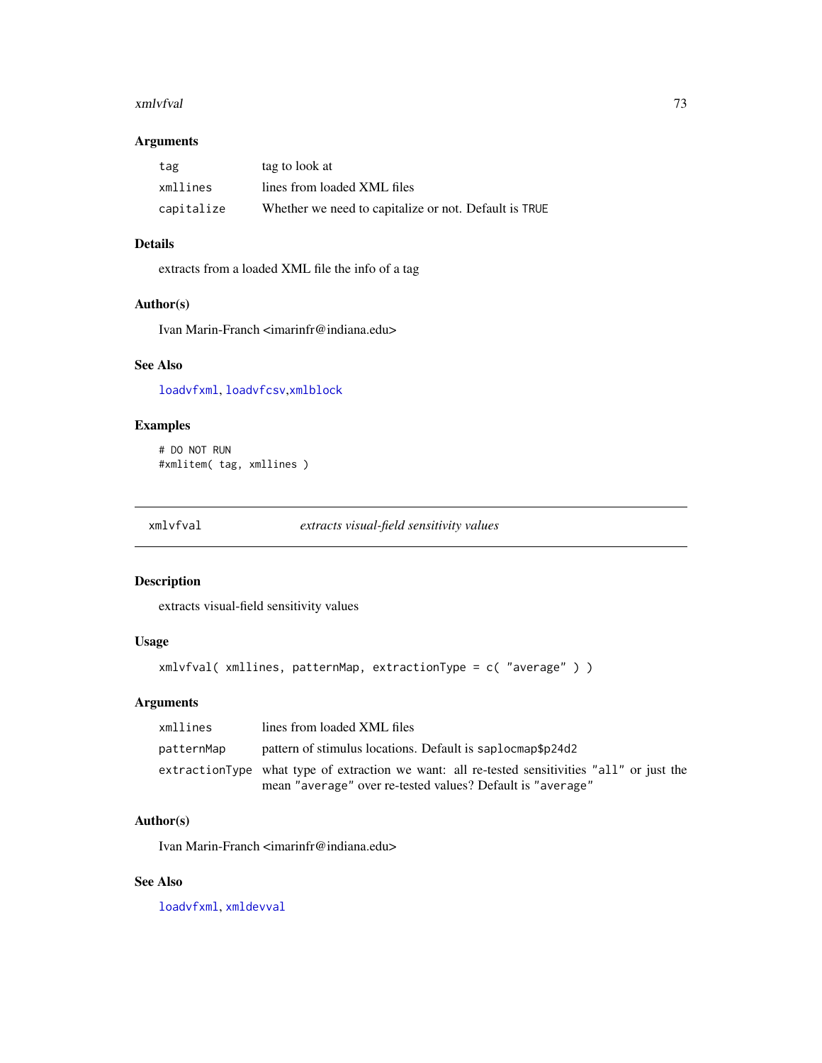## Arguments

| | |
|---|---|
| `tag` | tag to look at |
| `xmllines` | lines from loaded XML files |
| `capitalize` | Whether we need to capitalize or not. Default is `TRUE` |

## Details

extracts from a loaded XML file the info of a tag

## Author(s)

Ivan Marin-Franch <imarinfr@indiana.edu>

## See Also

`loadvfxml`, `loadvfcsv`, `xmlblock`

## Examples

```
# DO NOT RUN
#xmlitem( tag, xmllines )
```

---

# `xmlvfval` *extracts visual-field sensitivity values*

---

## Description

extracts visual-field sensitivity values

## Usage

```
xmlvfval( xmllines, patternMap, extractionType = c( "average" ) )
```

## Arguments

| | |
|---|---|
| `xmllines` | lines from loaded XML files |
| `patternMap` | pattern of stimulus locations. Default is `saplocmap$p24d2` |
| `extractionType` | what type of extraction we want: all re-tested sensitivities `"all"` or just the mean `"average"` over re-tested values? Default is `"average"` |

## Author(s)

Ivan Marin-Franch <imarinfr@indiana.edu>

## See Also

`loadvfxml`, `xmldevval`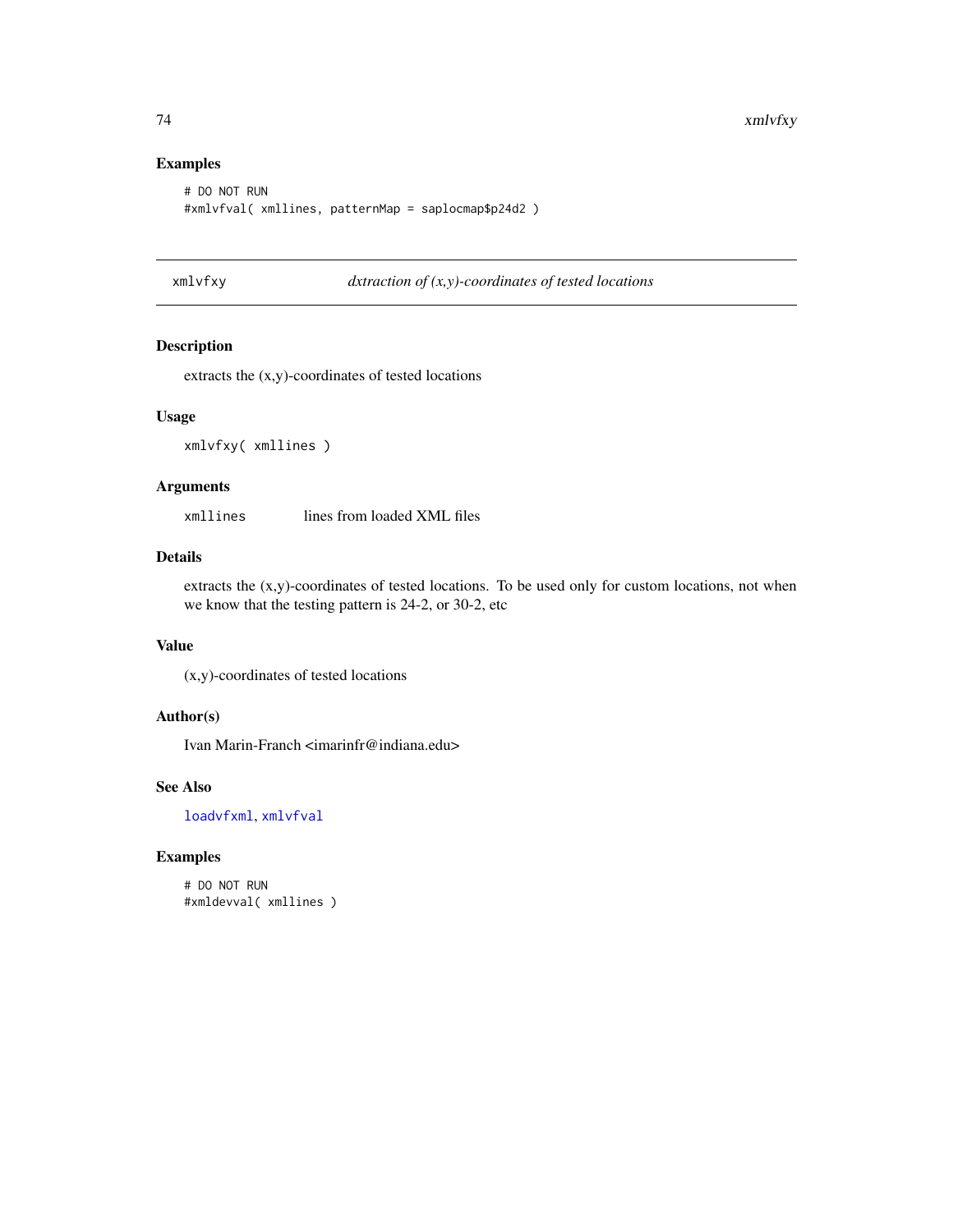## Examples

```
# DO NOT RUN
#xmlvfval( xmllines, patternMap = saplocmap$p24d2 )
```

---

# xmlvfxy — *dxtraction of (x,y)-coordinates of tested locations*

---

## Description

extracts the (x,y)-coordinates of tested locations

## Usage

```
xmlvfxy( xmllines )
```

## Arguments

| | |
|---|---|
| `xmllines` | lines from loaded XML files |

## Details

extracts the (x,y)-coordinates of tested locations. To be used only for custom locations, not when we know that the testing pattern is 24-2, or 30-2, etc

## Value

(x,y)-coordinates of tested locations

## Author(s)

Ivan Marin-Franch <imarinfr@indiana.edu>

## See Also

`loadvfxml`, `xmlvfval`

## Examples

```
# DO NOT RUN
#xmldevval( xmllines )
```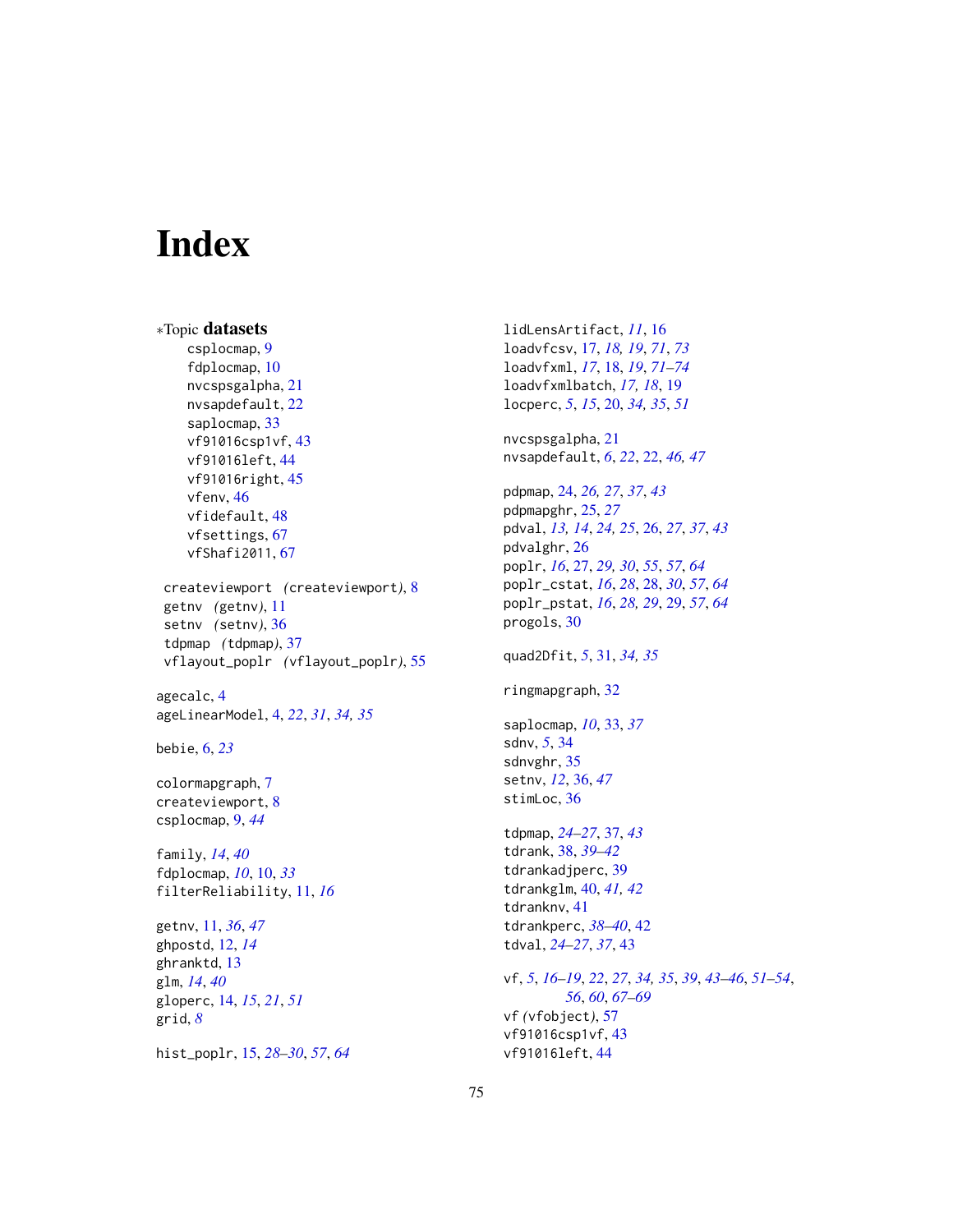# Index

∗Topic **datasets**

- csplocmap, 9
- fdplocmap, 10
- nvcspsgalpha, 21
- nvsapdefault, 22
- saplocmap, 33
- vf91016csp1vf, 43
- vf91016left, 44
- vf91016right, 45
- vfenv, 46
- vfidefault, 48
- vfsettings, 67
- vfShafi2011, 67

createviewport (createviewport), 8
getnv (getnv), 11
setnv (setnv), 36
tdpmap (tdpmap), 37
vflayout_poplr (vflayout_poplr), 55

agecalc, 4
ageLinearModel, 4, *22*, *31*, *34, 35*

bebie, 6, *23*

colormapgraph, 7
createviewport, 8
csplocmap, 9, *44*

family, *14*, *40*
fdplocmap, *10*, 10, *33*
filterReliability, 11, *16*

getnv, 11, *36*, *47*
ghpostd, 12, *14*
ghranktd, 13
glm, *14*, *40*
gloperc, 14, *15*, *21*, *51*
grid, *8*

hist_poplr, 15, *28–30*, *57*, *64*

lidLensArtifact, *11*, 16
loadvfcsv, 17, *18*, *19*, *71*, *73*
loadvfxml, *17*, 18, *19*, *71–74*
loadvfxmlbatch, *17, 18*, 19
locperc, *5*, *15*, 20, *34, 35*, *51*

nvcspsgalpha, 21
nvsapdefault, *6*, *22*, 22, *46, 47*

pdpmap, 24, *26, 27*, *37*, *43*
pdpmapghr, 25, *27*
pdval, *13, 14*, *24, 25*, 26, *27*, *37*, *43*
pdvalghr, 26
poplr, *16*, 27, *29, 30*, *55*, *57*, *64*
poplr_cstat, *16*, *28*, 28, *30*, *57*, *64*
poplr_pstat, *16*, *28, 29*, 29, *57*, *64*
progols, 30

quad2Dfit, *5*, 31, *34, 35*

ringmapgraph, 32

saplocmap, *10*, 33, *37*
sdnv, *5*, 34
sdnvghr, 35
setnv, *12*, 36, *47*
stimLoc, 36

tdpmap, *24–27*, 37, *43*
tdrank, 38, *39–42*
tdrankadjperc, 39
tdrankglm, 40, *41, 42*
tdranknv, 41
tdrankperc, *38–40*, 42
tdval, *24–27*, *37*, 43

vf, *5*, *16–19*, *22*, *27*, *34, 35*, *39*, *43–46*, *51–54*, *56*, *60*, *67–69*
vf (vfobject), 57
vf91016csp1vf, 43
vf91016left, 44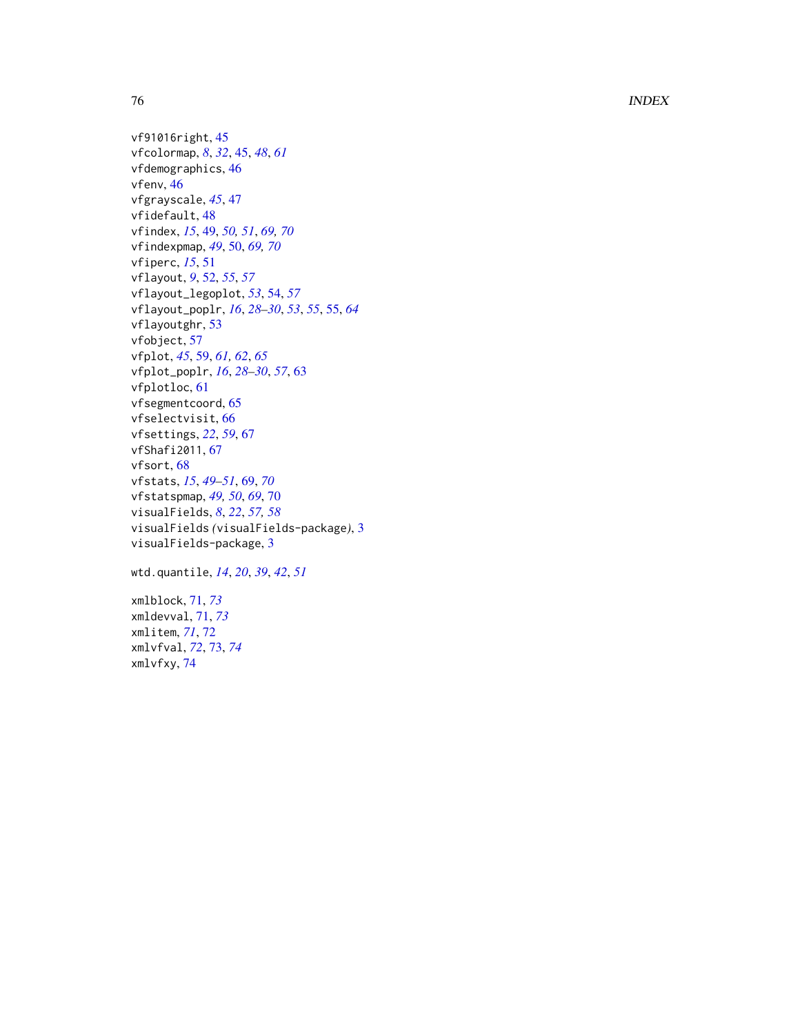vf91016right, 45
vfcolormap, *8*, *32*, 45, *48*, *61*
vfdemographics, 46
vfenv, 46
vfgrayscale, *45*, 47
vfidefault, 48
vfindex, *15*, 49, *50, 51*, *69, 70*
vfindexpmap, *49*, 50, *69, 70*
vfiperc, *15*, 51
vflayout, *9*, 52, *55*, *57*
vflayout_legoplot, *53*, 54, *57*
vflayout_poplr, *16*, *28–30*, *53*, *55*, 55, *64*
vflayoutghr, 53
vfobject, 57
vfplot, *45*, 59, *61, 62*, *65*
vfplot_poplr, *16*, *28–30*, *57*, 63
vfplotloc, 61
vfsegmentcoord, 65
vfselectvisit, 66
vfsettings, *22*, *59*, 67
vfShafi2011, 67
vfsort, 68
vfstats, *15*, *49–51*, 69, *70*
vfstatspmap, *49, 50*, *69*, 70
visualFields, *8*, *22*, *57, 58*
visualFields *(*visualFields-package*)*, 3
visualFields-package, 3

wtd.quantile, *14*, *20*, *39*, *42*, *51*

xmlblock, 71, *73*
xmldevval, 71, *73*
xmlitem, *71*, 72
xmlvfval, *72*, 73, *74*
xmlvfxy, 74